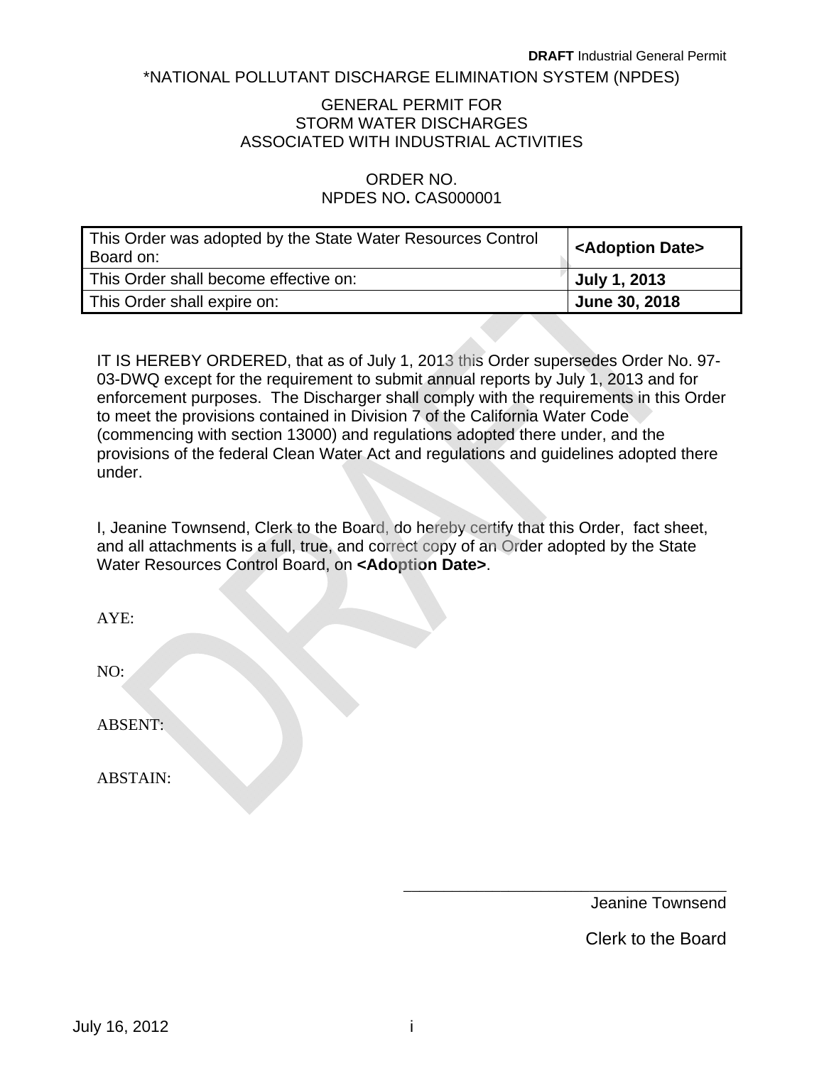*NATIONAL POLLUTANT DISCHARGE ELIMINATION SYSTEM (NPDES)

GENERAL PERMIT FOR
STORM WATER DISCHARGES
ASSOCIATED WITH INDUSTRIAL ACTIVITIES

ORDER NO.
NPDES NO. CAS000001

| This Order was adopted by the State Water Resources Control Board on: | **<Adoption Date>** |
|---|---|
| This Order shall become effective on: | **July 1, 2013** |
| This Order shall expire on: | **June 30, 2018** |

IT IS HEREBY ORDERED, that as of July 1, 2013 this Order supersedes Order No. 97-03-DWQ except for the requirement to submit annual reports by July 1, 2013 and for enforcement purposes. The Discharger shall comply with the requirements in this Order to meet the provisions contained in Division 7 of the California Water Code (commencing with section 13000) and regulations adopted there under, and the provisions of the federal Clean Water Act and regulations and guidelines adopted there under.

I, Jeanine Townsend, Clerk to the Board, do hereby certify that this Order, fact sheet, and all attachments is a full, true, and correct copy of an Order adopted by the State Water Resources Control Board, on **<Adoption Date>**.

AYE:

NO:

ABSENT:

ABSTAIN:

\_\_\_\_\_\_\_\_\_\_\_\_\_\_\_\_\_\_\_\_\_\_\_\_\_\_\_\_\_\_\_\_\_\_\_\_

Jeanine Townsend

Clerk to the Board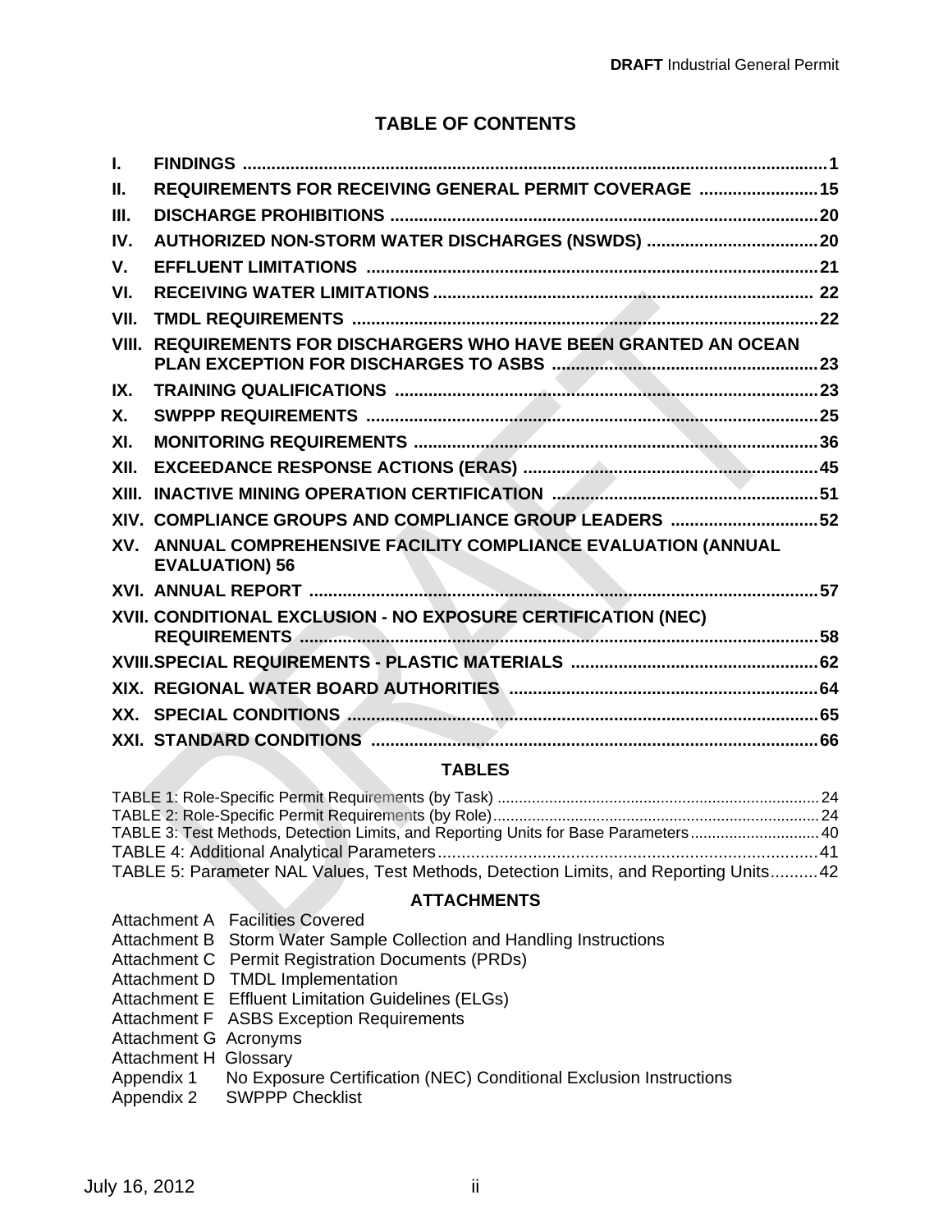# TABLE OF CONTENTS

| | | |
|---|---|---|
| **I.** | **FINDINGS** | **1** |
| **II.** | **REQUIREMENTS FOR RECEIVING GENERAL PERMIT COVERAGE** | **15** |
| **III.** | **DISCHARGE PROHIBITIONS** | **20** |
| **IV.** | **AUTHORIZED NON-STORM WATER DISCHARGES (NSWDS)** | **20** |
| **V.** | **EFFLUENT LIMITATIONS** | **21** |
| **VI.** | **RECEIVING WATER LIMITATIONS** | **22** |
| **VII.** | **TMDL REQUIREMENTS** | **22** |
| **VIII.** | **REQUIREMENTS FOR DISCHARGERS WHO HAVE BEEN GRANTED AN OCEAN PLAN EXCEPTION FOR DISCHARGES TO ASBS** | **23** |
| **IX.** | **TRAINING QUALIFICATIONS** | **23** |
| **X.** | **SWPPP REQUIREMENTS** | **25** |
| **XI.** | **MONITORING REQUIREMENTS** | **36** |
| **XII.** | **EXCEEDANCE RESPONSE ACTIONS (ERAS)** | **45** |
| **XIII.** | **INACTIVE MINING OPERATION CERTIFICATION** | **51** |
| **XIV.** | **COMPLIANCE GROUPS AND COMPLIANCE GROUP LEADERS** | **52** |
| **XV.** | **ANNUAL COMPREHENSIVE FACILITY COMPLIANCE EVALUATION (ANNUAL EVALUATION)** | **56** |
| **XVI.** | **ANNUAL REPORT** | **57** |
| **XVII.** | **CONDITIONAL EXCLUSION - NO EXPOSURE CERTIFICATION (NEC) REQUIREMENTS** | **58** |
| **XVIII.** | **SPECIAL REQUIREMENTS - PLASTIC MATERIALS** | **62** |
| **XIX.** | **REGIONAL WATER BOARD AUTHORITIES** | **64** |
| **XX.** | **SPECIAL CONDITIONS** | **65** |
| **XXI.** | **STANDARD CONDITIONS** | **66** |

## TABLES

| | |
|---|---|
| TABLE 1: Role-Specific Permit Requirements (by Task) | 24 |
| TABLE 2: Role-Specific Permit Requirements (by Role) | 24 |
| TABLE 3: Test Methods, Detection Limits, and Reporting Units for Base Parameters | 40 |
| TABLE 4: Additional Analytical Parameters | 41 |
| TABLE 5: Parameter NAL Values, Test Methods, Detection Limits, and Reporting Units | 42 |

## ATTACHMENTS

| | |
|---|---|
| Attachment A | Facilities Covered |
| Attachment B | Storm Water Sample Collection and Handling Instructions |
| Attachment C | Permit Registration Documents (PRDs) |
| Attachment D | TMDL Implementation |
| Attachment E | Effluent Limitation Guidelines (ELGs) |
| Attachment F | ASBS Exception Requirements |
| Attachment G | Acronyms |
| Attachment H | Glossary |
| Appendix 1 | No Exposure Certification (NEC) Conditional Exclusion Instructions |
| Appendix 2 | SWPPP Checklist |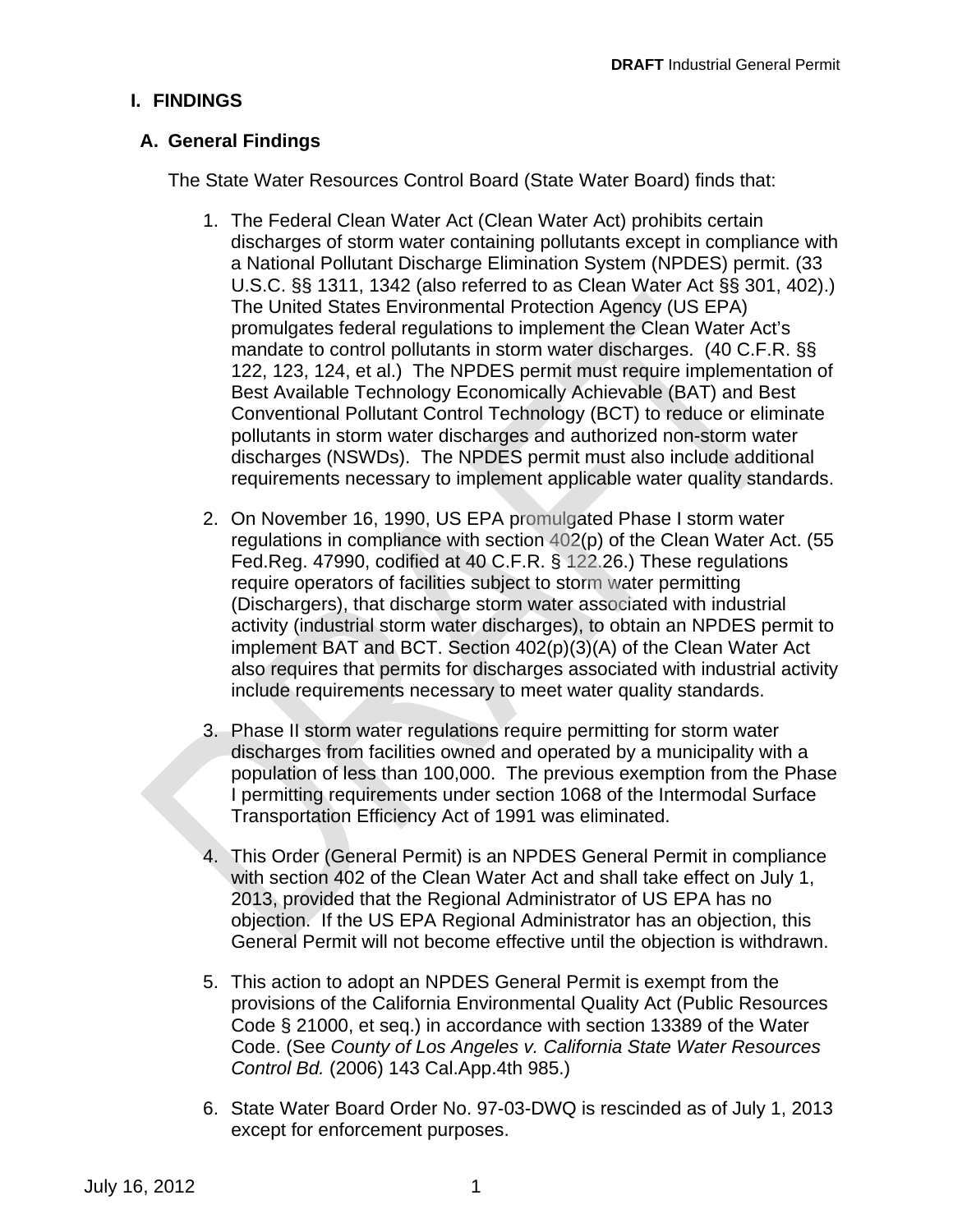# I. FINDINGS

## A. General Findings

The State Water Resources Control Board (State Water Board) finds that:

1. The Federal Clean Water Act (Clean Water Act) prohibits certain discharges of storm water containing pollutants except in compliance with a National Pollutant Discharge Elimination System (NPDES) permit. (33 U.S.C. §§ 1311, 1342 (also referred to as Clean Water Act §§ 301, 402).) The United States Environmental Protection Agency (US EPA) promulgates federal regulations to implement the Clean Water Act's mandate to control pollutants in storm water discharges. (40 C.F.R. §§ 122, 123, 124, et al.) The NPDES permit must require implementation of Best Available Technology Economically Achievable (BAT) and Best Conventional Pollutant Control Technology (BCT) to reduce or eliminate pollutants in storm water discharges and authorized non-storm water discharges (NSWDs). The NPDES permit must also include additional requirements necessary to implement applicable water quality standards.

2. On November 16, 1990, US EPA promulgated Phase I storm water regulations in compliance with section 402(p) of the Clean Water Act. (55 Fed.Reg. 47990, codified at 40 C.F.R. § 122.26.) These regulations require operators of facilities subject to storm water permitting (Dischargers), that discharge storm water associated with industrial activity (industrial storm water discharges), to obtain an NPDES permit to implement BAT and BCT. Section 402(p)(3)(A) of the Clean Water Act also requires that permits for discharges associated with industrial activity include requirements necessary to meet water quality standards.

3. Phase II storm water regulations require permitting for storm water discharges from facilities owned and operated by a municipality with a population of less than 100,000. The previous exemption from the Phase I permitting requirements under section 1068 of the Intermodal Surface Transportation Efficiency Act of 1991 was eliminated.

4. This Order (General Permit) is an NPDES General Permit in compliance with section 402 of the Clean Water Act and shall take effect on July 1, 2013, provided that the Regional Administrator of US EPA has no objection. If the US EPA Regional Administrator has an objection, this General Permit will not become effective until the objection is withdrawn.

5. This action to adopt an NPDES General Permit is exempt from the provisions of the California Environmental Quality Act (Public Resources Code § 21000, et seq.) in accordance with section 13389 of the Water Code. (See *County of Los Angeles v. California State Water Resources Control Bd.* (2006) 143 Cal.App.4th 985.)

6. State Water Board Order No. 97-03-DWQ is rescinded as of July 1, 2013 except for enforcement purposes.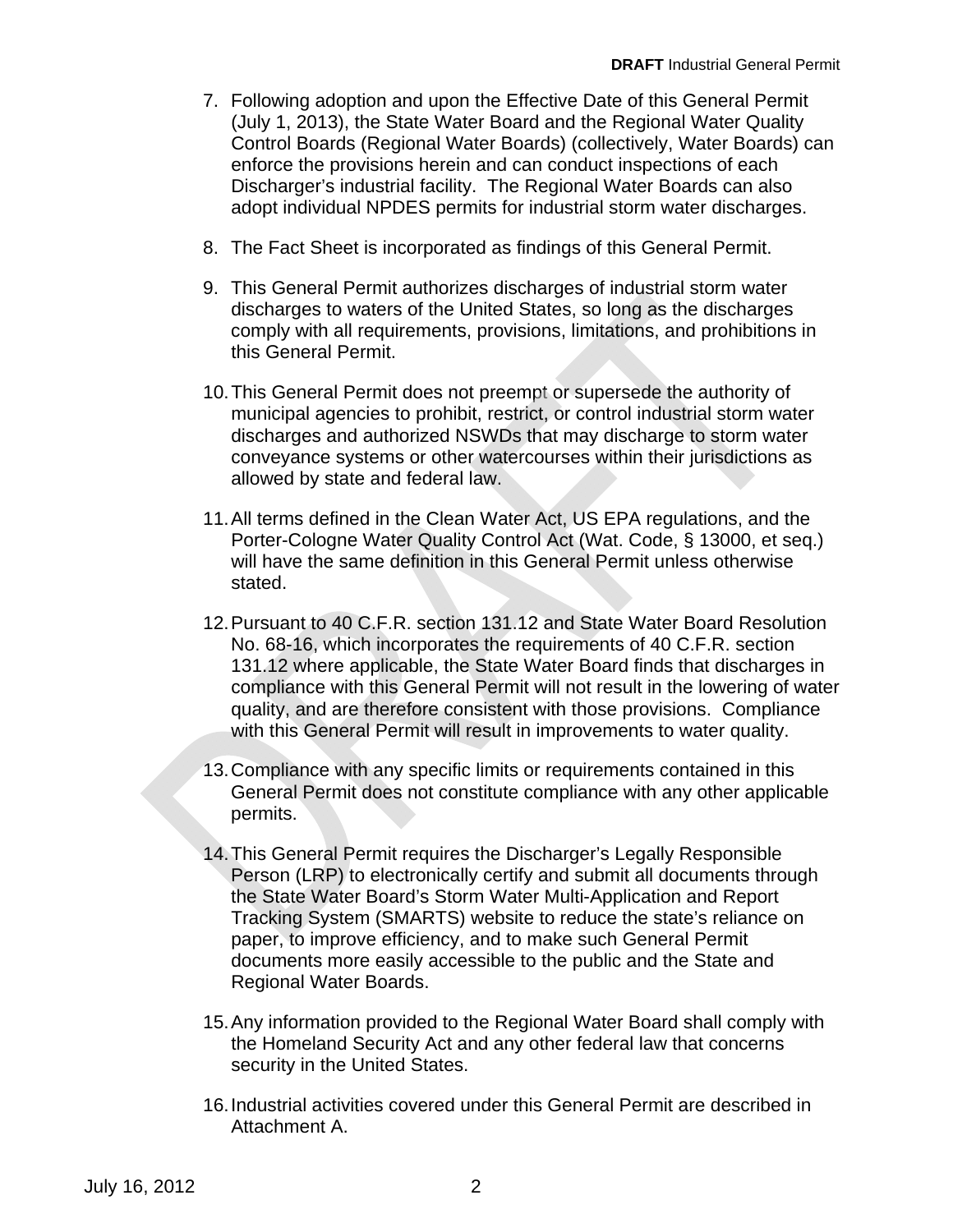7. Following adoption and upon the Effective Date of this General Permit (July 1, 2013), the State Water Board and the Regional Water Quality Control Boards (Regional Water Boards) (collectively, Water Boards) can enforce the provisions herein and can conduct inspections of each Discharger's industrial facility. The Regional Water Boards can also adopt individual NPDES permits for industrial storm water discharges.

8. The Fact Sheet is incorporated as findings of this General Permit.

9. This General Permit authorizes discharges of industrial storm water discharges to waters of the United States, so long as the discharges comply with all requirements, provisions, limitations, and prohibitions in this General Permit.

10. This General Permit does not preempt or supersede the authority of municipal agencies to prohibit, restrict, or control industrial storm water discharges and authorized NSWDs that may discharge to storm water conveyance systems or other watercourses within their jurisdictions as allowed by state and federal law.

11. All terms defined in the Clean Water Act, US EPA regulations, and the Porter-Cologne Water Quality Control Act (Wat. Code, § 13000, et seq.) will have the same definition in this General Permit unless otherwise stated.

12. Pursuant to 40 C.F.R. section 131.12 and State Water Board Resolution No. 68-16, which incorporates the requirements of 40 C.F.R. section 131.12 where applicable, the State Water Board finds that discharges in compliance with this General Permit will not result in the lowering of water quality, and are therefore consistent with those provisions. Compliance with this General Permit will result in improvements to water quality.

13. Compliance with any specific limits or requirements contained in this General Permit does not constitute compliance with any other applicable permits.

14. This General Permit requires the Discharger's Legally Responsible Person (LRP) to electronically certify and submit all documents through the State Water Board's Storm Water Multi-Application and Report Tracking System (SMARTS) website to reduce the state's reliance on paper, to improve efficiency, and to make such General Permit documents more easily accessible to the public and the State and Regional Water Boards.

15. Any information provided to the Regional Water Board shall comply with the Homeland Security Act and any other federal law that concerns security in the United States.

16. Industrial activities covered under this General Permit are described in Attachment A.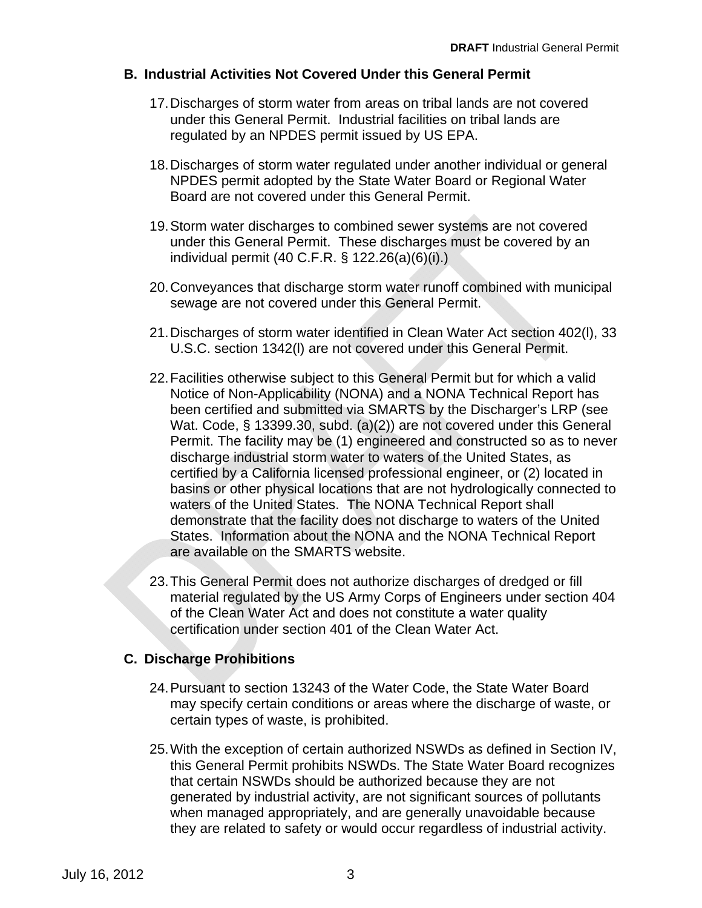## B. Industrial Activities Not Covered Under this General Permit

17. Discharges of storm water from areas on tribal lands are not covered under this General Permit. Industrial facilities on tribal lands are regulated by an NPDES permit issued by US EPA.

18. Discharges of storm water regulated under another individual or general NPDES permit adopted by the State Water Board or Regional Water Board are not covered under this General Permit.

19. Storm water discharges to combined sewer systems are not covered under this General Permit. These discharges must be covered by an individual permit (40 C.F.R. § 122.26(a)(6)(i).)

20. Conveyances that discharge storm water runoff combined with municipal sewage are not covered under this General Permit.

21. Discharges of storm water identified in Clean Water Act section 402(l), 33 U.S.C. section 1342(l) are not covered under this General Permit.

22. Facilities otherwise subject to this General Permit but for which a valid Notice of Non-Applicability (NONA) and a NONA Technical Report has been certified and submitted via SMARTS by the Discharger's LRP (see Wat. Code, § 13399.30, subd. (a)(2)) are not covered under this General Permit. The facility may be (1) engineered and constructed so as to never discharge industrial storm water to waters of the United States, as certified by a California licensed professional engineer, or (2) located in basins or other physical locations that are not hydrologically connected to waters of the United States. The NONA Technical Report shall demonstrate that the facility does not discharge to waters of the United States. Information about the NONA and the NONA Technical Report are available on the SMARTS website.

23. This General Permit does not authorize discharges of dredged or fill material regulated by the US Army Corps of Engineers under section 404 of the Clean Water Act and does not constitute a water quality certification under section 401 of the Clean Water Act.

## C. Discharge Prohibitions

24. Pursuant to section 13243 of the Water Code, the State Water Board may specify certain conditions or areas where the discharge of waste, or certain types of waste, is prohibited.

25. With the exception of certain authorized NSWDs as defined in Section IV, this General Permit prohibits NSWDs. The State Water Board recognizes that certain NSWDs should be authorized because they are not generated by industrial activity, are not significant sources of pollutants when managed appropriately, and are generally unavoidable because they are related to safety or would occur regardless of industrial activity.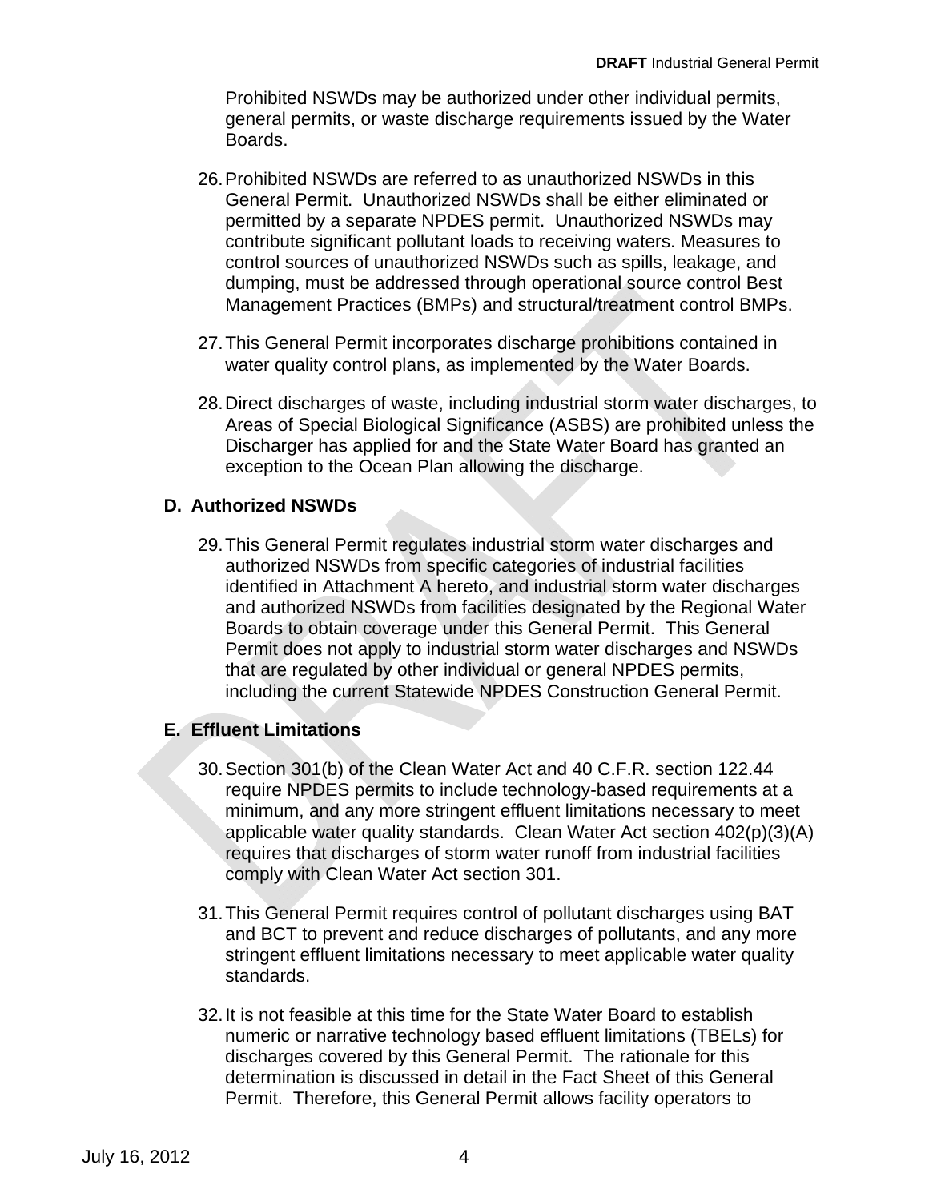Prohibited NSWDs may be authorized under other individual permits, general permits, or waste discharge requirements issued by the Water Boards.

26. Prohibited NSWDs are referred to as unauthorized NSWDs in this General Permit. Unauthorized NSWDs shall be either eliminated or permitted by a separate NPDES permit. Unauthorized NSWDs may contribute significant pollutant loads to receiving waters. Measures to control sources of unauthorized NSWDs such as spills, leakage, and dumping, must be addressed through operational source control Best Management Practices (BMPs) and structural/treatment control BMPs.

27. This General Permit incorporates discharge prohibitions contained in water quality control plans, as implemented by the Water Boards.

28. Direct discharges of waste, including industrial storm water discharges, to Areas of Special Biological Significance (ASBS) are prohibited unless the Discharger has applied for and the State Water Board has granted an exception to the Ocean Plan allowing the discharge.

## D. Authorized NSWDs

29. This General Permit regulates industrial storm water discharges and authorized NSWDs from specific categories of industrial facilities identified in Attachment A hereto, and industrial storm water discharges and authorized NSWDs from facilities designated by the Regional Water Boards to obtain coverage under this General Permit. This General Permit does not apply to industrial storm water discharges and NSWDs that are regulated by other individual or general NPDES permits, including the current Statewide NPDES Construction General Permit.

## E. Effluent Limitations

30. Section 301(b) of the Clean Water Act and 40 C.F.R. section 122.44 require NPDES permits to include technology-based requirements at a minimum, and any more stringent effluent limitations necessary to meet applicable water quality standards. Clean Water Act section 402(p)(3)(A) requires that discharges of storm water runoff from industrial facilities comply with Clean Water Act section 301.

31. This General Permit requires control of pollutant discharges using BAT and BCT to prevent and reduce discharges of pollutants, and any more stringent effluent limitations necessary to meet applicable water quality standards.

32. It is not feasible at this time for the State Water Board to establish numeric or narrative technology based effluent limitations (TBELs) for discharges covered by this General Permit. The rationale for this determination is discussed in detail in the Fact Sheet of this General Permit. Therefore, this General Permit allows facility operators to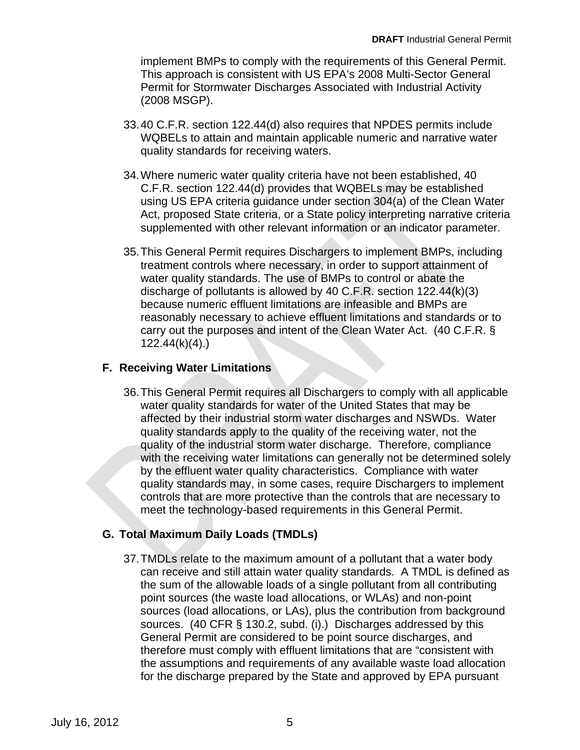implement BMPs to comply with the requirements of this General Permit. This approach is consistent with US EPA's 2008 Multi-Sector General Permit for Stormwater Discharges Associated with Industrial Activity (2008 MSGP).

33. 40 C.F.R. section 122.44(d) also requires that NPDES permits include WQBELs to attain and maintain applicable numeric and narrative water quality standards for receiving waters.

34. Where numeric water quality criteria have not been established, 40 C.F.R. section 122.44(d) provides that WQBELs may be established using US EPA criteria guidance under section 304(a) of the Clean Water Act, proposed State criteria, or a State policy interpreting narrative criteria supplemented with other relevant information or an indicator parameter.

35. This General Permit requires Dischargers to implement BMPs, including treatment controls where necessary, in order to support attainment of water quality standards. The use of BMPs to control or abate the discharge of pollutants is allowed by 40 C.F.R. section 122.44(k)(3) because numeric effluent limitations are infeasible and BMPs are reasonably necessary to achieve effluent limitations and standards or to carry out the purposes and intent of the Clean Water Act. (40 C.F.R. § 122.44(k)(4).)

## F. Receiving Water Limitations

36. This General Permit requires all Dischargers to comply with all applicable water quality standards for water of the United States that may be affected by their industrial storm water discharges and NSWDs. Water quality standards apply to the quality of the receiving water, not the quality of the industrial storm water discharge. Therefore, compliance with the receiving water limitations can generally not be determined solely by the effluent water quality characteristics. Compliance with water quality standards may, in some cases, require Dischargers to implement controls that are more protective than the controls that are necessary to meet the technology-based requirements in this General Permit.

## G. Total Maximum Daily Loads (TMDLs)

37. TMDLs relate to the maximum amount of a pollutant that a water body can receive and still attain water quality standards. A TMDL is defined as the sum of the allowable loads of a single pollutant from all contributing point sources (the waste load allocations, or WLAs) and non-point sources (load allocations, or LAs), plus the contribution from background sources. (40 CFR § 130.2, subd. (i).) Discharges addressed by this General Permit are considered to be point source discharges, and therefore must comply with effluent limitations that are "consistent with the assumptions and requirements of any available waste load allocation for the discharge prepared by the State and approved by EPA pursuant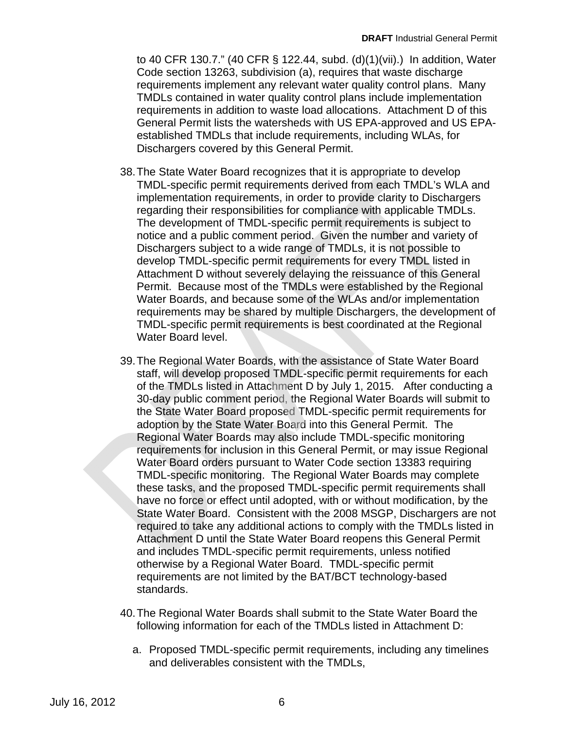to 40 CFR 130.7." (40 CFR § 122.44, subd. (d)(1)(vii).) In addition, Water Code section 13263, subdivision (a), requires that waste discharge requirements implement any relevant water quality control plans. Many TMDLs contained in water quality control plans include implementation requirements in addition to waste load allocations. Attachment D of this General Permit lists the watersheds with US EPA-approved and US EPA-established TMDLs that include requirements, including WLAs, for Dischargers covered by this General Permit.

38. The State Water Board recognizes that it is appropriate to develop TMDL-specific permit requirements derived from each TMDL's WLA and implementation requirements, in order to provide clarity to Dischargers regarding their responsibilities for compliance with applicable TMDLs. The development of TMDL-specific permit requirements is subject to notice and a public comment period. Given the number and variety of Dischargers subject to a wide range of TMDLs, it is not possible to develop TMDL-specific permit requirements for every TMDL listed in Attachment D without severely delaying the reissuance of this General Permit. Because most of the TMDLs were established by the Regional Water Boards, and because some of the WLAs and/or implementation requirements may be shared by multiple Dischargers, the development of TMDL-specific permit requirements is best coordinated at the Regional Water Board level.

39. The Regional Water Boards, with the assistance of State Water Board staff, will develop proposed TMDL-specific permit requirements for each of the TMDLs listed in Attachment D by July 1, 2015. After conducting a 30-day public comment period, the Regional Water Boards will submit to the State Water Board proposed TMDL-specific permit requirements for adoption by the State Water Board into this General Permit. The Regional Water Boards may also include TMDL-specific monitoring requirements for inclusion in this General Permit, or may issue Regional Water Board orders pursuant to Water Code section 13383 requiring TMDL-specific monitoring. The Regional Water Boards may complete these tasks, and the proposed TMDL-specific permit requirements shall have no force or effect until adopted, with or without modification, by the State Water Board. Consistent with the 2008 MSGP, Dischargers are not required to take any additional actions to comply with the TMDLs listed in Attachment D until the State Water Board reopens this General Permit and includes TMDL-specific permit requirements, unless notified otherwise by a Regional Water Board. TMDL-specific permit requirements are not limited by the BAT/BCT technology-based standards.

40. The Regional Water Boards shall submit to the State Water Board the following information for each of the TMDLs listed in Attachment D:

    a. Proposed TMDL-specific permit requirements, including any timelines and deliverables consistent with the TMDLs,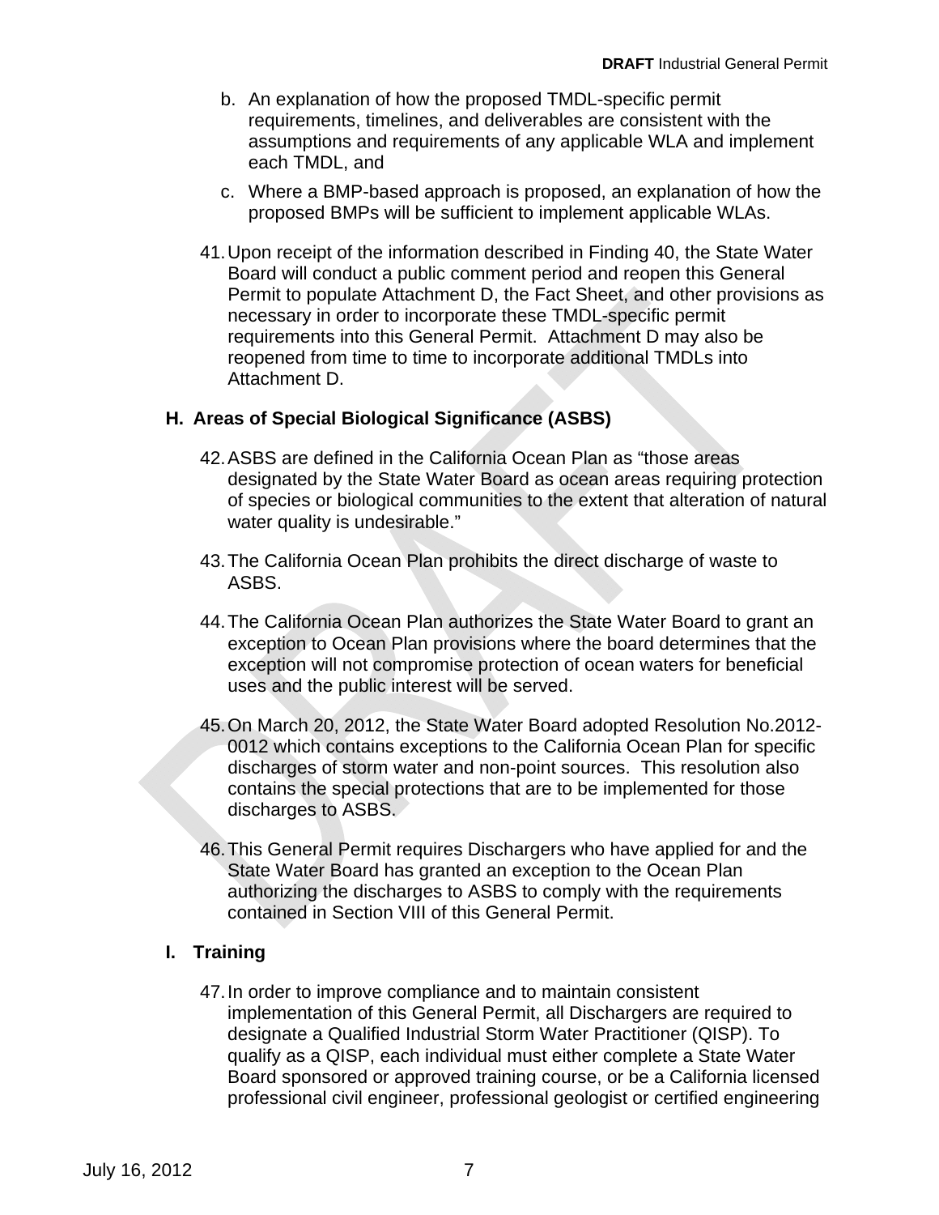b. An explanation of how the proposed TMDL-specific permit requirements, timelines, and deliverables are consistent with the assumptions and requirements of any applicable WLA and implement each TMDL, and

c. Where a BMP-based approach is proposed, an explanation of how the proposed BMPs will be sufficient to implement applicable WLAs.

41. Upon receipt of the information described in Finding 40, the State Water Board will conduct a public comment period and reopen this General Permit to populate Attachment D, the Fact Sheet, and other provisions as necessary in order to incorporate these TMDL-specific permit requirements into this General Permit. Attachment D may also be reopened from time to time to incorporate additional TMDLs into Attachment D.

## H. Areas of Special Biological Significance (ASBS)

42. ASBS are defined in the California Ocean Plan as "those areas designated by the State Water Board as ocean areas requiring protection of species or biological communities to the extent that alteration of natural water quality is undesirable."

43. The California Ocean Plan prohibits the direct discharge of waste to ASBS.

44. The California Ocean Plan authorizes the State Water Board to grant an exception to Ocean Plan provisions where the board determines that the exception will not compromise protection of ocean waters for beneficial uses and the public interest will be served.

45. On March 20, 2012, the State Water Board adopted Resolution No.2012-0012 which contains exceptions to the California Ocean Plan for specific discharges of storm water and non-point sources. This resolution also contains the special protections that are to be implemented for those discharges to ASBS.

46. This General Permit requires Dischargers who have applied for and the State Water Board has granted an exception to the Ocean Plan authorizing the discharges to ASBS to comply with the requirements contained in Section VIII of this General Permit.

## I. Training

47. In order to improve compliance and to maintain consistent implementation of this General Permit, all Dischargers are required to designate a Qualified Industrial Storm Water Practitioner (QISP). To qualify as a QISP, each individual must either complete a State Water Board sponsored or approved training course, or be a California licensed professional civil engineer, professional geologist or certified engineering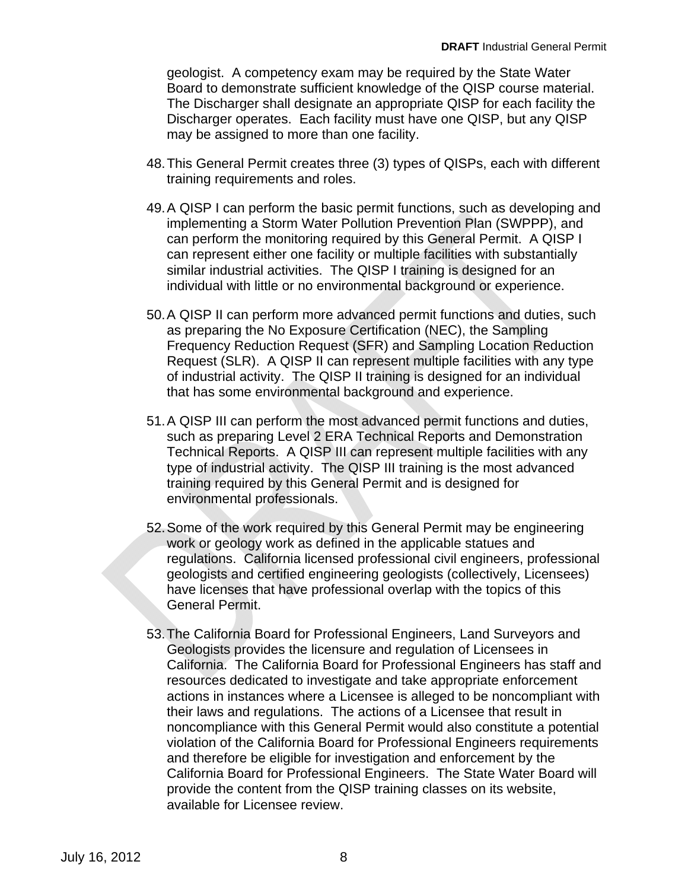geologist. A competency exam may be required by the State Water Board to demonstrate sufficient knowledge of the QISP course material. The Discharger shall designate an appropriate QISP for each facility the Discharger operates. Each facility must have one QISP, but any QISP may be assigned to more than one facility.

48. This General Permit creates three (3) types of QISPs, each with different training requirements and roles.

49. A QISP I can perform the basic permit functions, such as developing and implementing a Storm Water Pollution Prevention Plan (SWPPP), and can perform the monitoring required by this General Permit. A QISP I can represent either one facility or multiple facilities with substantially similar industrial activities. The QISP I training is designed for an individual with little or no environmental background or experience.

50. A QISP II can perform more advanced permit functions and duties, such as preparing the No Exposure Certification (NEC), the Sampling Frequency Reduction Request (SFR) and Sampling Location Reduction Request (SLR). A QISP II can represent multiple facilities with any type of industrial activity. The QISP II training is designed for an individual that has some environmental background and experience.

51. A QISP III can perform the most advanced permit functions and duties, such as preparing Level 2 ERA Technical Reports and Demonstration Technical Reports. A QISP III can represent multiple facilities with any type of industrial activity. The QISP III training is the most advanced training required by this General Permit and is designed for environmental professionals.

52. Some of the work required by this General Permit may be engineering work or geology work as defined in the applicable statues and regulations. California licensed professional civil engineers, professional geologists and certified engineering geologists (collectively, Licensees) have licenses that have professional overlap with the topics of this General Permit.

53. The California Board for Professional Engineers, Land Surveyors and Geologists provides the licensure and regulation of Licensees in California. The California Board for Professional Engineers has staff and resources dedicated to investigate and take appropriate enforcement actions in instances where a Licensee is alleged to be noncompliant with their laws and regulations. The actions of a Licensee that result in noncompliance with this General Permit would also constitute a potential violation of the California Board for Professional Engineers requirements and therefore be eligible for investigation and enforcement by the California Board for Professional Engineers. The State Water Board will provide the content from the QISP training classes on its website, available for Licensee review.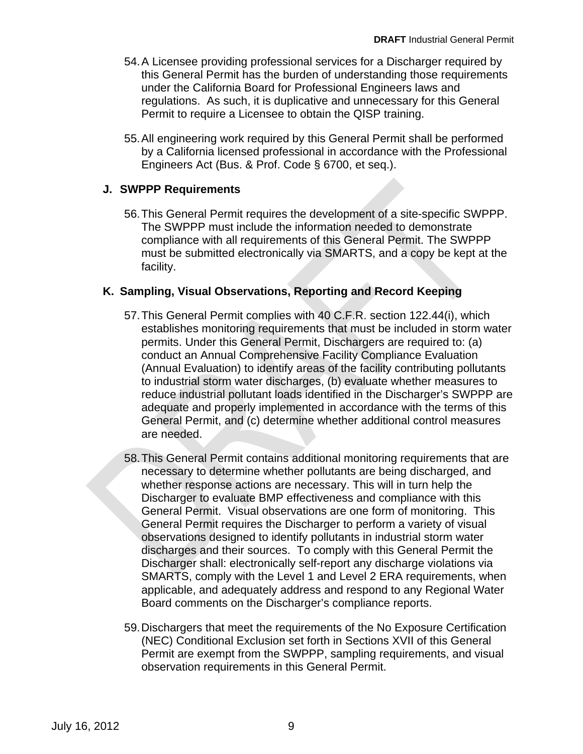54. A Licensee providing professional services for a Discharger required by this General Permit has the burden of understanding those requirements under the California Board for Professional Engineers laws and regulations. As such, it is duplicative and unnecessary for this General Permit to require a Licensee to obtain the QISP training.

55. All engineering work required by this General Permit shall be performed by a California licensed professional in accordance with the Professional Engineers Act (Bus. & Prof. Code § 6700, et seq.).

## J. SWPPP Requirements

56. This General Permit requires the development of a site-specific SWPPP. The SWPPP must include the information needed to demonstrate compliance with all requirements of this General Permit. The SWPPP must be submitted electronically via SMARTS, and a copy be kept at the facility.

## K. Sampling, Visual Observations, Reporting and Record Keeping

57. This General Permit complies with 40 C.F.R. section 122.44(i), which establishes monitoring requirements that must be included in storm water permits. Under this General Permit, Dischargers are required to: (a) conduct an Annual Comprehensive Facility Compliance Evaluation (Annual Evaluation) to identify areas of the facility contributing pollutants to industrial storm water discharges, (b) evaluate whether measures to reduce industrial pollutant loads identified in the Discharger's SWPPP are adequate and properly implemented in accordance with the terms of this General Permit, and (c) determine whether additional control measures are needed.

58. This General Permit contains additional monitoring requirements that are necessary to determine whether pollutants are being discharged, and whether response actions are necessary. This will in turn help the Discharger to evaluate BMP effectiveness and compliance with this General Permit. Visual observations are one form of monitoring. This General Permit requires the Discharger to perform a variety of visual observations designed to identify pollutants in industrial storm water discharges and their sources. To comply with this General Permit the Discharger shall: electronically self-report any discharge violations via SMARTS, comply with the Level 1 and Level 2 ERA requirements, when applicable, and adequately address and respond to any Regional Water Board comments on the Discharger's compliance reports.

59. Dischargers that meet the requirements of the No Exposure Certification (NEC) Conditional Exclusion set forth in Sections XVII of this General Permit are exempt from the SWPPP, sampling requirements, and visual observation requirements in this General Permit.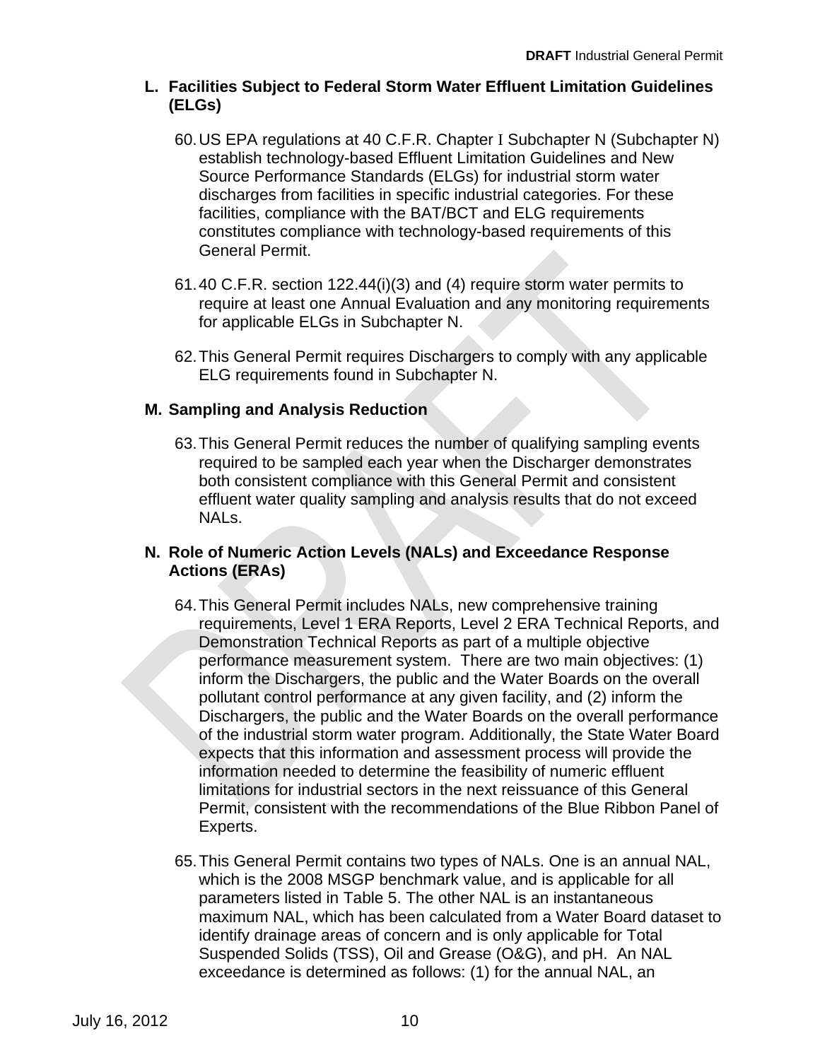## L. Facilities Subject to Federal Storm Water Effluent Limitation Guidelines (ELGs)

60. US EPA regulations at 40 C.F.R. Chapter I Subchapter N (Subchapter N) establish technology-based Effluent Limitation Guidelines and New Source Performance Standards (ELGs) for industrial storm water discharges from facilities in specific industrial categories. For these facilities, compliance with the BAT/BCT and ELG requirements constitutes compliance with technology-based requirements of this General Permit.

61. 40 C.F.R. section 122.44(i)(3) and (4) require storm water permits to require at least one Annual Evaluation and any monitoring requirements for applicable ELGs in Subchapter N.

62. This General Permit requires Dischargers to comply with any applicable ELG requirements found in Subchapter N.

## M. Sampling and Analysis Reduction

63. This General Permit reduces the number of qualifying sampling events required to be sampled each year when the Discharger demonstrates both consistent compliance with this General Permit and consistent effluent water quality sampling and analysis results that do not exceed NALs.

## N. Role of Numeric Action Levels (NALs) and Exceedance Response Actions (ERAs)

64. This General Permit includes NALs, new comprehensive training requirements, Level 1 ERA Reports, Level 2 ERA Technical Reports, and Demonstration Technical Reports as part of a multiple objective performance measurement system. There are two main objectives: (1) inform the Dischargers, the public and the Water Boards on the overall pollutant control performance at any given facility, and (2) inform the Dischargers, the public and the Water Boards on the overall performance of the industrial storm water program. Additionally, the State Water Board expects that this information and assessment process will provide the information needed to determine the feasibility of numeric effluent limitations for industrial sectors in the next reissuance of this General Permit, consistent with the recommendations of the Blue Ribbon Panel of Experts.

65. This General Permit contains two types of NALs. One is an annual NAL, which is the 2008 MSGP benchmark value, and is applicable for all parameters listed in Table 5. The other NAL is an instantaneous maximum NAL, which has been calculated from a Water Board dataset to identify drainage areas of concern and is only applicable for Total Suspended Solids (TSS), Oil and Grease (O&G), and pH. An NAL exceedance is determined as follows: (1) for the annual NAL, an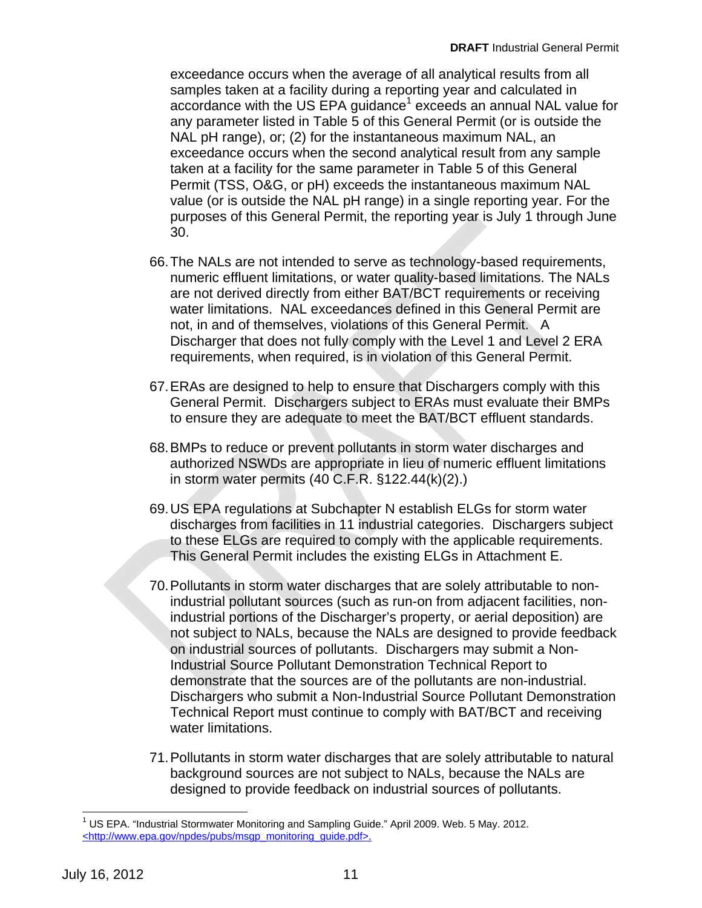exceedance occurs when the average of all analytical results from all samples taken at a facility during a reporting year and calculated in accordance with the US EPA guidance[1] exceeds an annual NAL value for any parameter listed in Table 5 of this General Permit (or is outside the NAL pH range), or; (2) for the instantaneous maximum NAL, an exceedance occurs when the second analytical result from any sample taken at a facility for the same parameter in Table 5 of this General Permit (TSS, O&G, or pH) exceeds the instantaneous maximum NAL value (or is outside the NAL pH range) in a single reporting year. For the purposes of this General Permit, the reporting year is July 1 through June 30.

66. The NALs are not intended to serve as technology-based requirements, numeric effluent limitations, or water quality-based limitations. The NALs are not derived directly from either BAT/BCT requirements or receiving water limitations. NAL exceedances defined in this General Permit are not, in and of themselves, violations of this General Permit. A Discharger that does not fully comply with the Level 1 and Level 2 ERA requirements, when required, is in violation of this General Permit.

67. ERAs are designed to help to ensure that Dischargers comply with this General Permit. Dischargers subject to ERAs must evaluate their BMPs to ensure they are adequate to meet the BAT/BCT effluent standards.

68. BMPs to reduce or prevent pollutants in storm water discharges and authorized NSWDs are appropriate in lieu of numeric effluent limitations in storm water permits (40 C.F.R. §122.44(k)(2).)

69. US EPA regulations at Subchapter N establish ELGs for storm water discharges from facilities in 11 industrial categories. Dischargers subject to these ELGs are required to comply with the applicable requirements. This General Permit includes the existing ELGs in Attachment E.

70. Pollutants in storm water discharges that are solely attributable to non-industrial pollutant sources (such as run-on from adjacent facilities, non-industrial portions of the Discharger's property, or aerial deposition) are not subject to NALs, because the NALs are designed to provide feedback on industrial sources of pollutants. Dischargers may submit a Non-Industrial Source Pollutant Demonstration Technical Report to demonstrate that the sources are of the pollutants are non-industrial. Dischargers who submit a Non-Industrial Source Pollutant Demonstration Technical Report must continue to comply with BAT/BCT and receiving water limitations.

71. Pollutants in storm water discharges that are solely attributable to natural background sources are not subject to NALs, because the NALs are designed to provide feedback on industrial sources of pollutants.

---

[1] US EPA. "Industrial Stormwater Monitoring and Sampling Guide." April 2009. Web. 5 May. 2012. <http://www.epa.gov/npdes/pubs/msgp_monitoring_guide.pdf>.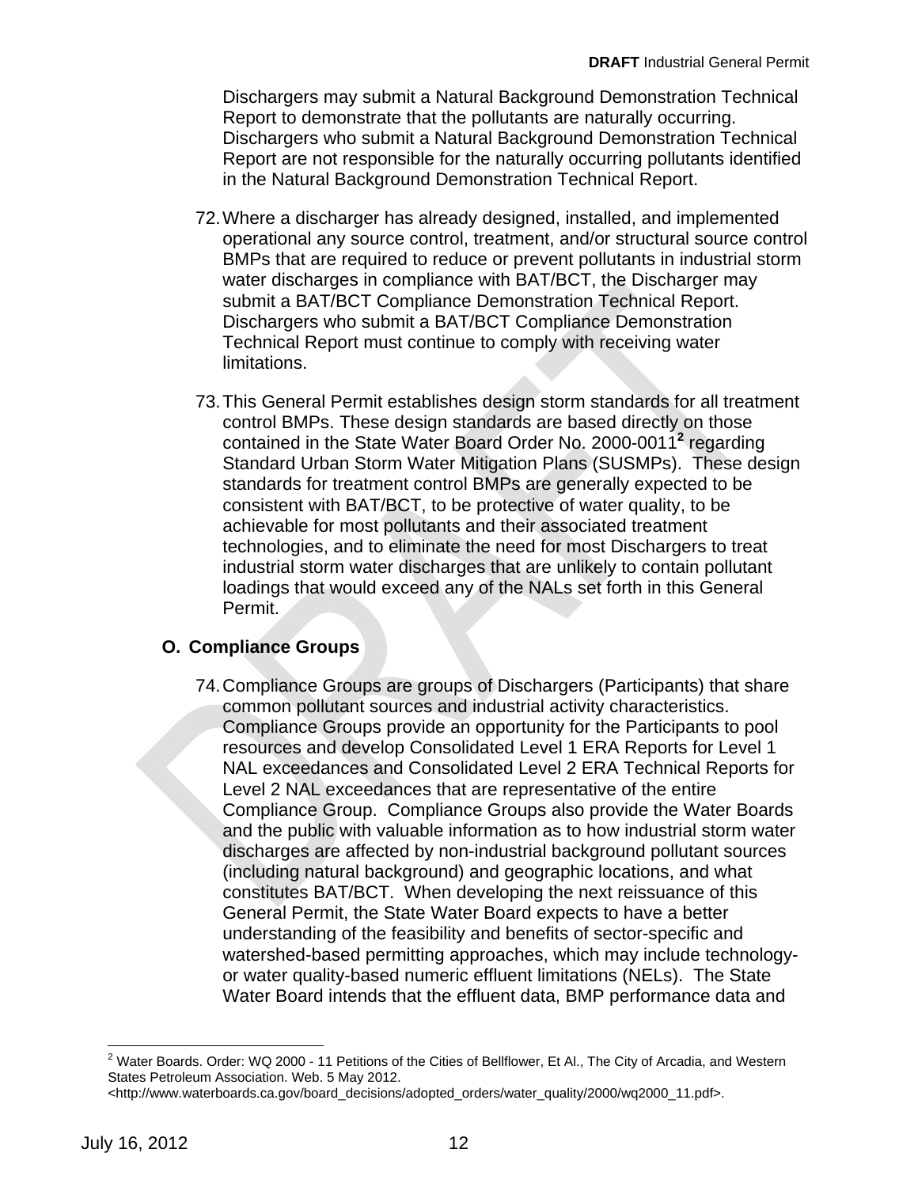Dischargers may submit a Natural Background Demonstration Technical Report to demonstrate that the pollutants are naturally occurring. Dischargers who submit a Natural Background Demonstration Technical Report are not responsible for the naturally occurring pollutants identified in the Natural Background Demonstration Technical Report.

72. Where a discharger has already designed, installed, and implemented operational any source control, treatment, and/or structural source control BMPs that are required to reduce or prevent pollutants in industrial storm water discharges in compliance with BAT/BCT, the Discharger may submit a BAT/BCT Compliance Demonstration Technical Report. Dischargers who submit a BAT/BCT Compliance Demonstration Technical Report must continue to comply with receiving water limitations.

73. This General Permit establishes design storm standards for all treatment control BMPs. These design standards are based directly on those contained in the State Water Board Order No. 2000-0011[2] regarding Standard Urban Storm Water Mitigation Plans (SUSMPs). These design standards for treatment control BMPs are generally expected to be consistent with BAT/BCT, to be protective of water quality, to be achievable for most pollutants and their associated treatment technologies, and to eliminate the need for most Dischargers to treat industrial storm water discharges that are unlikely to contain pollutant loadings that would exceed any of the NALs set forth in this General Permit.

## O. Compliance Groups

74. Compliance Groups are groups of Dischargers (Participants) that share common pollutant sources and industrial activity characteristics. Compliance Groups provide an opportunity for the Participants to pool resources and develop Consolidated Level 1 ERA Reports for Level 1 NAL exceedances and Consolidated Level 2 ERA Technical Reports for Level 2 NAL exceedances that are representative of the entire Compliance Group. Compliance Groups also provide the Water Boards and the public with valuable information as to how industrial storm water discharges are affected by non-industrial background pollutant sources (including natural background) and geographic locations, and what constitutes BAT/BCT. When developing the next reissuance of this General Permit, the State Water Board expects to have a better understanding of the feasibility and benefits of sector-specific and watershed-based permitting approaches, which may include technology- or water quality-based numeric effluent limitations (NELs). The State Water Board intends that the effluent data, BMP performance data and

---

[2] Water Boards. Order: WQ 2000 - 11 Petitions of the Cities of Bellflower, Et Al., The City of Arcadia, and Western States Petroleum Association. Web. 5 May 2012. <http://www.waterboards.ca.gov/board_decisions/adopted_orders/water_quality/2000/wq2000_11.pdf>.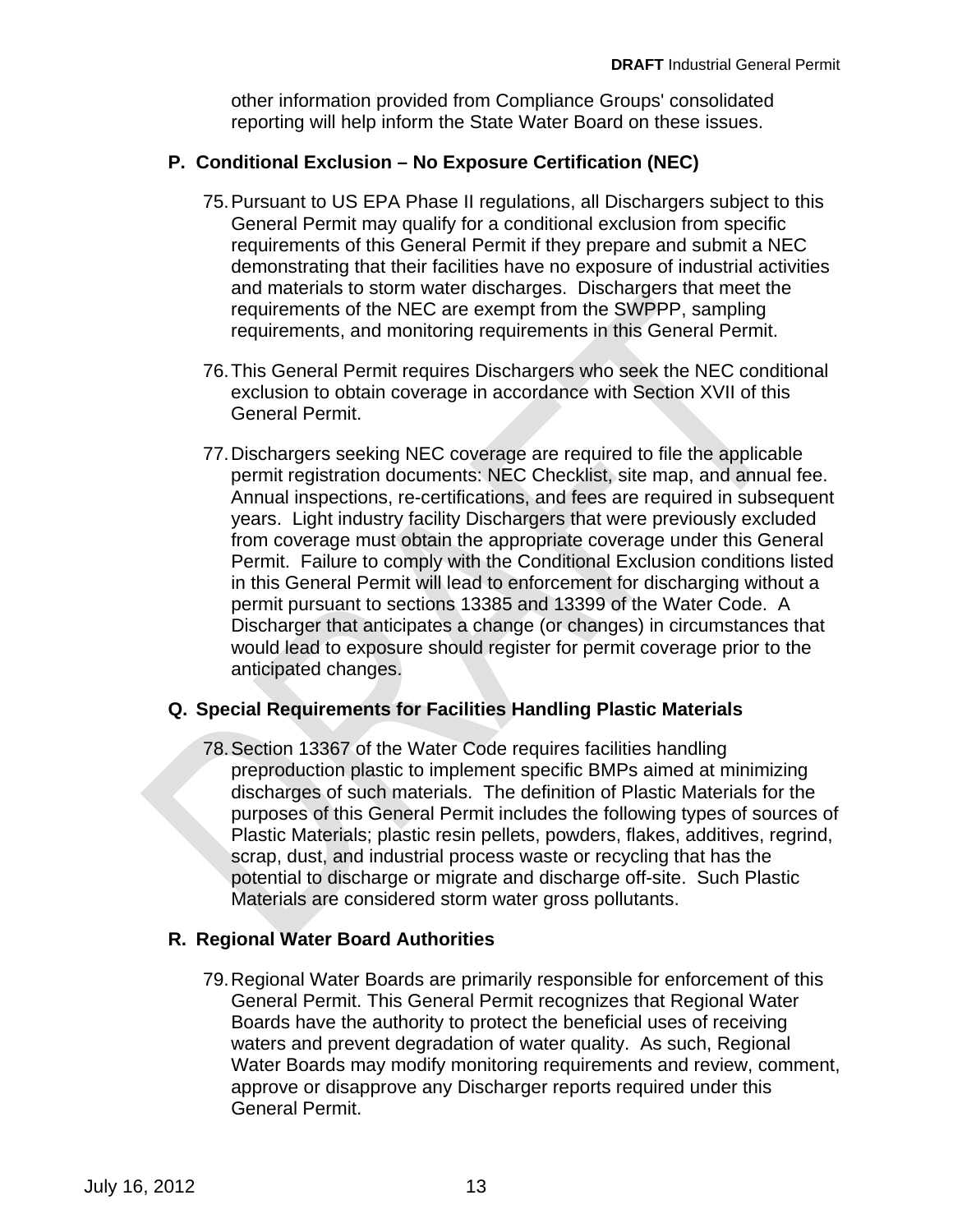other information provided from Compliance Groups' consolidated reporting will help inform the State Water Board on these issues.

## P. Conditional Exclusion – No Exposure Certification (NEC)

75. Pursuant to US EPA Phase II regulations, all Dischargers subject to this General Permit may qualify for a conditional exclusion from specific requirements of this General Permit if they prepare and submit a NEC demonstrating that their facilities have no exposure of industrial activities and materials to storm water discharges. Dischargers that meet the requirements of the NEC are exempt from the SWPPP, sampling requirements, and monitoring requirements in this General Permit.

76. This General Permit requires Dischargers who seek the NEC conditional exclusion to obtain coverage in accordance with Section XVII of this General Permit.

77. Dischargers seeking NEC coverage are required to file the applicable permit registration documents: NEC Checklist, site map, and annual fee. Annual inspections, re-certifications, and fees are required in subsequent years. Light industry facility Dischargers that were previously excluded from coverage must obtain the appropriate coverage under this General Permit. Failure to comply with the Conditional Exclusion conditions listed in this General Permit will lead to enforcement for discharging without a permit pursuant to sections 13385 and 13399 of the Water Code. A Discharger that anticipates a change (or changes) in circumstances that would lead to exposure should register for permit coverage prior to the anticipated changes.

## Q. Special Requirements for Facilities Handling Plastic Materials

78. Section 13367 of the Water Code requires facilities handling preproduction plastic to implement specific BMPs aimed at minimizing discharges of such materials. The definition of Plastic Materials for the purposes of this General Permit includes the following types of sources of Plastic Materials; plastic resin pellets, powders, flakes, additives, regrind, scrap, dust, and industrial process waste or recycling that has the potential to discharge or migrate and discharge off-site. Such Plastic Materials are considered storm water gross pollutants.

## R. Regional Water Board Authorities

79. Regional Water Boards are primarily responsible for enforcement of this General Permit. This General Permit recognizes that Regional Water Boards have the authority to protect the beneficial uses of receiving waters and prevent degradation of water quality. As such, Regional Water Boards may modify monitoring requirements and review, comment, approve or disapprove any Discharger reports required under this General Permit.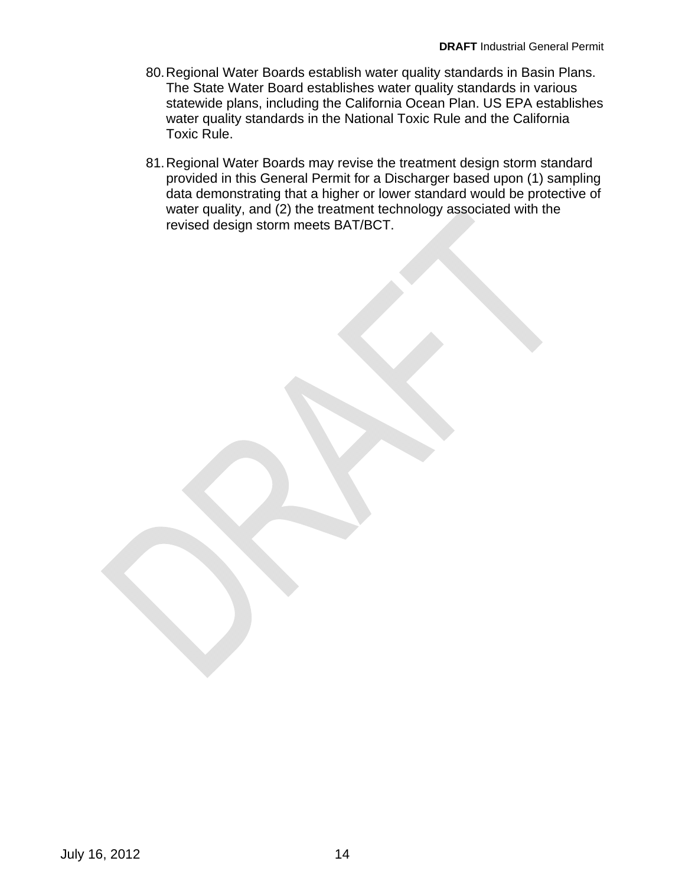80. Regional Water Boards establish water quality standards in Basin Plans. The State Water Board establishes water quality standards in various statewide plans, including the California Ocean Plan. US EPA establishes water quality standards in the National Toxic Rule and the California Toxic Rule.

81. Regional Water Boards may revise the treatment design storm standard provided in this General Permit for a Discharger based upon (1) sampling data demonstrating that a higher or lower standard would be protective of water quality, and (2) the treatment technology associated with the revised design storm meets BAT/BCT.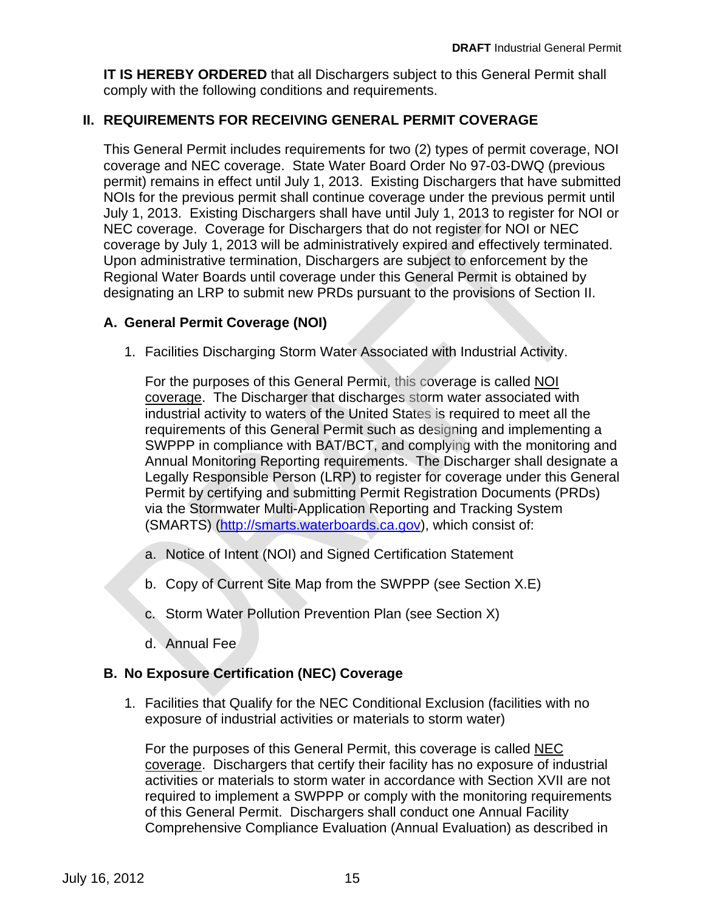**IT IS HEREBY ORDERED** that all Dischargers subject to this General Permit shall comply with the following conditions and requirements.

## II. REQUIREMENTS FOR RECEIVING GENERAL PERMIT COVERAGE

This General Permit includes requirements for two (2) types of permit coverage, NOI coverage and NEC coverage. State Water Board Order No 97-03-DWQ (previous permit) remains in effect until July 1, 2013. Existing Dischargers that have submitted NOIs for the previous permit shall continue coverage under the previous permit until July 1, 2013. Existing Dischargers shall have until July 1, 2013 to register for NOI or NEC coverage. Coverage for Dischargers that do not register for NOI or NEC coverage by July 1, 2013 will be administratively expired and effectively terminated. Upon administrative termination, Dischargers are subject to enforcement by the Regional Water Boards until coverage under this General Permit is obtained by designating an LRP to submit new PRDs pursuant to the provisions of Section II.

### A. General Permit Coverage (NOI)

1. Facilities Discharging Storm Water Associated with Industrial Activity.

   For the purposes of this General Permit, this coverage is called NOI coverage. The Discharger that discharges storm water associated with industrial activity to waters of the United States is required to meet all the requirements of this General Permit such as designing and implementing a SWPPP in compliance with BAT/BCT, and complying with the monitoring and Annual Monitoring Reporting requirements. The Discharger shall designate a Legally Responsible Person (LRP) to register for coverage under this General Permit by certifying and submitting Permit Registration Documents (PRDs) via the Stormwater Multi-Application Reporting and Tracking System (SMARTS) (http://smarts.waterboards.ca.gov), which consist of:

   a. Notice of Intent (NOI) and Signed Certification Statement

   b. Copy of Current Site Map from the SWPPP (see Section X.E)

   c. Storm Water Pollution Prevention Plan (see Section X)

   d. Annual Fee

### B. No Exposure Certification (NEC) Coverage

1. Facilities that Qualify for the NEC Conditional Exclusion (facilities with no exposure of industrial activities or materials to storm water)

   For the purposes of this General Permit, this coverage is called NEC coverage. Dischargers that certify their facility has no exposure of industrial activities or materials to storm water in accordance with Section XVII are not required to implement a SWPPP or comply with the monitoring requirements of this General Permit. Dischargers shall conduct one Annual Facility Comprehensive Compliance Evaluation (Annual Evaluation) as described in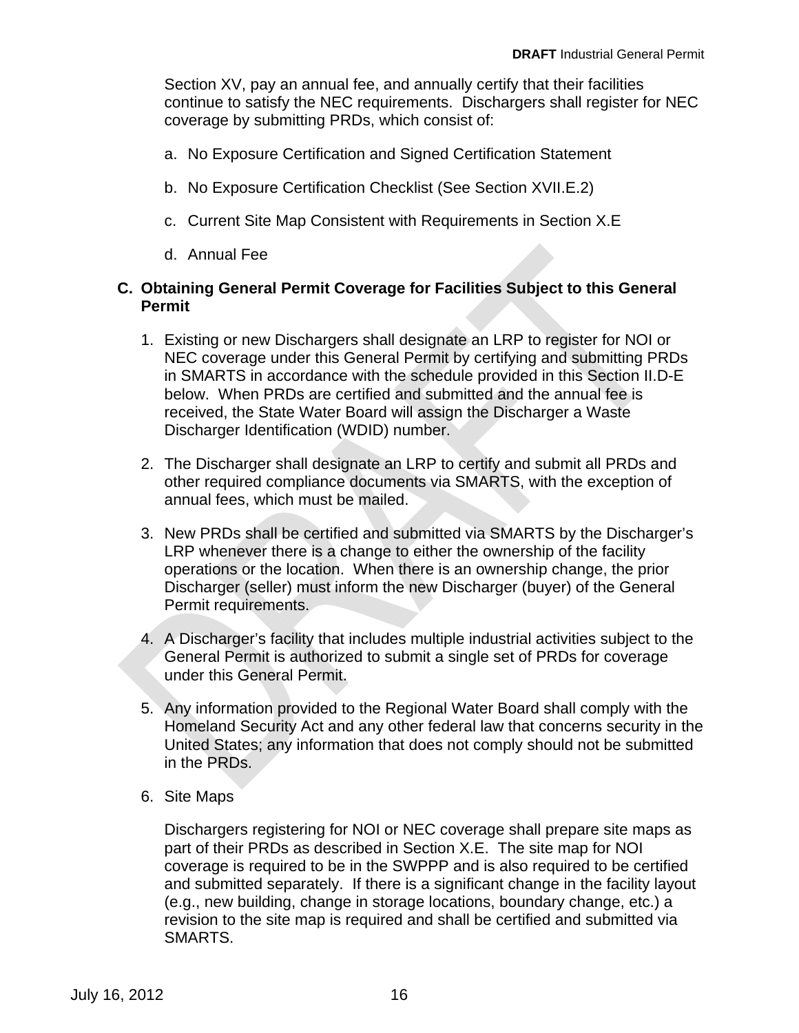Section XV, pay an annual fee, and annually certify that their facilities continue to satisfy the NEC requirements. Dischargers shall register for NEC coverage by submitting PRDs, which consist of:

a. No Exposure Certification and Signed Certification Statement

b. No Exposure Certification Checklist (See Section XVII.E.2)

c. Current Site Map Consistent with Requirements in Section X.E

d. Annual Fee

**C. Obtaining General Permit Coverage for Facilities Subject to this General Permit**

1. Existing or new Dischargers shall designate an LRP to register for NOI or NEC coverage under this General Permit by certifying and submitting PRDs in SMARTS in accordance with the schedule provided in this Section II.D-E below. When PRDs are certified and submitted and the annual fee is received, the State Water Board will assign the Discharger a Waste Discharger Identification (WDID) number.

2. The Discharger shall designate an LRP to certify and submit all PRDs and other required compliance documents via SMARTS, with the exception of annual fees, which must be mailed.

3. New PRDs shall be certified and submitted via SMARTS by the Discharger's LRP whenever there is a change to either the ownership of the facility operations or the location. When there is an ownership change, the prior Discharger (seller) must inform the new Discharger (buyer) of the General Permit requirements.

4. A Discharger's facility that includes multiple industrial activities subject to the General Permit is authorized to submit a single set of PRDs for coverage under this General Permit.

5. Any information provided to the Regional Water Board shall comply with the Homeland Security Act and any other federal law that concerns security in the United States; any information that does not comply should not be submitted in the PRDs.

6. Site Maps

   Dischargers registering for NOI or NEC coverage shall prepare site maps as part of their PRDs as described in Section X.E. The site map for NOI coverage is required to be in the SWPPP and is also required to be certified and submitted separately. If there is a significant change in the facility layout (e.g., new building, change in storage locations, boundary change, etc.) a revision to the site map is required and shall be certified and submitted via SMARTS.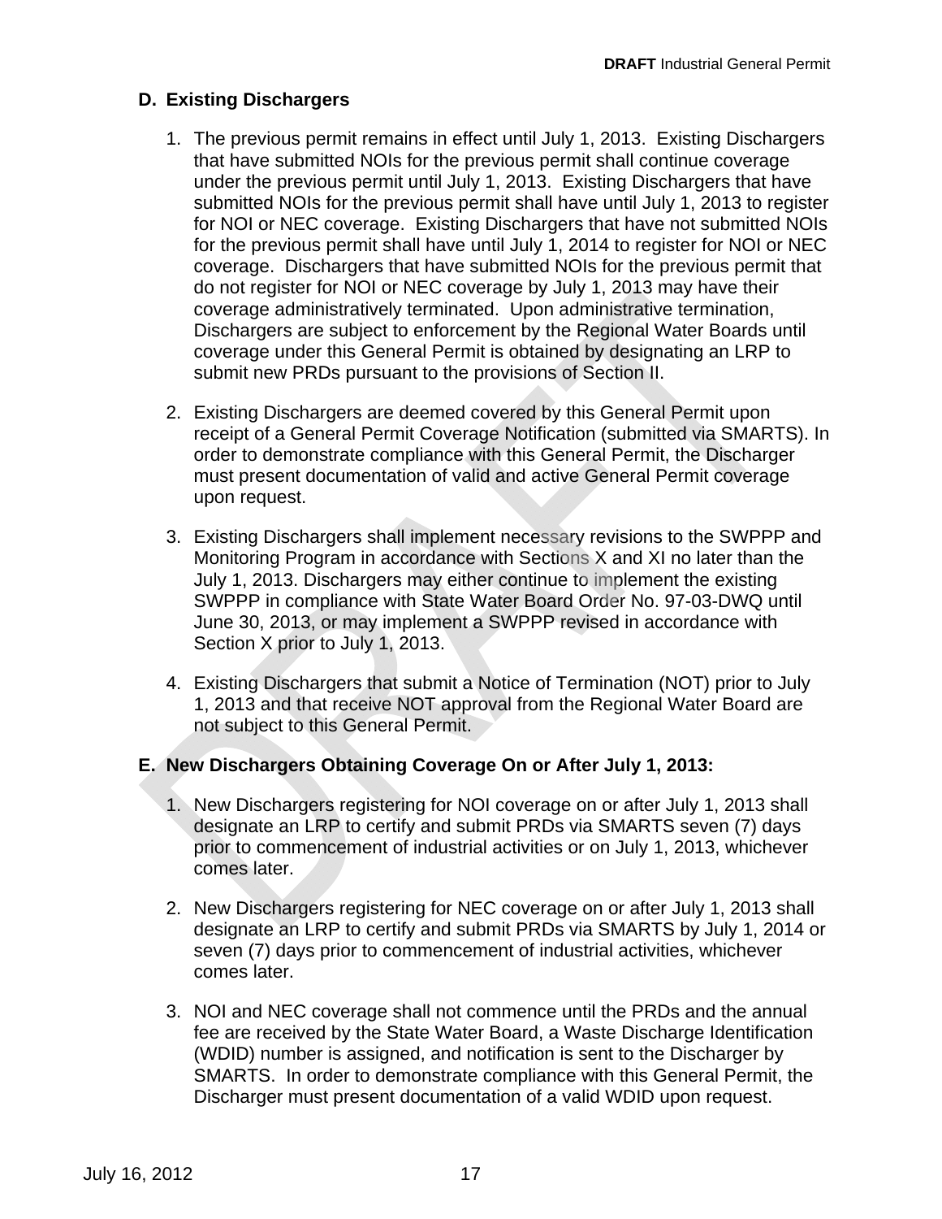## D. Existing Dischargers

1. The previous permit remains in effect until July 1, 2013. Existing Dischargers that have submitted NOIs for the previous permit shall continue coverage under the previous permit until July 1, 2013. Existing Dischargers that have submitted NOIs for the previous permit shall have until July 1, 2013 to register for NOI or NEC coverage. Existing Dischargers that have not submitted NOIs for the previous permit shall have until July 1, 2014 to register for NOI or NEC coverage. Dischargers that have submitted NOIs for the previous permit that do not register for NOI or NEC coverage by July 1, 2013 may have their coverage administratively terminated. Upon administrative termination, Dischargers are subject to enforcement by the Regional Water Boards until coverage under this General Permit is obtained by designating an LRP to submit new PRDs pursuant to the provisions of Section II.

2. Existing Dischargers are deemed covered by this General Permit upon receipt of a General Permit Coverage Notification (submitted via SMARTS). In order to demonstrate compliance with this General Permit, the Discharger must present documentation of valid and active General Permit coverage upon request.

3. Existing Dischargers shall implement necessary revisions to the SWPPP and Monitoring Program in accordance with Sections X and XI no later than the July 1, 2013. Dischargers may either continue to implement the existing SWPPP in compliance with State Water Board Order No. 97-03-DWQ until June 30, 2013, or may implement a SWPPP revised in accordance with Section X prior to July 1, 2013.

4. Existing Dischargers that submit a Notice of Termination (NOT) prior to July 1, 2013 and that receive NOT approval from the Regional Water Board are not subject to this General Permit.

## E. New Dischargers Obtaining Coverage On or After July 1, 2013:

1. New Dischargers registering for NOI coverage on or after July 1, 2013 shall designate an LRP to certify and submit PRDs via SMARTS seven (7) days prior to commencement of industrial activities or on July 1, 2013, whichever comes later.

2. New Dischargers registering for NEC coverage on or after July 1, 2013 shall designate an LRP to certify and submit PRDs via SMARTS by July 1, 2014 or seven (7) days prior to commencement of industrial activities, whichever comes later.

3. NOI and NEC coverage shall not commence until the PRDs and the annual fee are received by the State Water Board, a Waste Discharge Identification (WDID) number is assigned, and notification is sent to the Discharger by SMARTS. In order to demonstrate compliance with this General Permit, the Discharger must present documentation of a valid WDID upon request.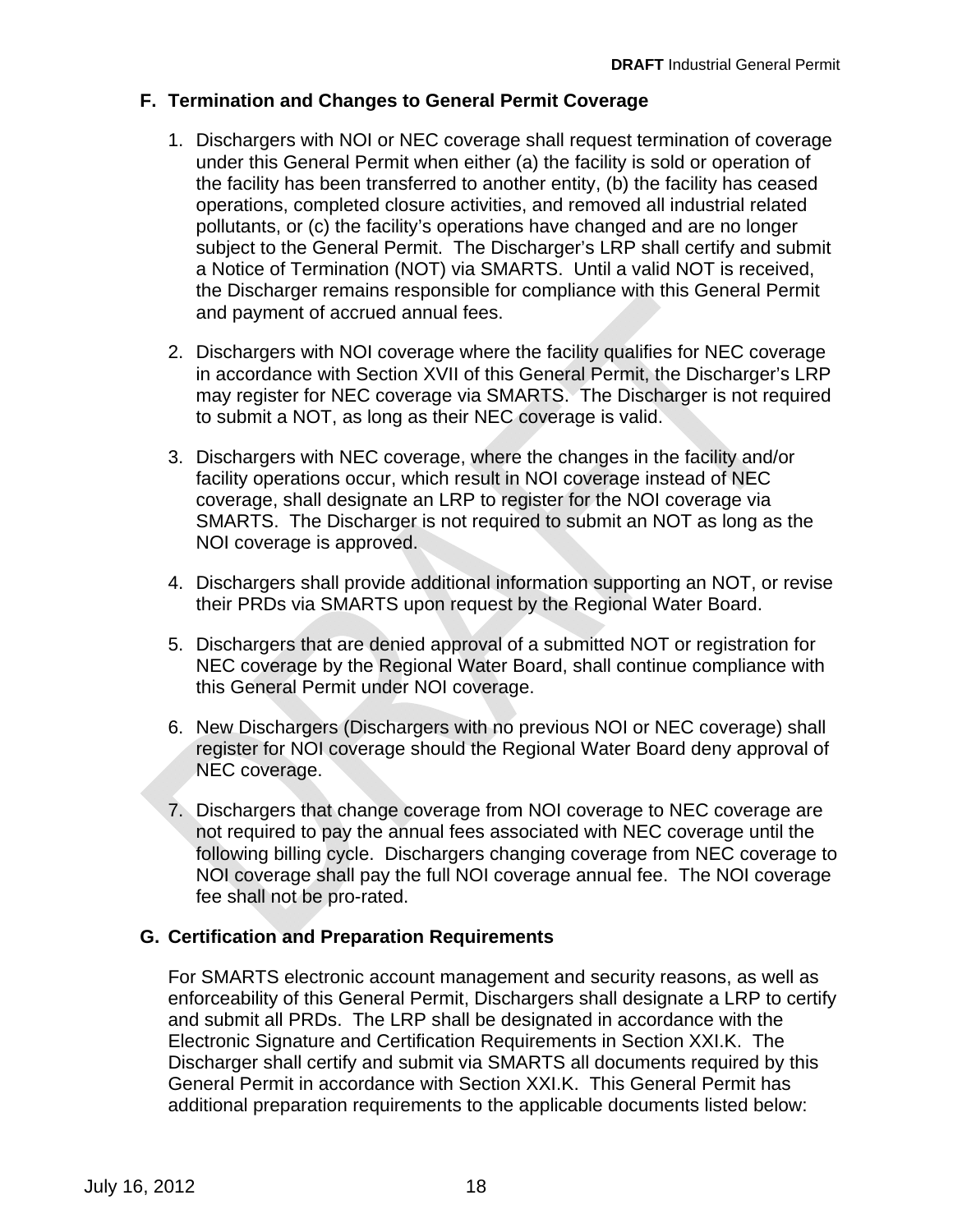### F. Termination and Changes to General Permit Coverage

1. Dischargers with NOI or NEC coverage shall request termination of coverage under this General Permit when either (a) the facility is sold or operation of the facility has been transferred to another entity, (b) the facility has ceased operations, completed closure activities, and removed all industrial related pollutants, or (c) the facility's operations have changed and are no longer subject to the General Permit. The Discharger's LRP shall certify and submit a Notice of Termination (NOT) via SMARTS. Until a valid NOT is received, the Discharger remains responsible for compliance with this General Permit and payment of accrued annual fees.

2. Dischargers with NOI coverage where the facility qualifies for NEC coverage in accordance with Section XVII of this General Permit, the Discharger's LRP may register for NEC coverage via SMARTS. The Discharger is not required to submit a NOT, as long as their NEC coverage is valid.

3. Dischargers with NEC coverage, where the changes in the facility and/or facility operations occur, which result in NOI coverage instead of NEC coverage, shall designate an LRP to register for the NOI coverage via SMARTS. The Discharger is not required to submit an NOT as long as the NOI coverage is approved.

4. Dischargers shall provide additional information supporting an NOT, or revise their PRDs via SMARTS upon request by the Regional Water Board.

5. Dischargers that are denied approval of a submitted NOT or registration for NEC coverage by the Regional Water Board, shall continue compliance with this General Permit under NOI coverage.

6. New Dischargers (Dischargers with no previous NOI or NEC coverage) shall register for NOI coverage should the Regional Water Board deny approval of NEC coverage.

7. Dischargers that change coverage from NOI coverage to NEC coverage are not required to pay the annual fees associated with NEC coverage until the following billing cycle. Dischargers changing coverage from NEC coverage to NOI coverage shall pay the full NOI coverage annual fee. The NOI coverage fee shall not be pro-rated.

### G. Certification and Preparation Requirements

For SMARTS electronic account management and security reasons, as well as enforceability of this General Permit, Dischargers shall designate a LRP to certify and submit all PRDs. The LRP shall be designated in accordance with the Electronic Signature and Certification Requirements in Section XXI.K. The Discharger shall certify and submit via SMARTS all documents required by this General Permit in accordance with Section XXI.K. This General Permit has additional preparation requirements to the applicable documents listed below: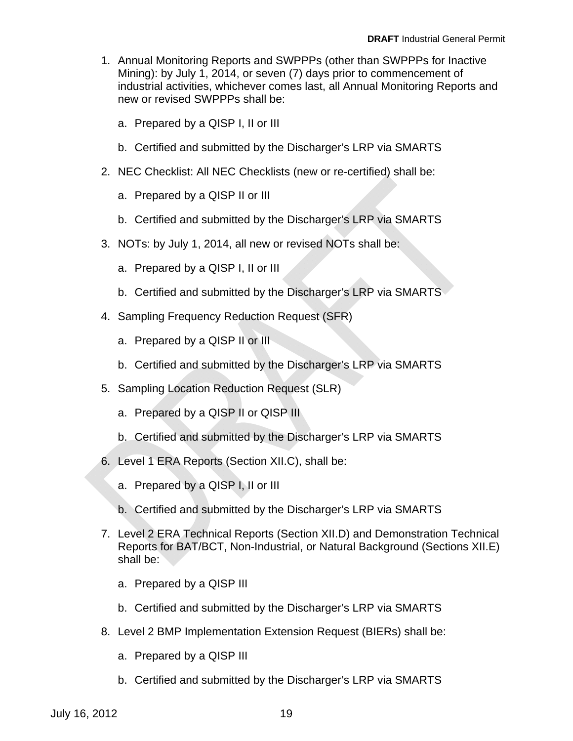1. Annual Monitoring Reports and SWPPPs (other than SWPPPs for Inactive Mining): by July 1, 2014, or seven (7) days prior to commencement of industrial activities, whichever comes last, all Annual Monitoring Reports and new or revised SWPPPs shall be:

    a. Prepared by a QISP I, II or III

    b. Certified and submitted by the Discharger's LRP via SMARTS

2. NEC Checklist: All NEC Checklists (new or re-certified) shall be:

    a. Prepared by a QISP II or III

    b. Certified and submitted by the Discharger's LRP via SMARTS

3. NOTs: by July 1, 2014, all new or revised NOTs shall be:

    a. Prepared by a QISP I, II or III

    b. Certified and submitted by the Discharger's LRP via SMARTS

4. Sampling Frequency Reduction Request (SFR)

    a. Prepared by a QISP II or III

    b. Certified and submitted by the Discharger's LRP via SMARTS

5. Sampling Location Reduction Request (SLR)

    a. Prepared by a QISP II or QISP III

    b. Certified and submitted by the Discharger's LRP via SMARTS

6. Level 1 ERA Reports (Section XII.C), shall be:

    a. Prepared by a QISP I, II or III

    b. Certified and submitted by the Discharger's LRP via SMARTS

7. Level 2 ERA Technical Reports (Section XII.D) and Demonstration Technical Reports for BAT/BCT, Non-Industrial, or Natural Background (Sections XII.E) shall be:

    a. Prepared by a QISP III

    b. Certified and submitted by the Discharger's LRP via SMARTS

8. Level 2 BMP Implementation Extension Request (BIERs) shall be:

    a. Prepared by a QISP III

    b. Certified and submitted by the Discharger's LRP via SMARTS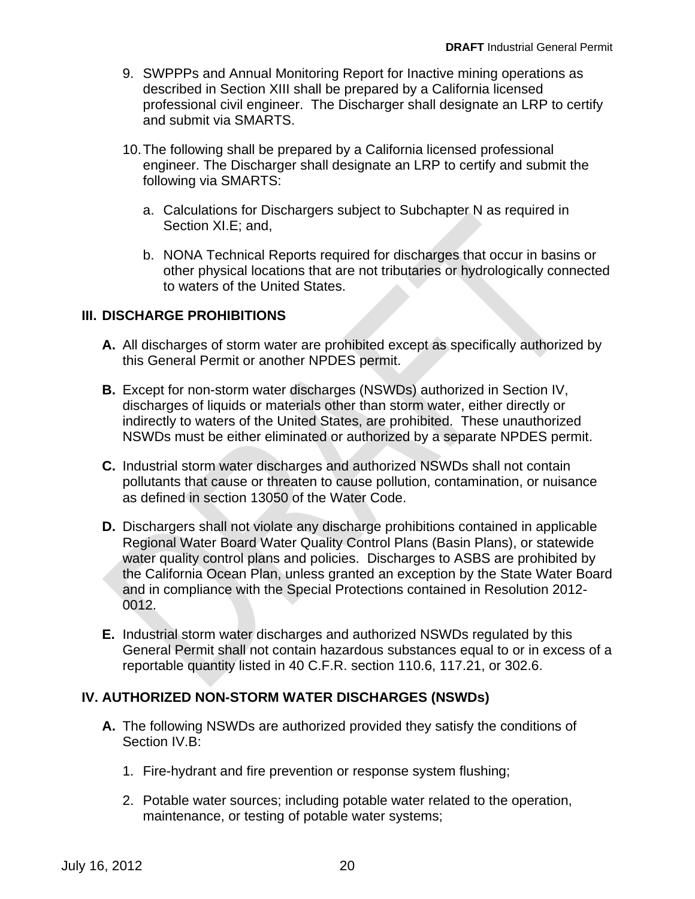9. SWPPPs and Annual Monitoring Report for Inactive mining operations as described in Section XIII shall be prepared by a California licensed professional civil engineer. The Discharger shall designate an LRP to certify and submit via SMARTS.

10. The following shall be prepared by a California licensed professional engineer. The Discharger shall designate an LRP to certify and submit the following via SMARTS:

    a. Calculations for Dischargers subject to Subchapter N as required in Section XI.E; and,

    b. NONA Technical Reports required for discharges that occur in basins or other physical locations that are not tributaries or hydrologically connected to waters of the United States.

## III. DISCHARGE PROHIBITIONS

**A.** All discharges of storm water are prohibited except as specifically authorized by this General Permit or another NPDES permit.

**B.** Except for non-storm water discharges (NSWDs) authorized in Section IV, discharges of liquids or materials other than storm water, either directly or indirectly to waters of the United States, are prohibited. These unauthorized NSWDs must be either eliminated or authorized by a separate NPDES permit.

**C.** Industrial storm water discharges and authorized NSWDs shall not contain pollutants that cause or threaten to cause pollution, contamination, or nuisance as defined in section 13050 of the Water Code.

**D.** Dischargers shall not violate any discharge prohibitions contained in applicable Regional Water Board Water Quality Control Plans (Basin Plans), or statewide water quality control plans and policies. Discharges to ASBS are prohibited by the California Ocean Plan, unless granted an exception by the State Water Board and in compliance with the Special Protections contained in Resolution 2012-0012.

**E.** Industrial storm water discharges and authorized NSWDs regulated by this General Permit shall not contain hazardous substances equal to or in excess of a reportable quantity listed in 40 C.F.R. section 110.6, 117.21, or 302.6.

## IV. AUTHORIZED NON-STORM WATER DISCHARGES (NSWDs)

**A.** The following NSWDs are authorized provided they satisfy the conditions of Section IV.B:

1. Fire-hydrant and fire prevention or response system flushing;

2. Potable water sources; including potable water related to the operation, maintenance, or testing of potable water systems;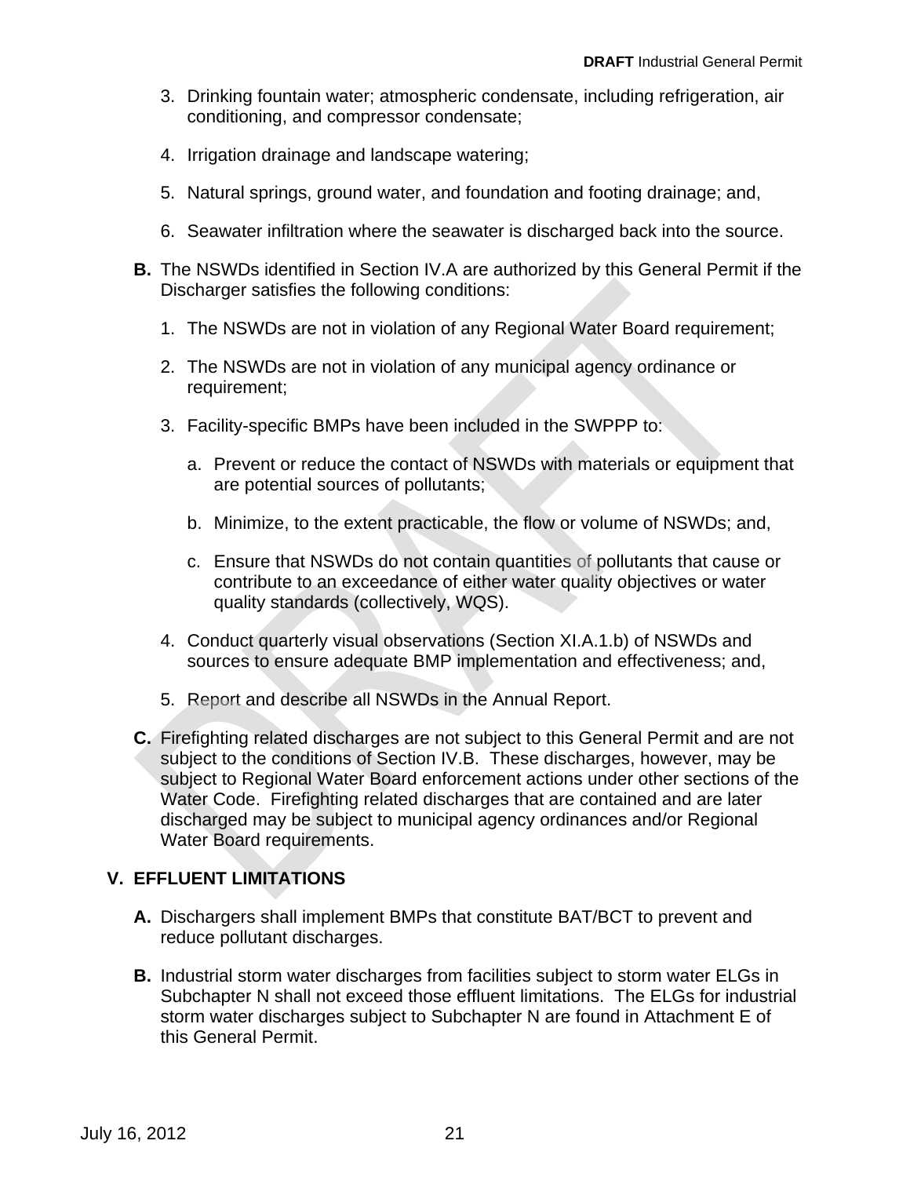3. Drinking fountain water; atmospheric condensate, including refrigeration, air conditioning, and compressor condensate;

4. Irrigation drainage and landscape watering;

5. Natural springs, ground water, and foundation and footing drainage; and,

6. Seawater infiltration where the seawater is discharged back into the source.

**B.** The NSWDs identified in Section IV.A are authorized by this General Permit if the Discharger satisfies the following conditions:

1. The NSWDs are not in violation of any Regional Water Board requirement;

2. The NSWDs are not in violation of any municipal agency ordinance or requirement;

3. Facility-specific BMPs have been included in the SWPPP to:

   a. Prevent or reduce the contact of NSWDs with materials or equipment that are potential sources of pollutants;

   b. Minimize, to the extent practicable, the flow or volume of NSWDs; and,

   c. Ensure that NSWDs do not contain quantities of pollutants that cause or contribute to an exceedance of either water quality objectives or water quality standards (collectively, WQS).

4. Conduct quarterly visual observations (Section XI.A.1.b) of NSWDs and sources to ensure adequate BMP implementation and effectiveness; and,

5. Report and describe all NSWDs in the Annual Report.

**C.** Firefighting related discharges are not subject to this General Permit and are not subject to the conditions of Section IV.B. These discharges, however, may be subject to Regional Water Board enforcement actions under other sections of the Water Code. Firefighting related discharges that are contained and are later discharged may be subject to municipal agency ordinances and/or Regional Water Board requirements.

## V. EFFLUENT LIMITATIONS

**A.** Dischargers shall implement BMPs that constitute BAT/BCT to prevent and reduce pollutant discharges.

**B.** Industrial storm water discharges from facilities subject to storm water ELGs in Subchapter N shall not exceed those effluent limitations. The ELGs for industrial storm water discharges subject to Subchapter N are found in Attachment E of this General Permit.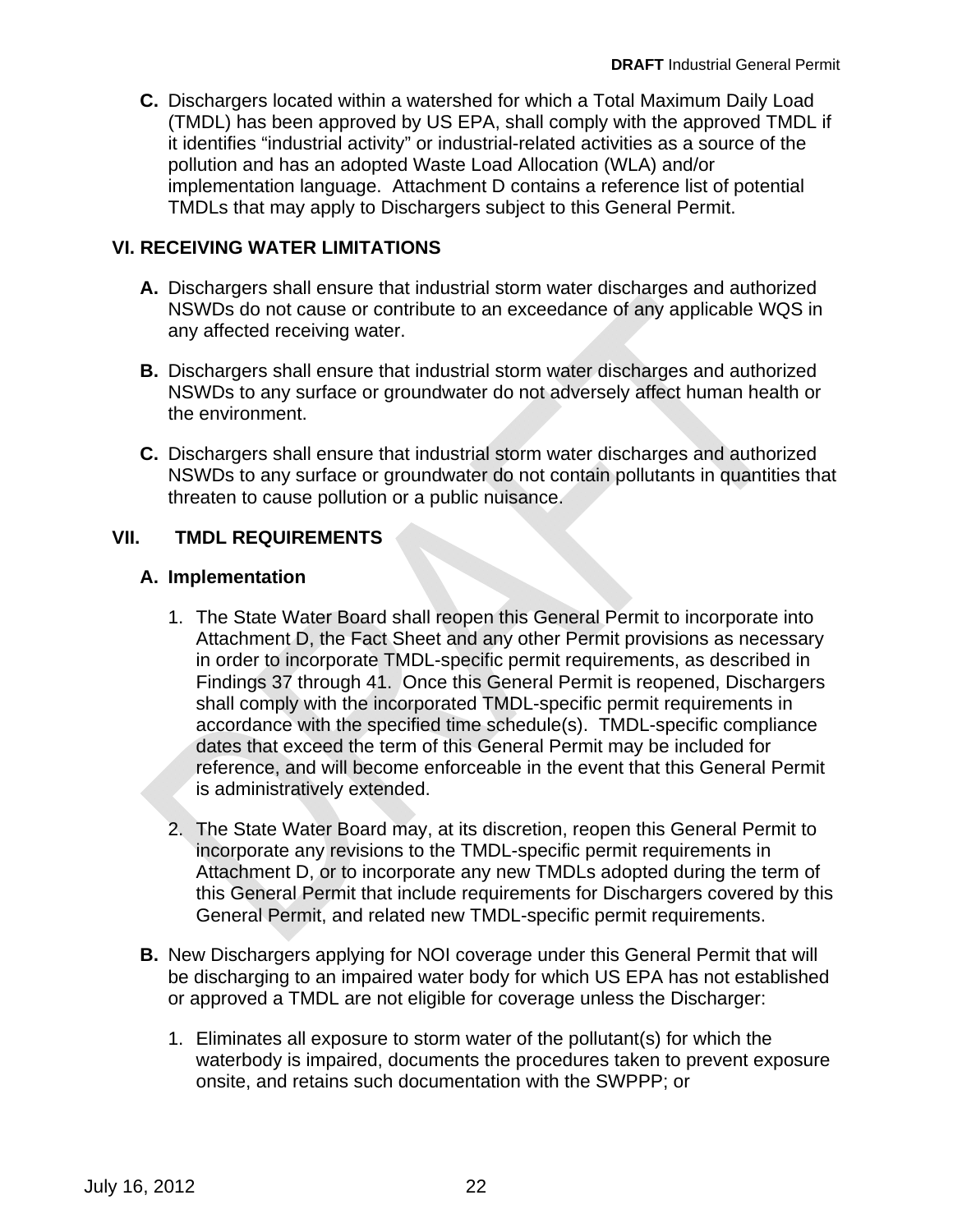**C.** Dischargers located within a watershed for which a Total Maximum Daily Load (TMDL) has been approved by US EPA, shall comply with the approved TMDL if it identifies "industrial activity" or industrial-related activities as a source of the pollution and has an adopted Waste Load Allocation (WLA) and/or implementation language. Attachment D contains a reference list of potential TMDLs that may apply to Dischargers subject to this General Permit.

## VI. RECEIVING WATER LIMITATIONS

**A.** Dischargers shall ensure that industrial storm water discharges and authorized NSWDs do not cause or contribute to an exceedance of any applicable WQS in any affected receiving water.

**B.** Dischargers shall ensure that industrial storm water discharges and authorized NSWDs to any surface or groundwater do not adversely affect human health or the environment.

**C.** Dischargers shall ensure that industrial storm water discharges and authorized NSWDs to any surface or groundwater do not contain pollutants in quantities that threaten to cause pollution or a public nuisance.

## VII. TMDL REQUIREMENTS

### A. Implementation

1. The State Water Board shall reopen this General Permit to incorporate into Attachment D, the Fact Sheet and any other Permit provisions as necessary in order to incorporate TMDL-specific permit requirements, as described in Findings 37 through 41. Once this General Permit is reopened, Dischargers shall comply with the incorporated TMDL-specific permit requirements in accordance with the specified time schedule(s). TMDL-specific compliance dates that exceed the term of this General Permit may be included for reference, and will become enforceable in the event that this General Permit is administratively extended.

2. The State Water Board may, at its discretion, reopen this General Permit to incorporate any revisions to the TMDL-specific permit requirements in Attachment D, or to incorporate any new TMDLs adopted during the term of this General Permit that include requirements for Dischargers covered by this General Permit, and related new TMDL-specific permit requirements.

**B.** New Dischargers applying for NOI coverage under this General Permit that will be discharging to an impaired water body for which US EPA has not established or approved a TMDL are not eligible for coverage unless the Discharger:

1. Eliminates all exposure to storm water of the pollutant(s) for which the waterbody is impaired, documents the procedures taken to prevent exposure onsite, and retains such documentation with the SWPPP; or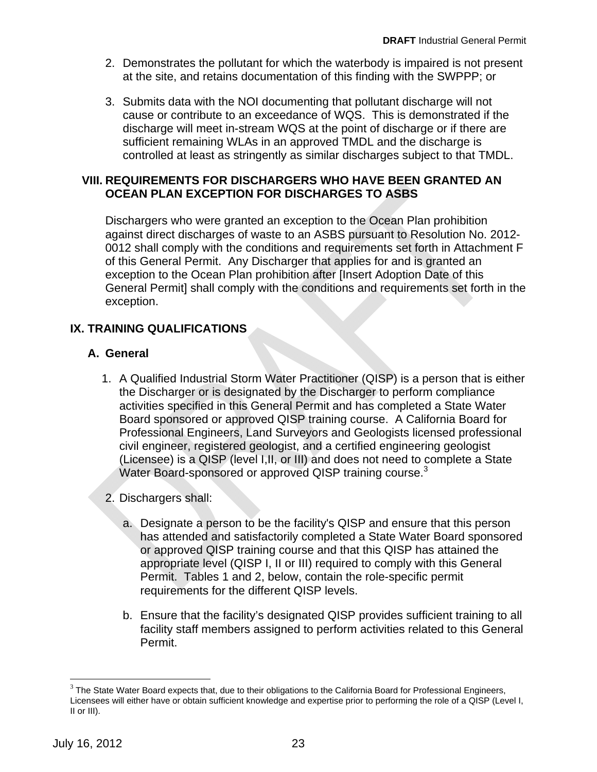2. Demonstrates the pollutant for which the waterbody is impaired is not present at the site, and retains documentation of this finding with the SWPPP; or

3. Submits data with the NOI documenting that pollutant discharge will not cause or contribute to an exceedance of WQS. This is demonstrated if the discharge will meet in-stream WQS at the point of discharge or if there are sufficient remaining WLAs in an approved TMDL and the discharge is controlled at least as stringently as similar discharges subject to that TMDL.

## VIII. REQUIREMENTS FOR DISCHARGERS WHO HAVE BEEN GRANTED AN OCEAN PLAN EXCEPTION FOR DISCHARGES TO ASBS

Dischargers who were granted an exception to the Ocean Plan prohibition against direct discharges of waste to an ASBS pursuant to Resolution No. 2012-0012 shall comply with the conditions and requirements set forth in Attachment F of this General Permit. Any Discharger that applies for and is granted an exception to the Ocean Plan prohibition after [Insert Adoption Date of this General Permit] shall comply with the conditions and requirements set forth in the exception.

## IX. TRAINING QUALIFICATIONS

### A. General

1. A Qualified Industrial Storm Water Practitioner (QISP) is a person that is either the Discharger or is designated by the Discharger to perform compliance activities specified in this General Permit and has completed a State Water Board sponsored or approved QISP training course. A California Board for Professional Engineers, Land Surveyors and Geologists licensed professional civil engineer, registered geologist, and a certified engineering geologist (Licensee) is a QISP (level I,II, or III) and does not need to complete a State Water Board-sponsored or approved QISP training course.[3]

2. Dischargers shall:

   a. Designate a person to be the facility's QISP and ensure that this person has attended and satisfactorily completed a State Water Board sponsored or approved QISP training course and that this QISP has attained the appropriate level (QISP I, II or III) required to comply with this General Permit. Tables 1 and 2, below, contain the role-specific permit requirements for the different QISP levels.

   b. Ensure that the facility's designated QISP provides sufficient training to all facility staff members assigned to perform activities related to this General Permit.

---

[3] The State Water Board expects that, due to their obligations to the California Board for Professional Engineers, Licensees will either have or obtain sufficient knowledge and expertise prior to performing the role of a QISP (Level I, II or III).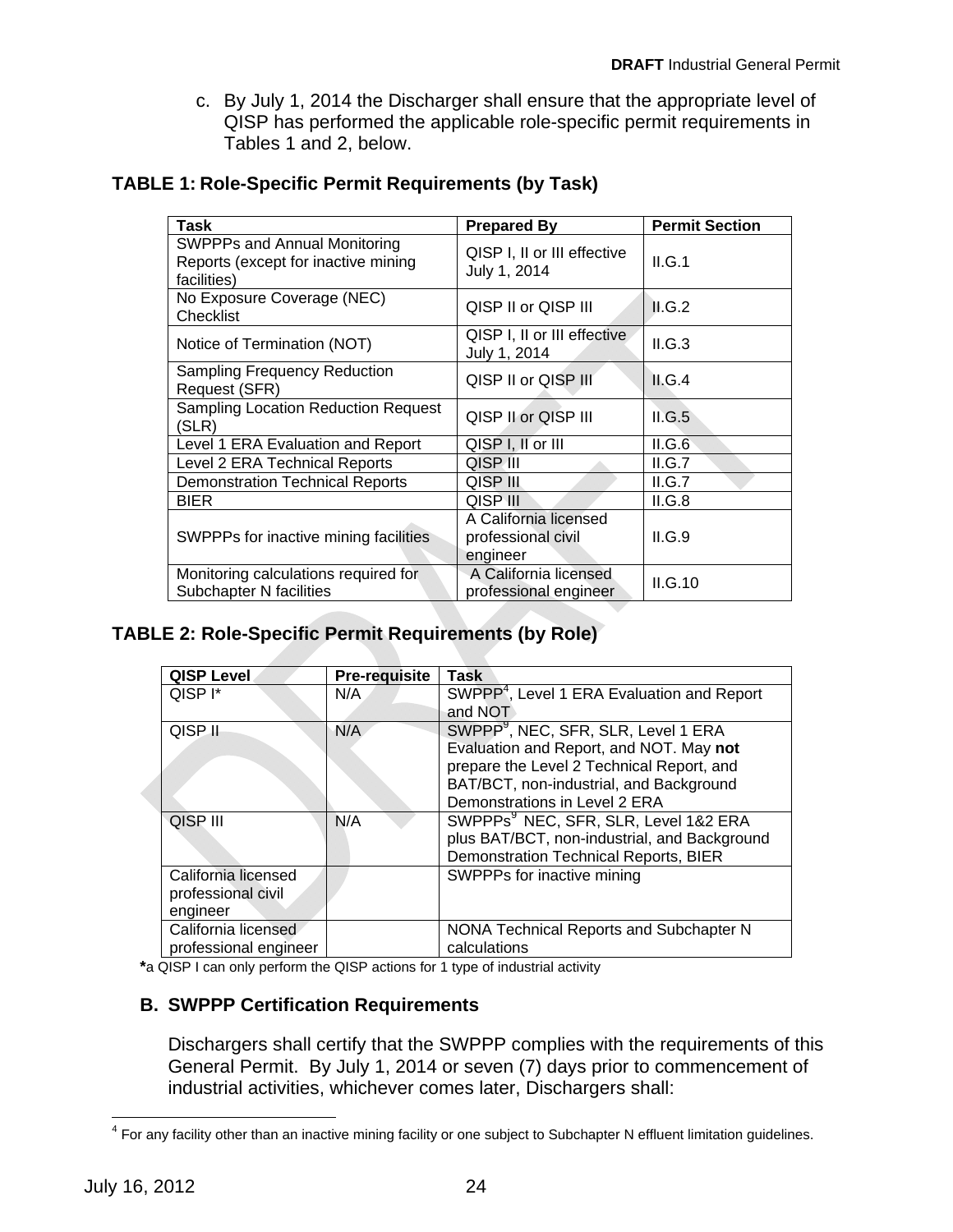c. By July 1, 2014 the Discharger shall ensure that the appropriate level of QISP has performed the applicable role-specific permit requirements in Tables 1 and 2, below.

**TABLE 1: Role-Specific Permit Requirements (by Task)**

| Task | Prepared By | Permit Section |
|---|---|---|
| SWPPPs and Annual Monitoring Reports (except for inactive mining facilities) | QISP I, II or III effective July 1, 2014 | II.G.1 |
| No Exposure Coverage (NEC) Checklist | QISP II or QISP III | II.G.2 |
| Notice of Termination (NOT) | QISP I, II or III effective July 1, 2014 | II.G.3 |
| Sampling Frequency Reduction Request (SFR) | QISP II or QISP III | II.G.4 |
| Sampling Location Reduction Request (SLR) | QISP II or QISP III | II.G.5 |
| Level 1 ERA Evaluation and Report | QISP I, II or III | II.G.6 |
| Level 2 ERA Technical Reports | QISP III | II.G.7 |
| Demonstration Technical Reports | QISP III | II.G.7 |
| BIER | QISP III | II.G.8 |
| SWPPPs for inactive mining facilities | A California licensed professional civil engineer | II.G.9 |
| Monitoring calculations required for Subchapter N facilities | A California licensed professional engineer | II.G.10 |

**TABLE 2: Role-Specific Permit Requirements (by Role)**

| QISP Level | Pre-requisite | Task |
|---|---|---|
| QISP I* | N/A | SWPPP[4], Level 1 ERA Evaluation and Report and NOT |
| QISP II | N/A | SWPPP[9], NEC, SFR, SLR, Level 1 ERA Evaluation and Report, and NOT. May **not** prepare the Level 2 Technical Report, and BAT/BCT, non-industrial, and Background Demonstrations in Level 2 ERA |
| QISP III | N/A | SWPPPs[9] NEC, SFR, SLR, Level 1&2 ERA plus BAT/BCT, non-industrial, and Background Demonstration Technical Reports, BIER |
| California licensed professional civil engineer | | SWPPPs for inactive mining |
| California licensed professional engineer | | NONA Technical Reports and Subchapter N calculations |

**\***a QISP I can only perform the QISP actions for 1 type of industrial activity

### B. SWPPP Certification Requirements

Dischargers shall certify that the SWPPP complies with the requirements of this General Permit. By July 1, 2014 or seven (7) days prior to commencement of industrial activities, whichever comes later, Dischargers shall:

[4] For any facility other than an inactive mining facility or one subject to Subchapter N effluent limitation guidelines.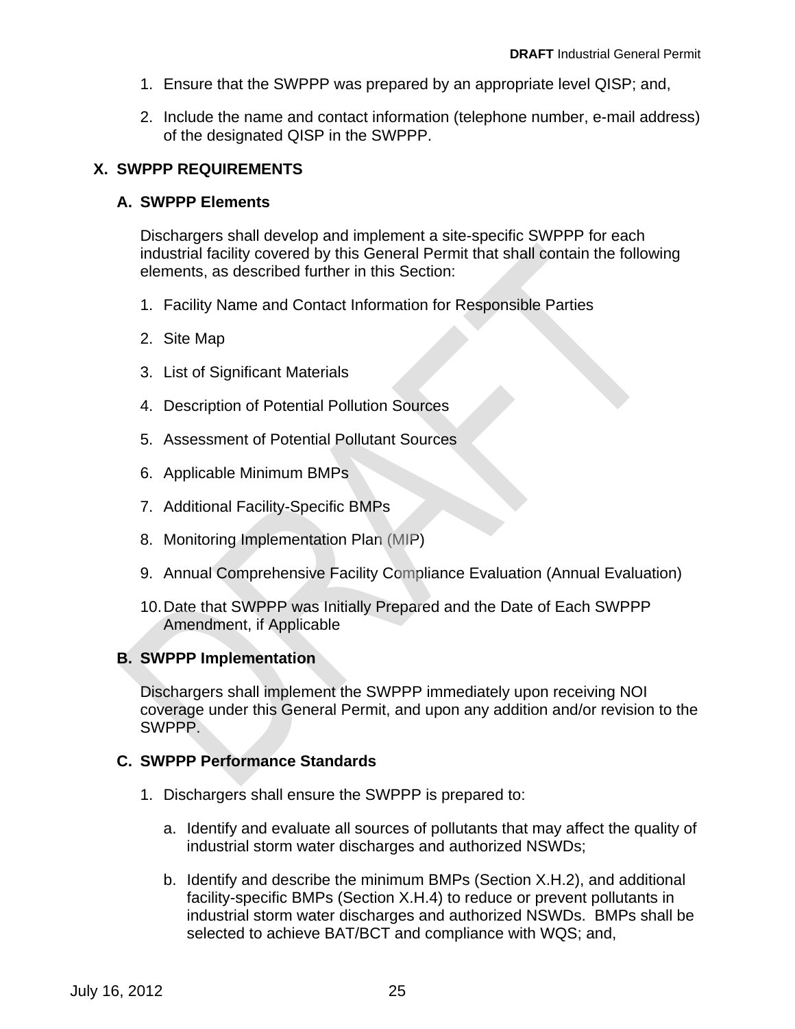1. Ensure that the SWPPP was prepared by an appropriate level QISP; and,

2. Include the name and contact information (telephone number, e-mail address) of the designated QISP in the SWPPP.

## X. SWPPP REQUIREMENTS

### A. SWPPP Elements

Dischargers shall develop and implement a site-specific SWPPP for each industrial facility covered by this General Permit that shall contain the following elements, as described further in this Section:

1. Facility Name and Contact Information for Responsible Parties
2. Site Map
3. List of Significant Materials
4. Description of Potential Pollution Sources
5. Assessment of Potential Pollutant Sources
6. Applicable Minimum BMPs
7. Additional Facility-Specific BMPs
8. Monitoring Implementation Plan (MIP)
9. Annual Comprehensive Facility Compliance Evaluation (Annual Evaluation)
10. Date that SWPPP was Initially Prepared and the Date of Each SWPPP Amendment, if Applicable

### B. SWPPP Implementation

Dischargers shall implement the SWPPP immediately upon receiving NOI coverage under this General Permit, and upon any addition and/or revision to the SWPPP.

### C. SWPPP Performance Standards

1. Dischargers shall ensure the SWPPP is prepared to:

   a. Identify and evaluate all sources of pollutants that may affect the quality of industrial storm water discharges and authorized NSWDs;

   b. Identify and describe the minimum BMPs (Section X.H.2), and additional facility-specific BMPs (Section X.H.4) to reduce or prevent pollutants in industrial storm water discharges and authorized NSWDs. BMPs shall be selected to achieve BAT/BCT and compliance with WQS; and,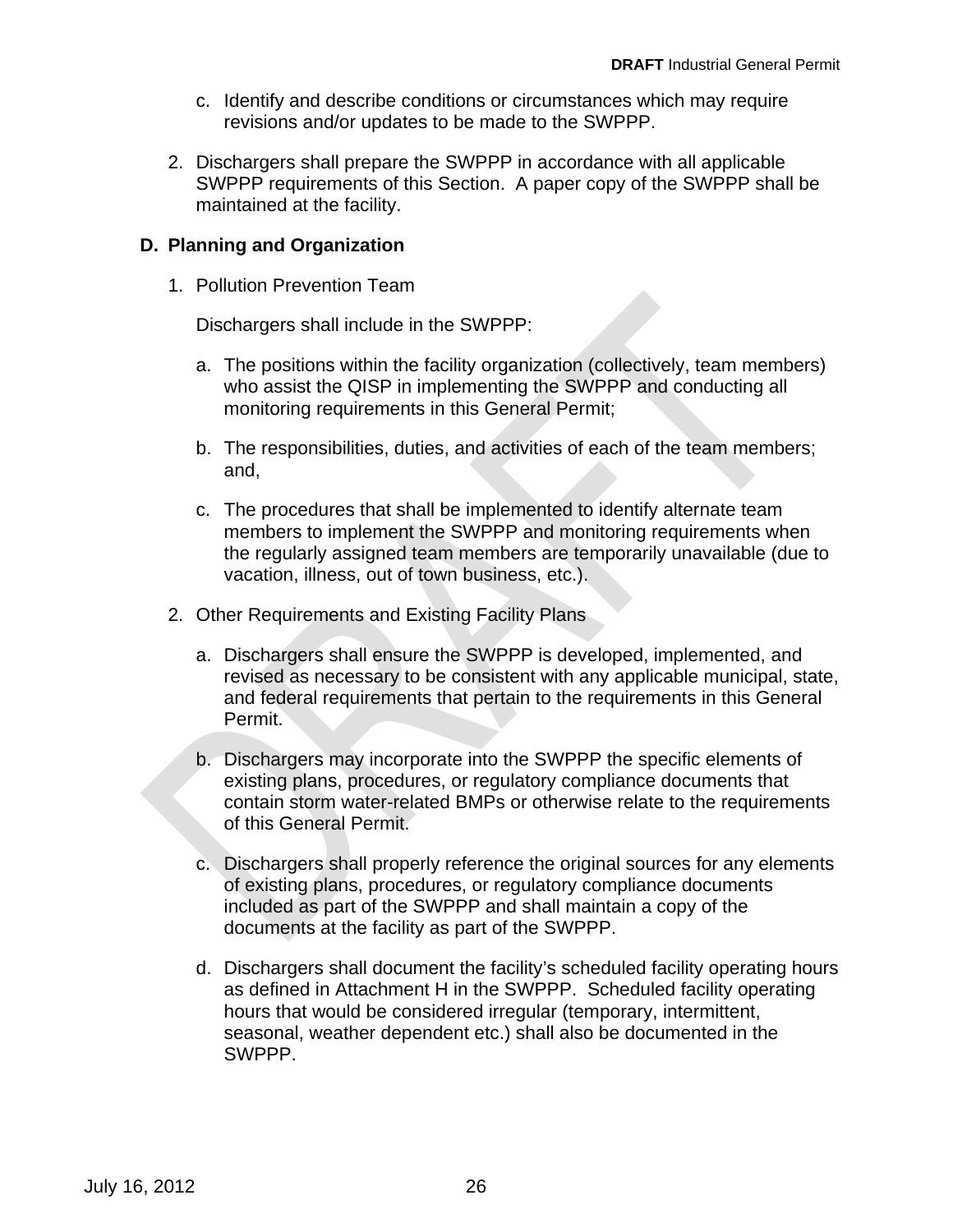c. Identify and describe conditions or circumstances which may require revisions and/or updates to be made to the SWPPP.

2. Dischargers shall prepare the SWPPP in accordance with all applicable SWPPP requirements of this Section. A paper copy of the SWPPP shall be maintained at the facility.

### D. Planning and Organization

1. Pollution Prevention Team

   Dischargers shall include in the SWPPP:

   a. The positions within the facility organization (collectively, team members) who assist the QISP in implementing the SWPPP and conducting all monitoring requirements in this General Permit;

   b. The responsibilities, duties, and activities of each of the team members; and,

   c. The procedures that shall be implemented to identify alternate team members to implement the SWPPP and monitoring requirements when the regularly assigned team members are temporarily unavailable (due to vacation, illness, out of town business, etc.).

2. Other Requirements and Existing Facility Plans

   a. Dischargers shall ensure the SWPPP is developed, implemented, and revised as necessary to be consistent with any applicable municipal, state, and federal requirements that pertain to the requirements in this General Permit.

   b. Dischargers may incorporate into the SWPPP the specific elements of existing plans, procedures, or regulatory compliance documents that contain storm water-related BMPs or otherwise relate to the requirements of this General Permit.

   c. Dischargers shall properly reference the original sources for any elements of existing plans, procedures, or regulatory compliance documents included as part of the SWPPP and shall maintain a copy of the documents at the facility as part of the SWPPP.

   d. Dischargers shall document the facility's scheduled facility operating hours as defined in Attachment H in the SWPPP. Scheduled facility operating hours that would be considered irregular (temporary, intermittent, seasonal, weather dependent etc.) shall also be documented in the SWPPP.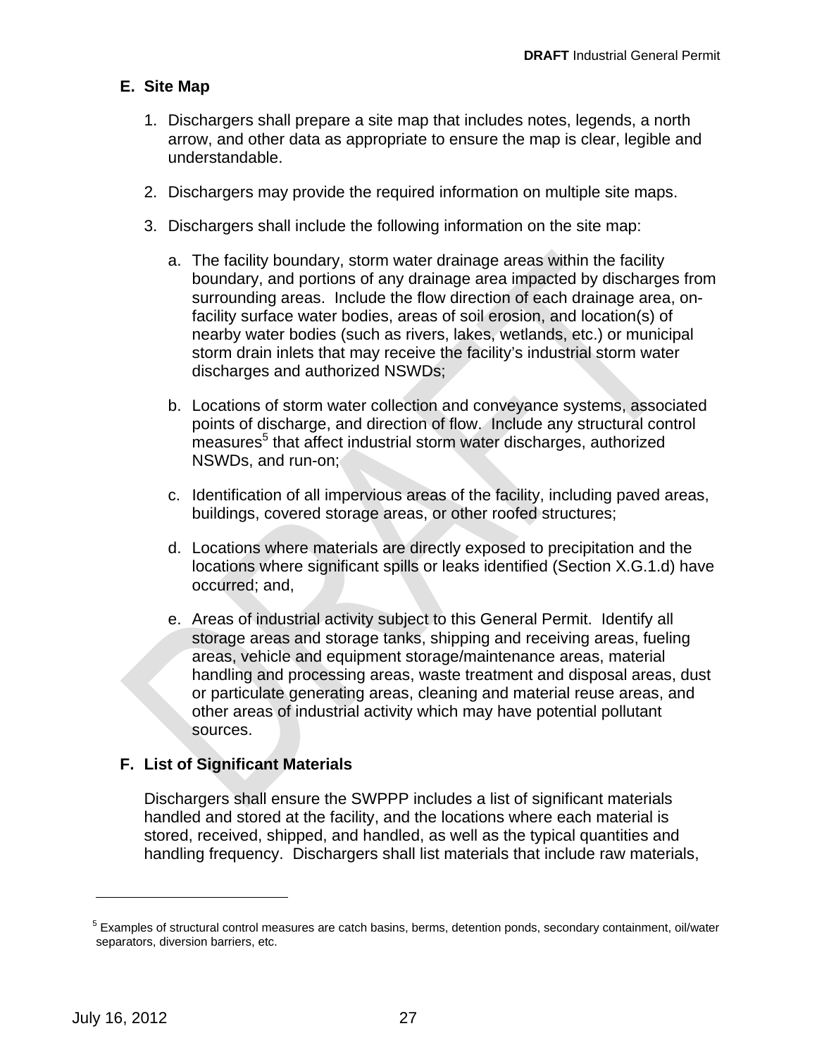## E. Site Map

1. Dischargers shall prepare a site map that includes notes, legends, a north arrow, and other data as appropriate to ensure the map is clear, legible and understandable.

2. Dischargers may provide the required information on multiple site maps.

3. Dischargers shall include the following information on the site map:

   a. The facility boundary, storm water drainage areas within the facility boundary, and portions of any drainage area impacted by discharges from surrounding areas. Include the flow direction of each drainage area, on-facility surface water bodies, areas of soil erosion, and location(s) of nearby water bodies (such as rivers, lakes, wetlands, etc.) or municipal storm drain inlets that may receive the facility's industrial storm water discharges and authorized NSWDs;

   b. Locations of storm water collection and conveyance systems, associated points of discharge, and direction of flow. Include any structural control measures[5] that affect industrial storm water discharges, authorized NSWDs, and run-on;

   c. Identification of all impervious areas of the facility, including paved areas, buildings, covered storage areas, or other roofed structures;

   d. Locations where materials are directly exposed to precipitation and the locations where significant spills or leaks identified (Section X.G.1.d) have occurred; and,

   e. Areas of industrial activity subject to this General Permit. Identify all storage areas and storage tanks, shipping and receiving areas, fueling areas, vehicle and equipment storage/maintenance areas, material handling and processing areas, waste treatment and disposal areas, dust or particulate generating areas, cleaning and material reuse areas, and other areas of industrial activity which may have potential pollutant sources.

## F. List of Significant Materials

Dischargers shall ensure the SWPPP includes a list of significant materials handled and stored at the facility, and the locations where each material is stored, received, shipped, and handled, as well as the typical quantities and handling frequency. Dischargers shall list materials that include raw materials,

---

[5] Examples of structural control measures are catch basins, berms, detention ponds, secondary containment, oil/water separators, diversion barriers, etc.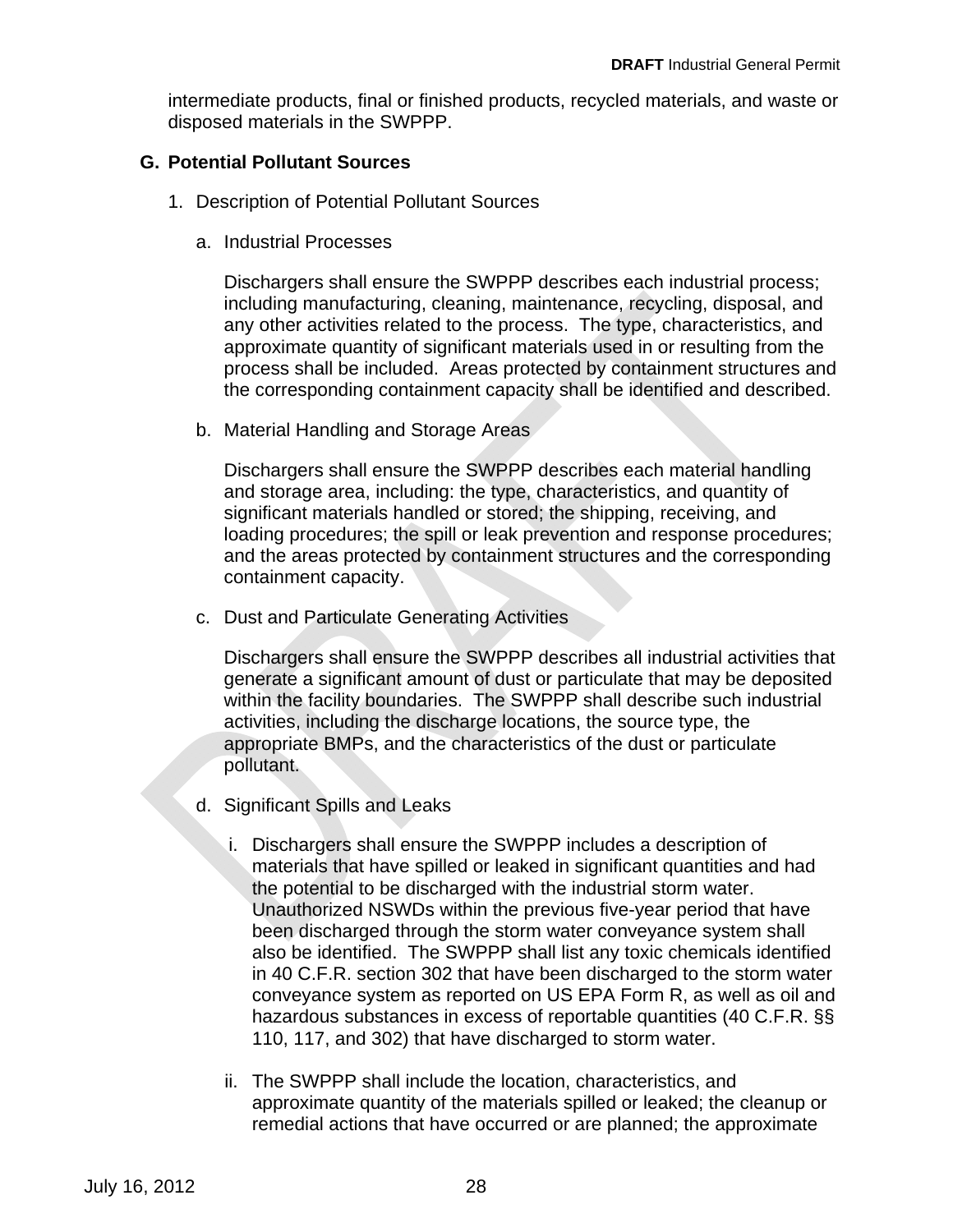intermediate products, final or finished products, recycled materials, and waste or disposed materials in the SWPPP.

### G. Potential Pollutant Sources

1. Description of Potential Pollutant Sources

   a. Industrial Processes

      Dischargers shall ensure the SWPPP describes each industrial process; including manufacturing, cleaning, maintenance, recycling, disposal, and any other activities related to the process. The type, characteristics, and approximate quantity of significant materials used in or resulting from the process shall be included. Areas protected by containment structures and the corresponding containment capacity shall be identified and described.

   b. Material Handling and Storage Areas

      Dischargers shall ensure the SWPPP describes each material handling and storage area, including: the type, characteristics, and quantity of significant materials handled or stored; the shipping, receiving, and loading procedures; the spill or leak prevention and response procedures; and the areas protected by containment structures and the corresponding containment capacity.

   c. Dust and Particulate Generating Activities

      Dischargers shall ensure the SWPPP describes all industrial activities that generate a significant amount of dust or particulate that may be deposited within the facility boundaries. The SWPPP shall describe such industrial activities, including the discharge locations, the source type, the appropriate BMPs, and the characteristics of the dust or particulate pollutant.

   d. Significant Spills and Leaks

      i. Dischargers shall ensure the SWPPP includes a description of materials that have spilled or leaked in significant quantities and had the potential to be discharged with the industrial storm water. Unauthorized NSWDs within the previous five-year period that have been discharged through the storm water conveyance system shall also be identified. The SWPPP shall list any toxic chemicals identified in 40 C.F.R. section 302 that have been discharged to the storm water conveyance system as reported on US EPA Form R, as well as oil and hazardous substances in excess of reportable quantities (40 C.F.R. §§ 110, 117, and 302) that have discharged to storm water.

      ii. The SWPPP shall include the location, characteristics, and approximate quantity of the materials spilled or leaked; the cleanup or remedial actions that have occurred or are planned; the approximate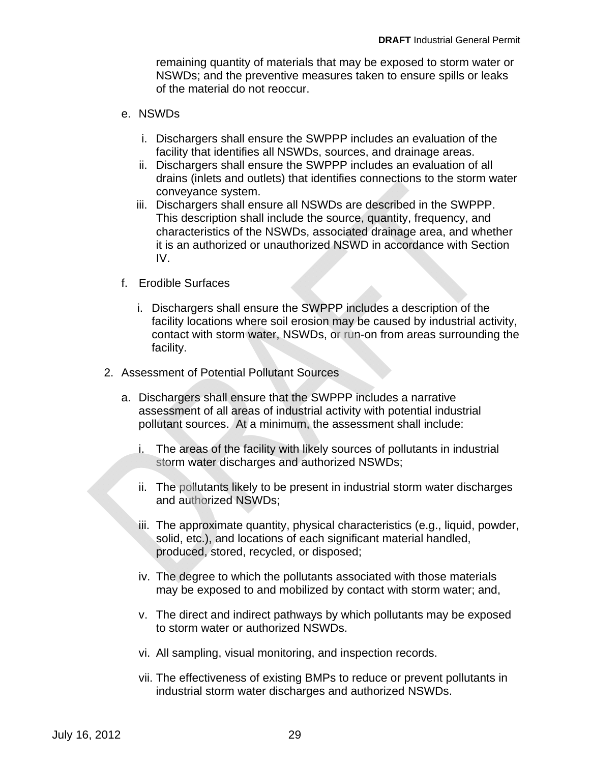remaining quantity of materials that may be exposed to storm water or NSWDs; and the preventive measures taken to ensure spills or leaks of the material do not reoccur.

e. NSWDs

   i. Dischargers shall ensure the SWPPP includes an evaluation of the facility that identifies all NSWDs, sources, and drainage areas.
   ii. Dischargers shall ensure the SWPPP includes an evaluation of all drains (inlets and outlets) that identifies connections to the storm water conveyance system.
   iii. Dischargers shall ensure all NSWDs are described in the SWPPP. This description shall include the source, quantity, frequency, and characteristics of the NSWDs, associated drainage area, and whether it is an authorized or unauthorized NSWD in accordance with Section IV.

f. Erodible Surfaces

   i. Dischargers shall ensure the SWPPP includes a description of the facility locations where soil erosion may be caused by industrial activity, contact with storm water, NSWDs, or run-on from areas surrounding the facility.

2. Assessment of Potential Pollutant Sources

   a. Dischargers shall ensure that the SWPPP includes a narrative assessment of all areas of industrial activity with potential industrial pollutant sources. At a minimum, the assessment shall include:

      i. The areas of the facility with likely sources of pollutants in industrial storm water discharges and authorized NSWDs;

      ii. The pollutants likely to be present in industrial storm water discharges and authorized NSWDs;

      iii. The approximate quantity, physical characteristics (e.g., liquid, powder, solid, etc.), and locations of each significant material handled, produced, stored, recycled, or disposed;

      iv. The degree to which the pollutants associated with those materials may be exposed to and mobilized by contact with storm water; and,

      v. The direct and indirect pathways by which pollutants may be exposed to storm water or authorized NSWDs.

      vi. All sampling, visual monitoring, and inspection records.

      vii. The effectiveness of existing BMPs to reduce or prevent pollutants in industrial storm water discharges and authorized NSWDs.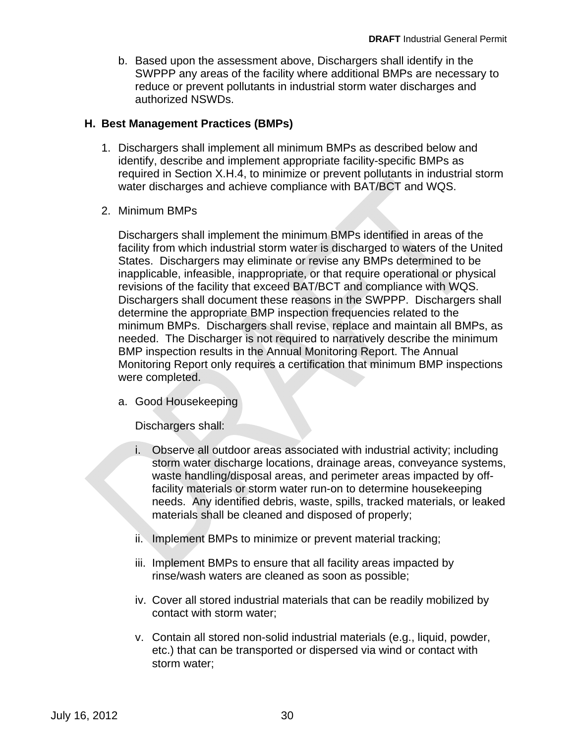b. Based upon the assessment above, Dischargers shall identify in the SWPPP any areas of the facility where additional BMPs are necessary to reduce or prevent pollutants in industrial storm water discharges and authorized NSWDs.

## H. Best Management Practices (BMPs)

1. Dischargers shall implement all minimum BMPs as described below and identify, describe and implement appropriate facility-specific BMPs as required in Section X.H.4, to minimize or prevent pollutants in industrial storm water discharges and achieve compliance with BAT/BCT and WQS.

2. Minimum BMPs

   Dischargers shall implement the minimum BMPs identified in areas of the facility from which industrial storm water is discharged to waters of the United States. Dischargers may eliminate or revise any BMPs determined to be inapplicable, infeasible, inappropriate, or that require operational or physical revisions of the facility that exceed BAT/BCT and compliance with WQS. Dischargers shall document these reasons in the SWPPP. Dischargers shall determine the appropriate BMP inspection frequencies related to the minimum BMPs. Dischargers shall revise, replace and maintain all BMPs, as needed. The Discharger is not required to narratively describe the minimum BMP inspection results in the Annual Monitoring Report. The Annual Monitoring Report only requires a certification that minimum BMP inspections were completed.

   a. Good Housekeeping

      Dischargers shall:

      i. Observe all outdoor areas associated with industrial activity; including storm water discharge locations, drainage areas, conveyance systems, waste handling/disposal areas, and perimeter areas impacted by off-facility materials or storm water run-on to determine housekeeping needs. Any identified debris, waste, spills, tracked materials, or leaked materials shall be cleaned and disposed of properly;

      ii. Implement BMPs to minimize or prevent material tracking;

      iii. Implement BMPs to ensure that all facility areas impacted by rinse/wash waters are cleaned as soon as possible;

      iv. Cover all stored industrial materials that can be readily mobilized by contact with storm water;

      v. Contain all stored non-solid industrial materials (e.g., liquid, powder, etc.) that can be transported or dispersed via wind or contact with storm water;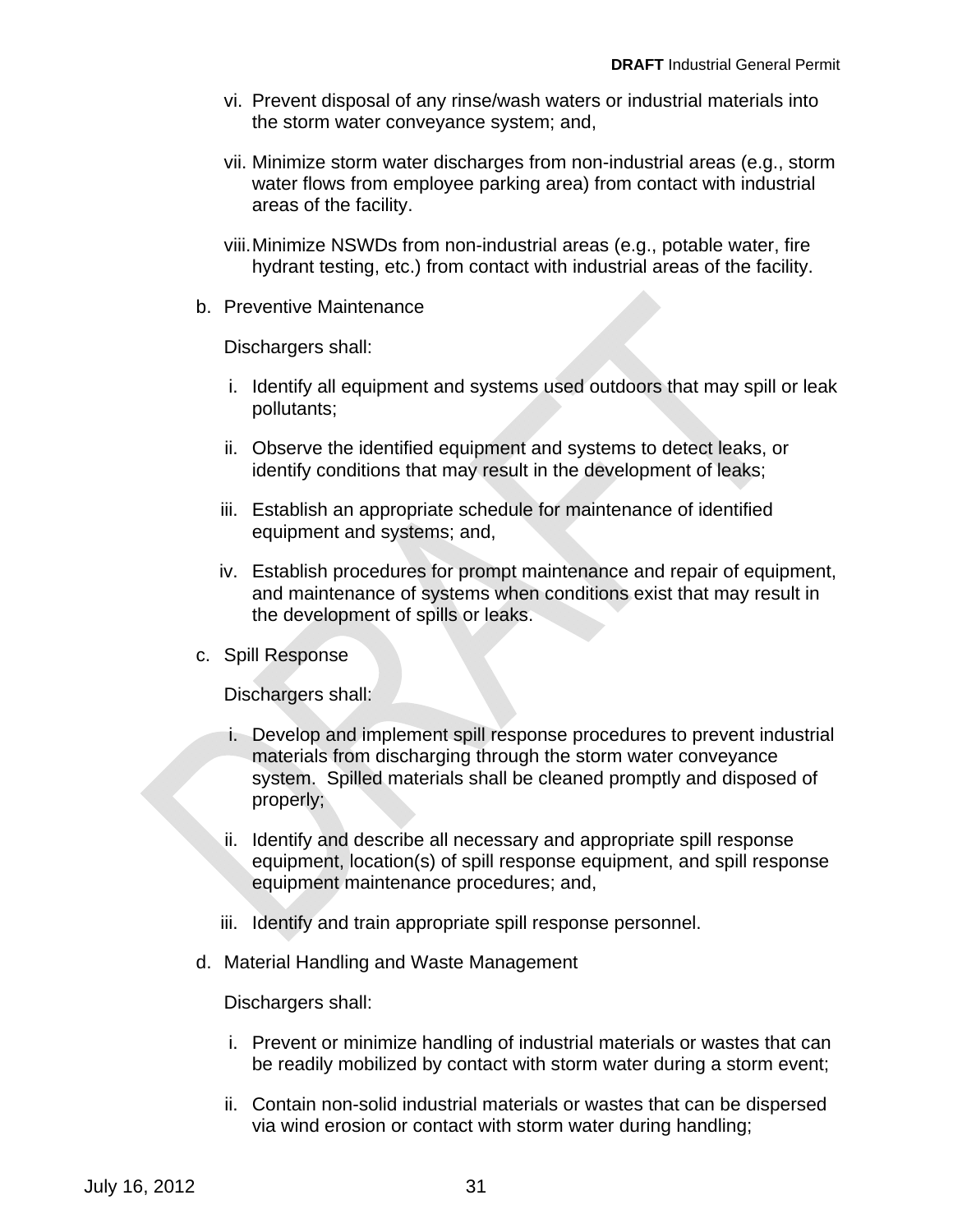vi. Prevent disposal of any rinse/wash waters or industrial materials into the storm water conveyance system; and,

vii. Minimize storm water discharges from non-industrial areas (e.g., storm water flows from employee parking area) from contact with industrial areas of the facility.

viii. Minimize NSWDs from non-industrial areas (e.g., potable water, fire hydrant testing, etc.) from contact with industrial areas of the facility.

b. Preventive Maintenance

Dischargers shall:

i. Identify all equipment and systems used outdoors that may spill or leak pollutants;

ii. Observe the identified equipment and systems to detect leaks, or identify conditions that may result in the development of leaks;

iii. Establish an appropriate schedule for maintenance of identified equipment and systems; and,

iv. Establish procedures for prompt maintenance and repair of equipment, and maintenance of systems when conditions exist that may result in the development of spills or leaks.

c. Spill Response

Dischargers shall:

i. Develop and implement spill response procedures to prevent industrial materials from discharging through the storm water conveyance system. Spilled materials shall be cleaned promptly and disposed of properly;

ii. Identify and describe all necessary and appropriate spill response equipment, location(s) of spill response equipment, and spill response equipment maintenance procedures; and,

iii. Identify and train appropriate spill response personnel.

d. Material Handling and Waste Management

Dischargers shall:

i. Prevent or minimize handling of industrial materials or wastes that can be readily mobilized by contact with storm water during a storm event;

ii. Contain non-solid industrial materials or wastes that can be dispersed via wind erosion or contact with storm water during handling;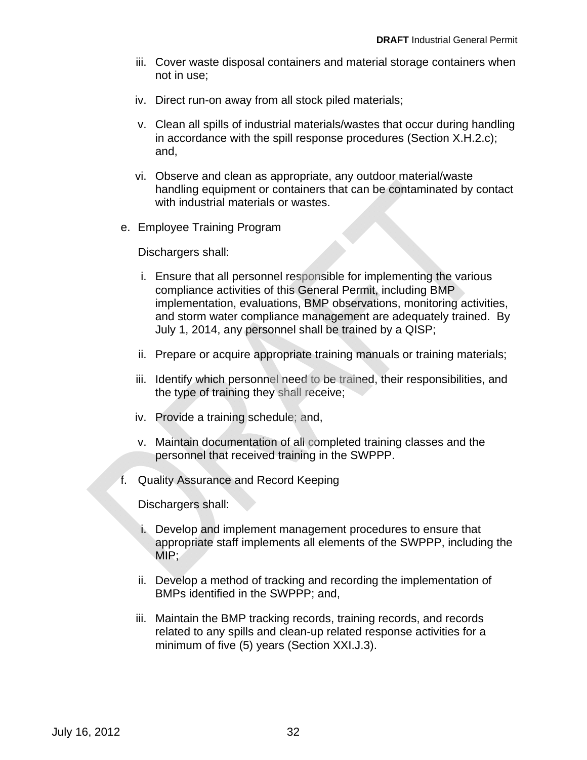iii. Cover waste disposal containers and material storage containers when not in use;

iv. Direct run-on away from all stock piled materials;

v. Clean all spills of industrial materials/wastes that occur during handling in accordance with the spill response procedures (Section X.H.2.c); and,

vi. Observe and clean as appropriate, any outdoor material/waste handling equipment or containers that can be contaminated by contact with industrial materials or wastes.

e. Employee Training Program

Dischargers shall:

i. Ensure that all personnel responsible for implementing the various compliance activities of this General Permit, including BMP implementation, evaluations, BMP observations, monitoring activities, and storm water compliance management are adequately trained. By July 1, 2014, any personnel shall be trained by a QISP;

ii. Prepare or acquire appropriate training manuals or training materials;

iii. Identify which personnel need to be trained, their responsibilities, and the type of training they shall receive;

iv. Provide a training schedule; and,

v. Maintain documentation of all completed training classes and the personnel that received training in the SWPPP.

f. Quality Assurance and Record Keeping

Dischargers shall:

i. Develop and implement management procedures to ensure that appropriate staff implements all elements of the SWPPP, including the MIP;

ii. Develop a method of tracking and recording the implementation of BMPs identified in the SWPPP; and,

iii. Maintain the BMP tracking records, training records, and records related to any spills and clean-up related response activities for a minimum of five (5) years (Section XXI.J.3).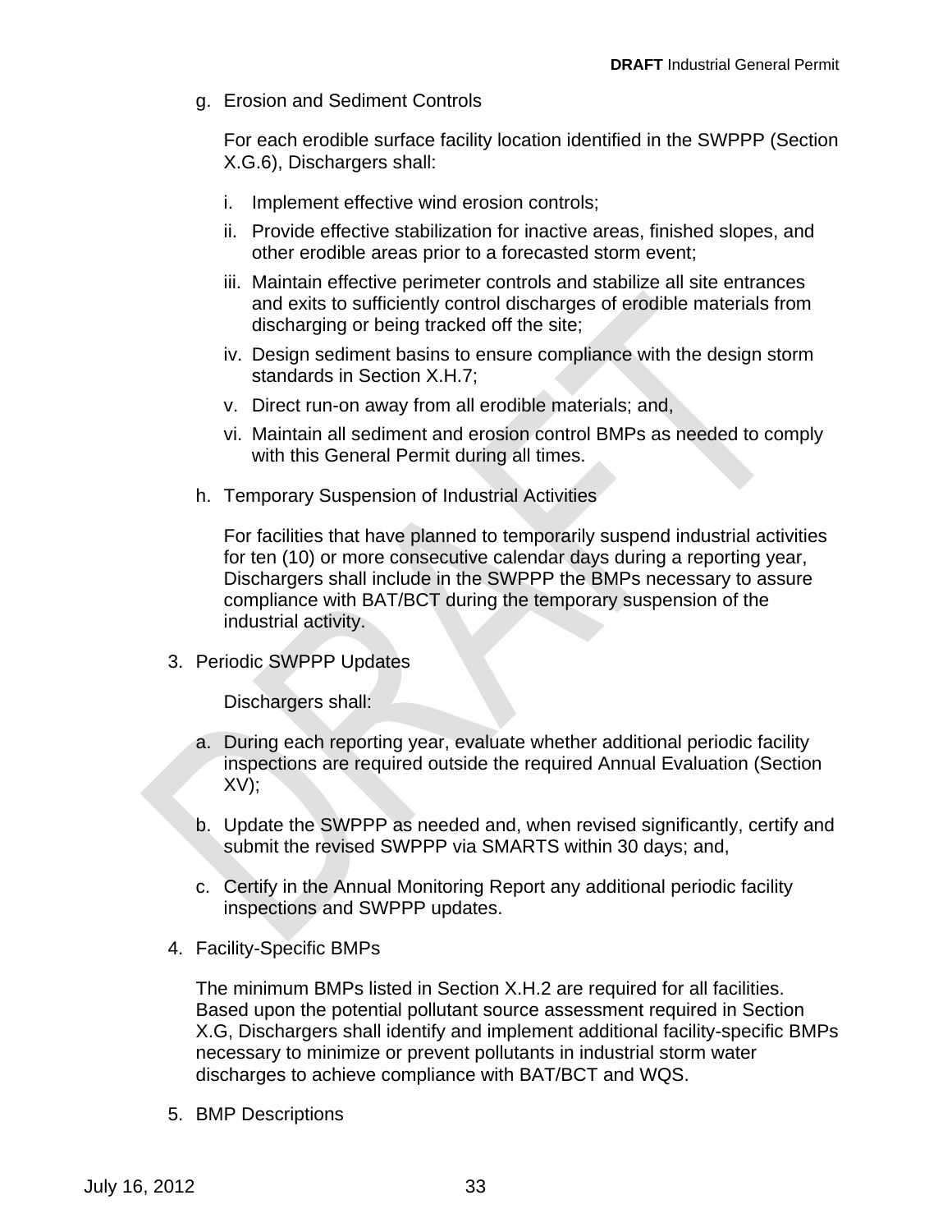g. Erosion and Sediment Controls

   For each erodible surface facility location identified in the SWPPP (Section X.G.6), Dischargers shall:

   i. Implement effective wind erosion controls;
   ii. Provide effective stabilization for inactive areas, finished slopes, and other erodible areas prior to a forecasted storm event;
   iii. Maintain effective perimeter controls and stabilize all site entrances and exits to sufficiently control discharges of erodible materials from discharging or being tracked off the site;
   iv. Design sediment basins to ensure compliance with the design storm standards in Section X.H.7;
   v. Direct run-on away from all erodible materials; and,
   vi. Maintain all sediment and erosion control BMPs as needed to comply with this General Permit during all times.

h. Temporary Suspension of Industrial Activities

   For facilities that have planned to temporarily suspend industrial activities for ten (10) or more consecutive calendar days during a reporting year, Dischargers shall include in the SWPPP the BMPs necessary to assure compliance with BAT/BCT during the temporary suspension of the industrial activity.

3. Periodic SWPPP Updates

   Dischargers shall:

   a. During each reporting year, evaluate whether additional periodic facility inspections are required outside the required Annual Evaluation (Section XV);

   b. Update the SWPPP as needed and, when revised significantly, certify and submit the revised SWPPP via SMARTS within 30 days; and,

   c. Certify in the Annual Monitoring Report any additional periodic facility inspections and SWPPP updates.

4. Facility-Specific BMPs

   The minimum BMPs listed in Section X.H.2 are required for all facilities. Based upon the potential pollutant source assessment required in Section X.G, Dischargers shall identify and implement additional facility-specific BMPs necessary to minimize or prevent pollutants in industrial storm water discharges to achieve compliance with BAT/BCT and WQS.

5. BMP Descriptions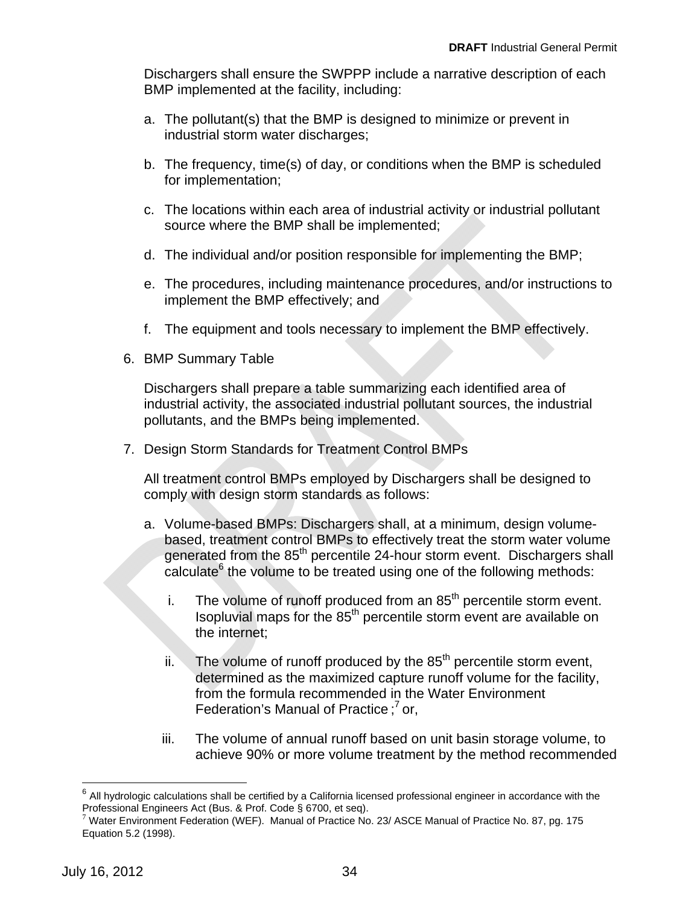Dischargers shall ensure the SWPPP include a narrative description of each BMP implemented at the facility, including:

a. The pollutant(s) that the BMP is designed to minimize or prevent in industrial storm water discharges;

b. The frequency, time(s) of day, or conditions when the BMP is scheduled for implementation;

c. The locations within each area of industrial activity or industrial pollutant source where the BMP shall be implemented;

d. The individual and/or position responsible for implementing the BMP;

e. The procedures, including maintenance procedures, and/or instructions to implement the BMP effectively; and

f. The equipment and tools necessary to implement the BMP effectively.

6. BMP Summary Table

   Dischargers shall prepare a table summarizing each identified area of industrial activity, the associated industrial pollutant sources, the industrial pollutants, and the BMPs being implemented.

7. Design Storm Standards for Treatment Control BMPs

   All treatment control BMPs employed by Dischargers shall be designed to comply with design storm standards as follows:

   a. Volume-based BMPs: Dischargers shall, at a minimum, design volume-based, treatment control BMPs to effectively treat the storm water volume generated from the 85th percentile 24-hour storm event. Dischargers shall calculate[6] the volume to be treated using one of the following methods:

      i. The volume of runoff produced from an 85th percentile storm event. Isopluvial maps for the 85th percentile storm event are available on the internet;

      ii. The volume of runoff produced by the 85th percentile storm event, determined as the maximized capture runoff volume for the facility, from the formula recommended in the Water Environment Federation's Manual of Practice ;[7] or,

      iii. The volume of annual runoff based on unit basin storage volume, to achieve 90% or more volume treatment by the method recommended

---

[6] All hydrologic calculations shall be certified by a California licensed professional engineer in accordance with the Professional Engineers Act (Bus. & Prof. Code § 6700, et seq).

[7] Water Environment Federation (WEF). Manual of Practice No. 23/ ASCE Manual of Practice No. 87, pg. 175 Equation 5.2 (1998).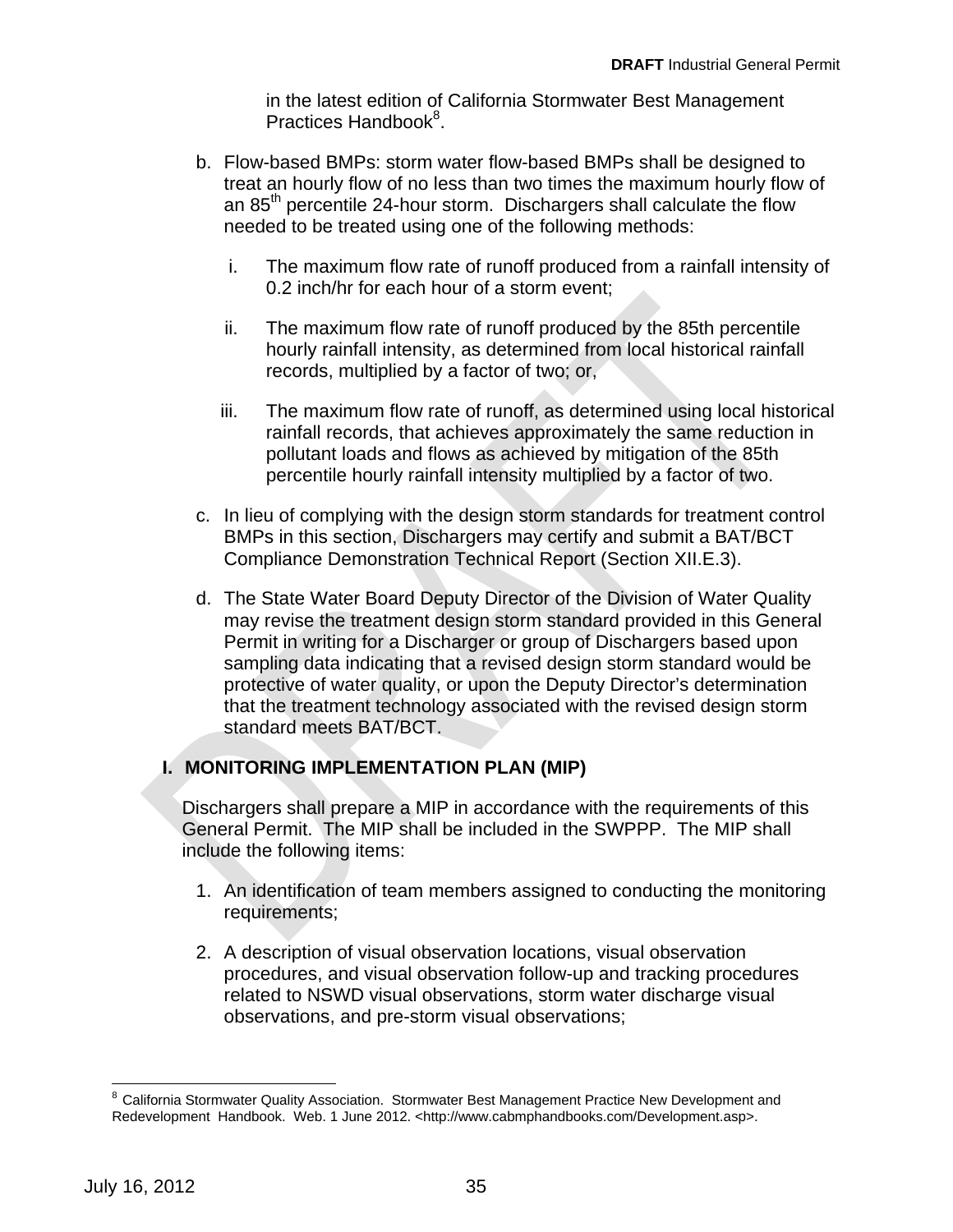in the latest edition of California Stormwater Best Management Practices Handbook[8].

b. Flow-based BMPs: storm water flow-based BMPs shall be designed to treat an hourly flow of no less than two times the maximum hourly flow of an 85th percentile 24-hour storm. Dischargers shall calculate the flow needed to be treated using one of the following methods:

   i. The maximum flow rate of runoff produced from a rainfall intensity of 0.2 inch/hr for each hour of a storm event;

   ii. The maximum flow rate of runoff produced by the 85th percentile hourly rainfall intensity, as determined from local historical rainfall records, multiplied by a factor of two; or,

   iii. The maximum flow rate of runoff, as determined using local historical rainfall records, that achieves approximately the same reduction in pollutant loads and flows as achieved by mitigation of the 85th percentile hourly rainfall intensity multiplied by a factor of two.

c. In lieu of complying with the design storm standards for treatment control BMPs in this section, Dischargers may certify and submit a BAT/BCT Compliance Demonstration Technical Report (Section XII.E.3).

d. The State Water Board Deputy Director of the Division of Water Quality may revise the treatment design storm standard provided in this General Permit in writing for a Discharger or group of Dischargers based upon sampling data indicating that a revised design storm standard would be protective of water quality, or upon the Deputy Director's determination that the treatment technology associated with the revised design storm standard meets BAT/BCT.

## I. MONITORING IMPLEMENTATION PLAN (MIP)

Dischargers shall prepare a MIP in accordance with the requirements of this General Permit. The MIP shall be included in the SWPPP. The MIP shall include the following items:

1. An identification of team members assigned to conducting the monitoring requirements;

2. A description of visual observation locations, visual observation procedures, and visual observation follow-up and tracking procedures related to NSWD visual observations, storm water discharge visual observations, and pre-storm visual observations;

---

[8] California Stormwater Quality Association. Stormwater Best Management Practice New Development and Redevelopment Handbook. Web. 1 June 2012. <http://www.cabmphandbooks.com/Development.asp>.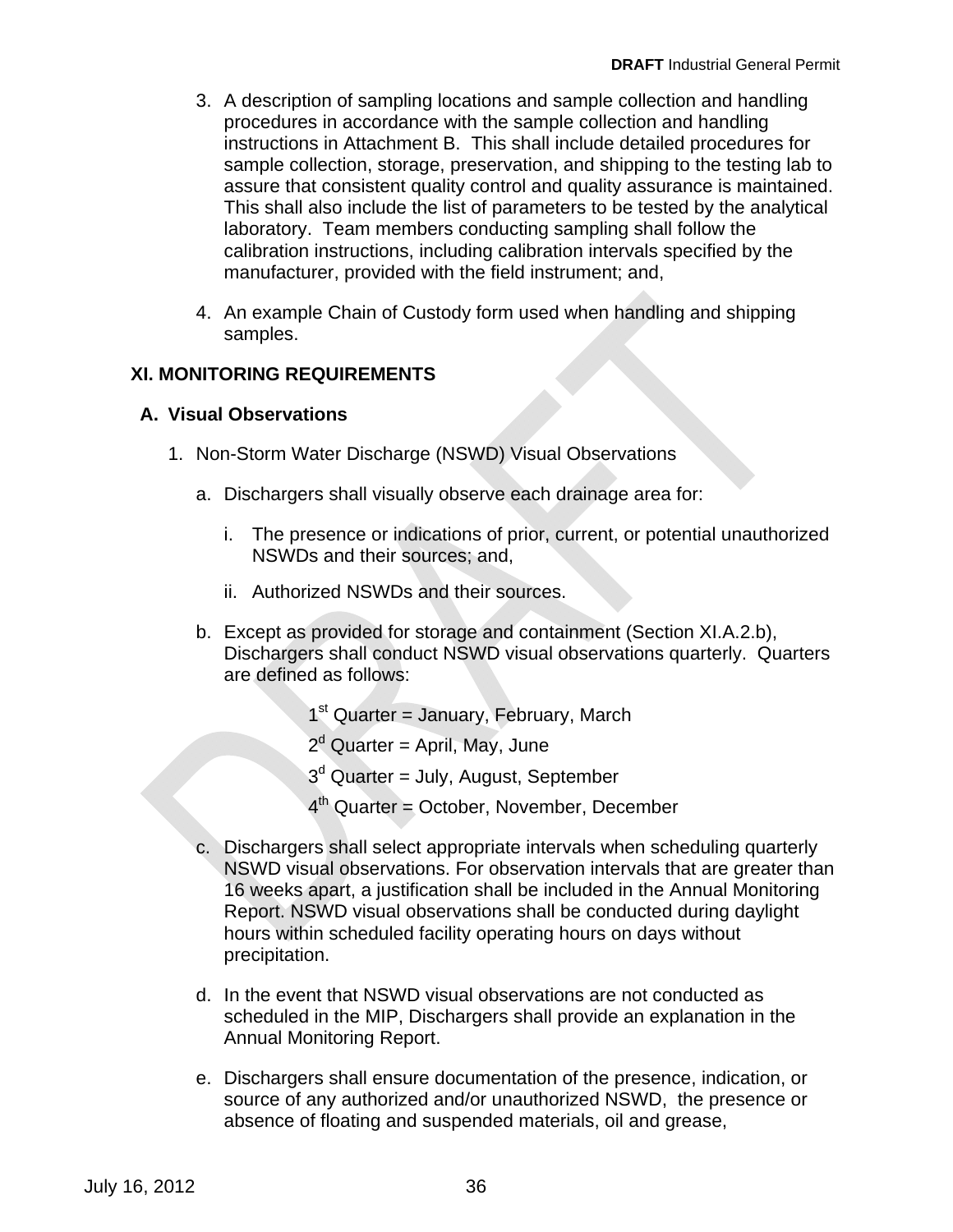3. A description of sampling locations and sample collection and handling procedures in accordance with the sample collection and handling instructions in Attachment B. This shall include detailed procedures for sample collection, storage, preservation, and shipping to the testing lab to assure that consistent quality control and quality assurance is maintained. This shall also include the list of parameters to be tested by the analytical laboratory. Team members conducting sampling shall follow the calibration instructions, including calibration intervals specified by the manufacturer, provided with the field instrument; and,

4. An example Chain of Custody form used when handling and shipping samples.

## XI. MONITORING REQUIREMENTS

### A. Visual Observations

1. Non-Storm Water Discharge (NSWD) Visual Observations

   a. Dischargers shall visually observe each drainage area for:

      i. The presence or indications of prior, current, or potential unauthorized NSWDs and their sources; and,

      ii. Authorized NSWDs and their sources.

   b. Except as provided for storage and containment (Section XI.A.2.b), Dischargers shall conduct NSWD visual observations quarterly. Quarters are defined as follows:

      1st Quarter = January, February, March

      2d Quarter = April, May, June

      3d Quarter = July, August, September

      4th Quarter = October, November, December

   c. Dischargers shall select appropriate intervals when scheduling quarterly NSWD visual observations. For observation intervals that are greater than 16 weeks apart, a justification shall be included in the Annual Monitoring Report. NSWD visual observations shall be conducted during daylight hours within scheduled facility operating hours on days without precipitation.

   d. In the event that NSWD visual observations are not conducted as scheduled in the MIP, Dischargers shall provide an explanation in the Annual Monitoring Report.

   e. Dischargers shall ensure documentation of the presence, indication, or source of any authorized and/or unauthorized NSWD, the presence or absence of floating and suspended materials, oil and grease,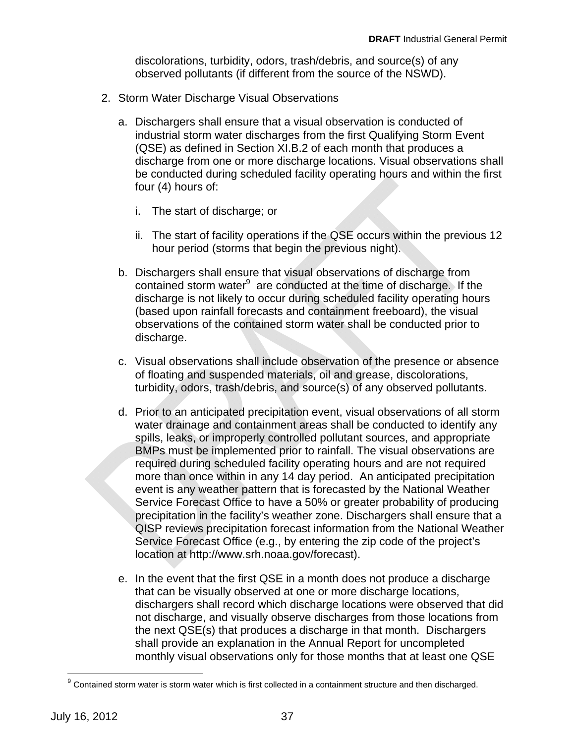discolorations, turbidity, odors, trash/debris, and source(s) of any observed pollutants (if different from the source of the NSWD).

2. Storm Water Discharge Visual Observations

   a. Dischargers shall ensure that a visual observation is conducted of industrial storm water discharges from the first Qualifying Storm Event (QSE) as defined in Section XI.B.2 of each month that produces a discharge from one or more discharge locations. Visual observations shall be conducted during scheduled facility operating hours and within the first four (4) hours of:

      i. The start of discharge; or

      ii. The start of facility operations if the QSE occurs within the previous 12 hour period (storms that begin the previous night).

   b. Dischargers shall ensure that visual observations of discharge from contained storm water[9] are conducted at the time of discharge. If the discharge is not likely to occur during scheduled facility operating hours (based upon rainfall forecasts and containment freeboard), the visual observations of the contained storm water shall be conducted prior to discharge.

   c. Visual observations shall include observation of the presence or absence of floating and suspended materials, oil and grease, discolorations, turbidity, odors, trash/debris, and source(s) of any observed pollutants.

   d. Prior to an anticipated precipitation event, visual observations of all storm water drainage and containment areas shall be conducted to identify any spills, leaks, or improperly controlled pollutant sources, and appropriate BMPs must be implemented prior to rainfall. The visual observations are required during scheduled facility operating hours and are not required more than once within in any 14 day period. An anticipated precipitation event is any weather pattern that is forecasted by the National Weather Service Forecast Office to have a 50% or greater probability of producing precipitation in the facility's weather zone. Dischargers shall ensure that a QISP reviews precipitation forecast information from the National Weather Service Forecast Office (e.g., by entering the zip code of the project's location at http://www.srh.noaa.gov/forecast).

   e. In the event that the first QSE in a month does not produce a discharge that can be visually observed at one or more discharge locations, dischargers shall record which discharge locations were observed that did not discharge, and visually observe discharges from those locations from the next QSE(s) that produces a discharge in that month. Dischargers shall provide an explanation in the Annual Report for uncompleted monthly visual observations only for those months that at least one QSE

[9] Contained storm water is storm water which is first collected in a containment structure and then discharged.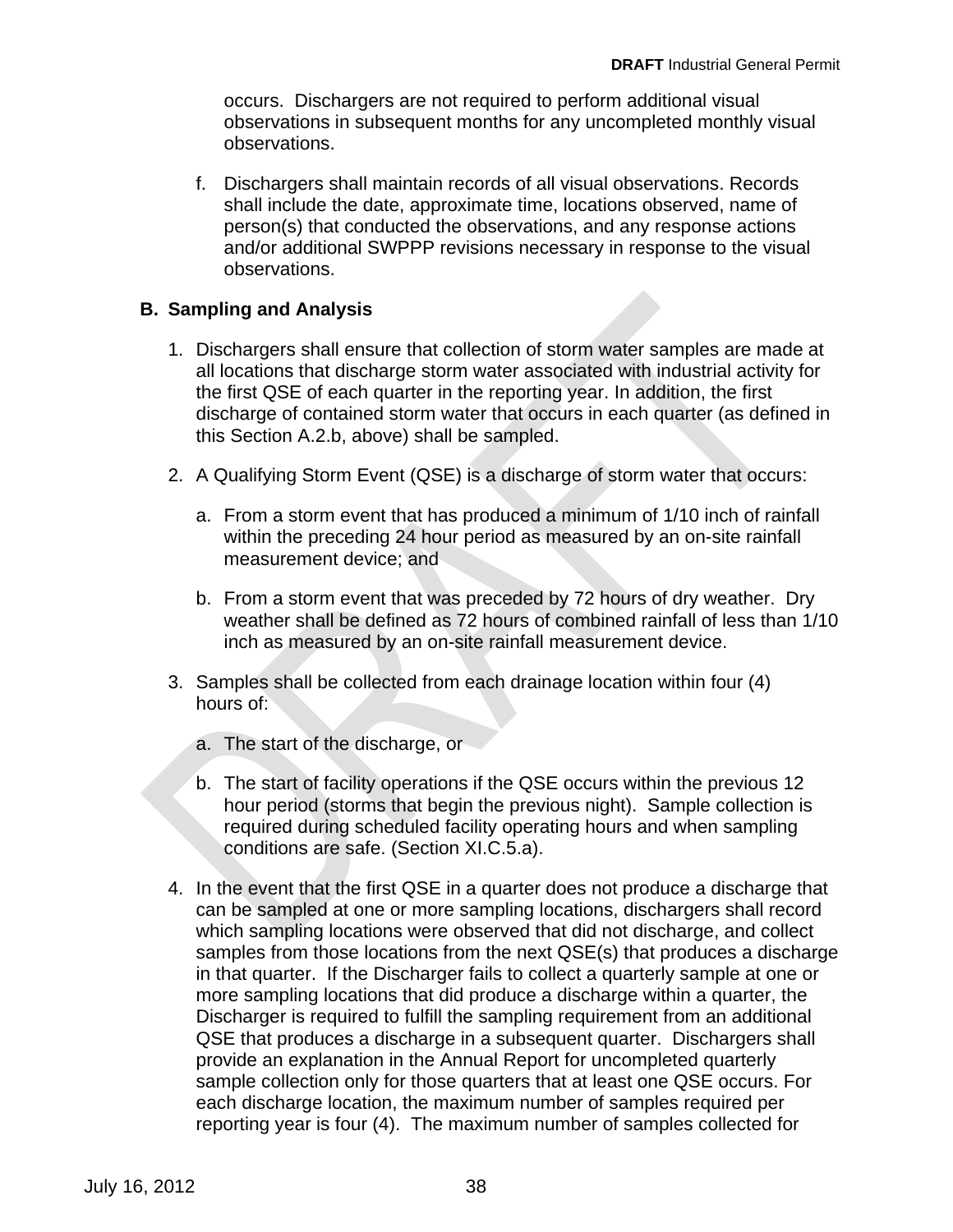occurs. Dischargers are not required to perform additional visual observations in subsequent months for any uncompleted monthly visual observations.

f. Dischargers shall maintain records of all visual observations. Records shall include the date, approximate time, locations observed, name of person(s) that conducted the observations, and any response actions and/or additional SWPPP revisions necessary in response to the visual observations.

## B. Sampling and Analysis

1. Dischargers shall ensure that collection of storm water samples are made at all locations that discharge storm water associated with industrial activity for the first QSE of each quarter in the reporting year. In addition, the first discharge of contained storm water that occurs in each quarter (as defined in this Section A.2.b, above) shall be sampled.

2. A Qualifying Storm Event (QSE) is a discharge of storm water that occurs:

   a. From a storm event that has produced a minimum of 1/10 inch of rainfall within the preceding 24 hour period as measured by an on-site rainfall measurement device; and

   b. From a storm event that was preceded by 72 hours of dry weather. Dry weather shall be defined as 72 hours of combined rainfall of less than 1/10 inch as measured by an on-site rainfall measurement device.

3. Samples shall be collected from each drainage location within four (4) hours of:

   a. The start of the discharge, or

   b. The start of facility operations if the QSE occurs within the previous 12 hour period (storms that begin the previous night). Sample collection is required during scheduled facility operating hours and when sampling conditions are safe. (Section XI.C.5.a).

4. In the event that the first QSE in a quarter does not produce a discharge that can be sampled at one or more sampling locations, dischargers shall record which sampling locations were observed that did not discharge, and collect samples from those locations from the next QSE(s) that produces a discharge in that quarter. If the Discharger fails to collect a quarterly sample at one or more sampling locations that did produce a discharge within a quarter, the Discharger is required to fulfill the sampling requirement from an additional QSE that produces a discharge in a subsequent quarter. Dischargers shall provide an explanation in the Annual Report for uncompleted quarterly sample collection only for those quarters that at least one QSE occurs. For each discharge location, the maximum number of samples required per reporting year is four (4). The maximum number of samples collected for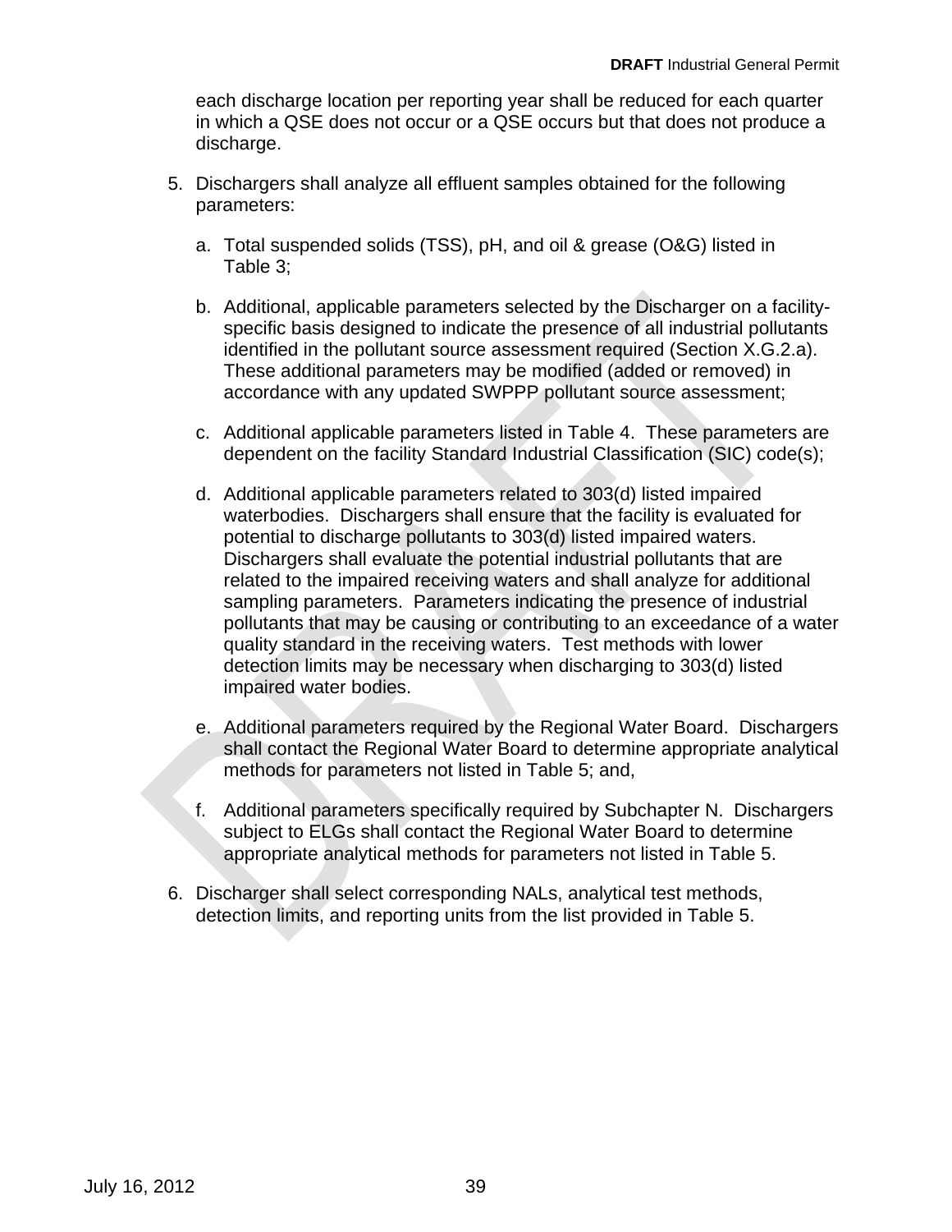each discharge location per reporting year shall be reduced for each quarter in which a QSE does not occur or a QSE occurs but that does not produce a discharge.

5. Dischargers shall analyze all effluent samples obtained for the following parameters:

   a. Total suspended solids (TSS), pH, and oil & grease (O&G) listed in Table 3;

   b. Additional, applicable parameters selected by the Discharger on a facility-specific basis designed to indicate the presence of all industrial pollutants identified in the pollutant source assessment required (Section X.G.2.a). These additional parameters may be modified (added or removed) in accordance with any updated SWPPP pollutant source assessment;

   c. Additional applicable parameters listed in Table 4. These parameters are dependent on the facility Standard Industrial Classification (SIC) code(s);

   d. Additional applicable parameters related to 303(d) listed impaired waterbodies. Dischargers shall ensure that the facility is evaluated for potential to discharge pollutants to 303(d) listed impaired waters. Dischargers shall evaluate the potential industrial pollutants that are related to the impaired receiving waters and shall analyze for additional sampling parameters. Parameters indicating the presence of industrial pollutants that may be causing or contributing to an exceedance of a water quality standard in the receiving waters. Test methods with lower detection limits may be necessary when discharging to 303(d) listed impaired water bodies.

   e. Additional parameters required by the Regional Water Board. Dischargers shall contact the Regional Water Board to determine appropriate analytical methods for parameters not listed in Table 5; and,

   f. Additional parameters specifically required by Subchapter N. Dischargers subject to ELGs shall contact the Regional Water Board to determine appropriate analytical methods for parameters not listed in Table 5.

6. Discharger shall select corresponding NALs, analytical test methods, detection limits, and reporting units from the list provided in Table 5.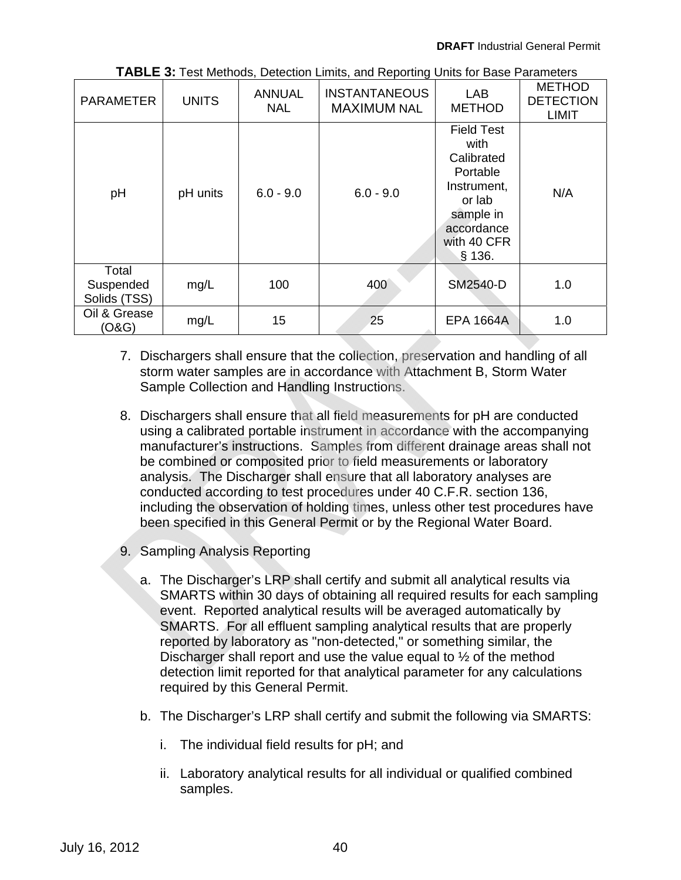**TABLE 3:** Test Methods, Detection Limits, and Reporting Units for Base Parameters

| PARAMETER | UNITS | ANNUAL NAL | INSTANTANEOUS MAXIMUM NAL | LAB METHOD | METHOD DETECTION LIMIT |
|---|---|---|---|---|---|
| pH | pH units | 6.0 - 9.0 | 6.0 - 9.0 | Field Test with Calibrated Portable Instrument, or lab sample in accordance with 40 CFR § 136. | N/A |
| Total Suspended Solids (TSS) | mg/L | 100 | 400 | SM2540-D | 1.0 |
| Oil & Grease (O&G) | mg/L | 15 | 25 | EPA 1664A | 1.0 |

7. Dischargers shall ensure that the collection, preservation and handling of all storm water samples are in accordance with Attachment B, Storm Water Sample Collection and Handling Instructions.

8. Dischargers shall ensure that all field measurements for pH are conducted using a calibrated portable instrument in accordance with the accompanying manufacturer's instructions. Samples from different drainage areas shall not be combined or composited prior to field measurements or laboratory analysis. The Discharger shall ensure that all laboratory analyses are conducted according to test procedures under 40 C.F.R. section 136, including the observation of holding times, unless other test procedures have been specified in this General Permit or by the Regional Water Board.

9. Sampling Analysis Reporting

   a. The Discharger's LRP shall certify and submit all analytical results via SMARTS within 30 days of obtaining all required results for each sampling event. Reported analytical results will be averaged automatically by SMARTS. For all effluent sampling analytical results that are properly reported by laboratory as "non-detected," or something similar, the Discharger shall report and use the value equal to ½ of the method detection limit reported for that analytical parameter for any calculations required by this General Permit.

   b. The Discharger's LRP shall certify and submit the following via SMARTS:

      i. The individual field results for pH; and

      ii. Laboratory analytical results for all individual or qualified combined samples.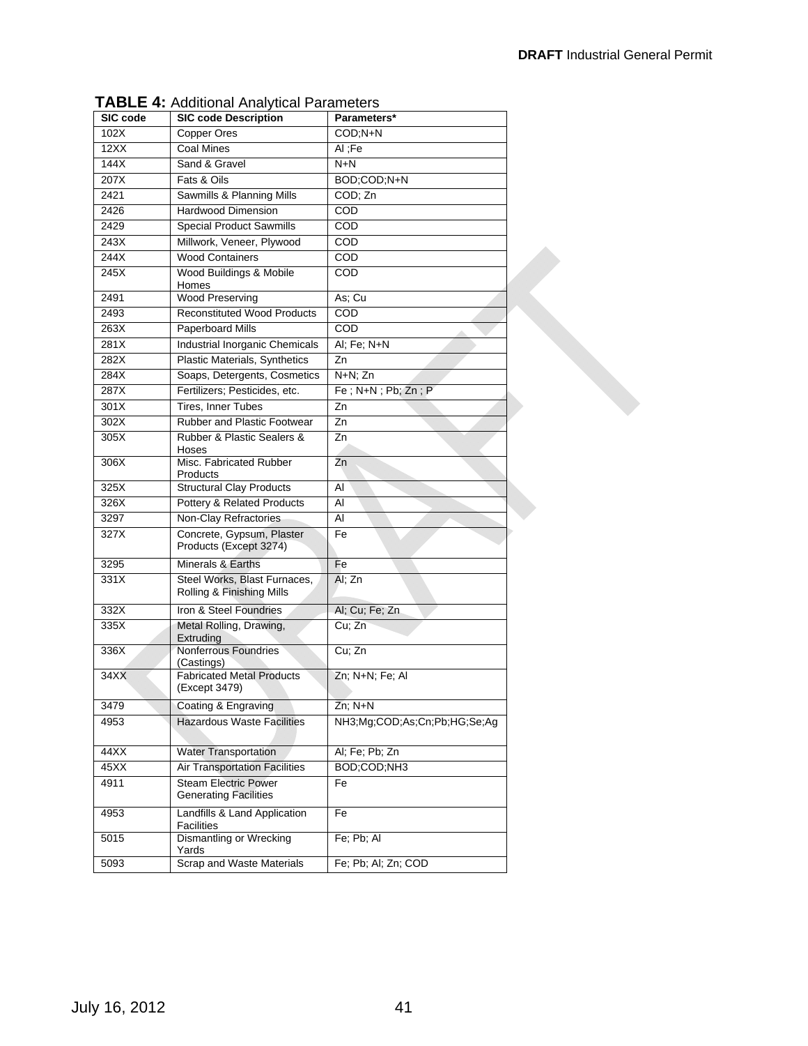**TABLE 4:** Additional Analytical Parameters

| SIC code | SIC code Description | Parameters* |
|---|---|---|
| 102X | Copper Ores | COD;N+N |
| 12XX | Coal Mines | Al ;Fe |
| 144X | Sand & Gravel | N+N |
| 207X | Fats & Oils | BOD;COD;N+N |
| 2421 | Sawmills & Planning Mills | COD; Zn |
| 2426 | Hardwood Dimension | COD |
| 2429 | Special Product Sawmills | COD |
| 243X | Millwork, Veneer, Plywood | COD |
| 244X | Wood Containers | COD |
| 245X | Wood Buildings & Mobile Homes | COD |
| 2491 | Wood Preserving | As; Cu |
| 2493 | Reconstituted Wood Products | COD |
| 263X | Paperboard Mills | COD |
| 281X | Industrial Inorganic Chemicals | Al; Fe; N+N |
| 282X | Plastic Materials, Synthetics | Zn |
| 284X | Soaps, Detergents, Cosmetics | N+N; Zn |
| 287X | Fertilizers; Pesticides, etc. | Fe ; N+N ; Pb; Zn ; P |
| 301X | Tires, Inner Tubes | Zn |
| 302X | Rubber and Plastic Footwear | Zn |
| 305X | Rubber & Plastic Sealers & Hoses | Zn |
| 306X | Misc. Fabricated Rubber Products | Zn |
| 325X | Structural Clay Products | Al |
| 326X | Pottery & Related Products | Al |
| 3297 | Non-Clay Refractories | Al |
| 327X | Concrete, Gypsum, Plaster Products (Except 3274) | Fe |
| 3295 | Minerals & Earths | Fe |
| 331X | Steel Works, Blast Furnaces, Rolling & Finishing Mills | Al; Zn |
| 332X | Iron & Steel Foundries | Al; Cu; Fe; Zn |
| 335X | Metal Rolling, Drawing, Extruding | Cu; Zn |
| 336X | Nonferrous Foundries (Castings) | Cu; Zn |
| 34XX | Fabricated Metal Products (Except 3479) | Zn; N+N; Fe; Al |
| 3479 | Coating & Engraving | Zn; N+N |
| 4953 | Hazardous Waste Facilities | NH3;Mg;COD;As;Cn;Pb;HG;Se;Ag |
| 44XX | Water Transportation | Al; Fe; Pb; Zn |
| 45XX | Air Transportation Facilities | BOD;COD;NH3 |
| 4911 | Steam Electric Power Generating Facilities | Fe |
| 4953 | Landfills & Land Application Facilities | Fe |
| 5015 | Dismantling or Wrecking Yards | Fe; Pb; Al |
| 5093 | Scrap and Waste Materials | Fe; Pb; Al; Zn; COD |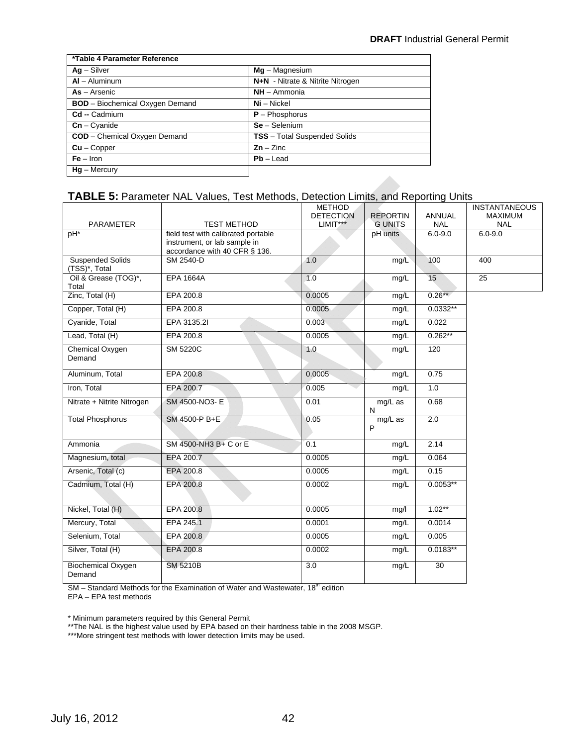| *Table 4 Parameter Reference | |
|---|---|
| **Ag** – Silver | **Mg** – Magnesium |
| **Al** – Aluminum | **N+N** - Nitrate & Nitrite Nitrogen |
| **As** – Arsenic | **NH** – Ammonia |
| **BOD** – Biochemical Oxygen Demand | **Ni** – Nickel |
| **Cd --** Cadmium | **P** – Phosphorus |
| **Cn** – Cyanide | **Se** – Selenium |
| **COD** – Chemical Oxygen Demand | **TSS** – Total Suspended Solids |
| **Cu** – Copper | **Zn** – Zinc |
| **Fe** – Iron | **Pb** – Lead |
| **Hg** – Mercury | |

## TABLE 5: Parameter NAL Values, Test Methods, Detection Limits, and Reporting Units

| PARAMETER | TEST METHOD | METHOD DETECTION LIMIT*** | REPORTING UNITS | ANNUAL NAL | INSTANTANEOUS MAXIMUM NAL |
|---|---|---|---|---|---|
| pH* | field test with calibrated portable instrument, or lab sample in accordance with 40 CFR § 136. | | pH units | 6.0-9.0 | 6.0-9.0 |
| Suspended Solids (TSS)*, Total | SM 2540-D | 1.0 | mg/L | 100 | 400 |
| Oil & Grease (TOG)*, Total | EPA 1664A | 1.0 | mg/L | 15 | 25 |
| Zinc, Total (H) | EPA 200.8 | 0.0005 | mg/L | 0.26** | |
| Copper, Total (H) | EPA 200.8 | 0.0005 | mg/L | 0.0332** | |
| Cyanide, Total | EPA 3135.2I | 0.003 | mg/L | 0.022 | |
| Lead, Total (H) | EPA 200.8 | 0.0005 | mg/L | 0.262** | |
| Chemical Oxygen Demand | SM 5220C | 1.0 | mg/L | 120 | |
| Aluminum, Total | EPA 200.8 | 0.0005 | mg/L | 0.75 | |
| Iron, Total | EPA 200.7 | 0.005 | mg/L | 1.0 | |
| Nitrate + Nitrite Nitrogen | SM 4500-NO3- E | 0.01 | mg/L as N | 0.68 | |
| Total Phosphorus | SM 4500-P B+E | 0.05 | mg/L as P | 2.0 | |
| Ammonia | SM 4500-NH3 B+ C or E | 0.1 | mg/L | 2.14 | |
| Magnesium, total | EPA 200.7 | 0.0005 | mg/L | 0.064 | |
| Arsenic, Total (c) | EPA 200.8 | 0.0005 | mg/L | 0.15 | |
| Cadmium, Total (H) | EPA 200.8 | 0.0002 | mg/L | 0.0053** | |
| Nickel, Total (H) | EPA 200.8 | 0.0005 | mg/l | 1.02** | |
| Mercury, Total | EPA 245.1 | 0.0001 | mg/L | 0.0014 | |
| Selenium, Total | EPA 200.8 | 0.0005 | mg/L | 0.005 | |
| Silver, Total (H) | EPA 200.8 | 0.0002 | mg/L | 0.0183** | |
| Biochemical Oxygen Demand | SM 5210B | 3.0 | mg/L | 30 | |

SM – Standard Methods for the Examination of Water and Wastewater, 18th edition
EPA – EPA test methods

\* Minimum parameters required by this General Permit
\*\*The NAL is the highest value used by EPA based on their hardness table in the 2008 MSGP.
\*\*\*More stringent test methods with lower detection limits may be used.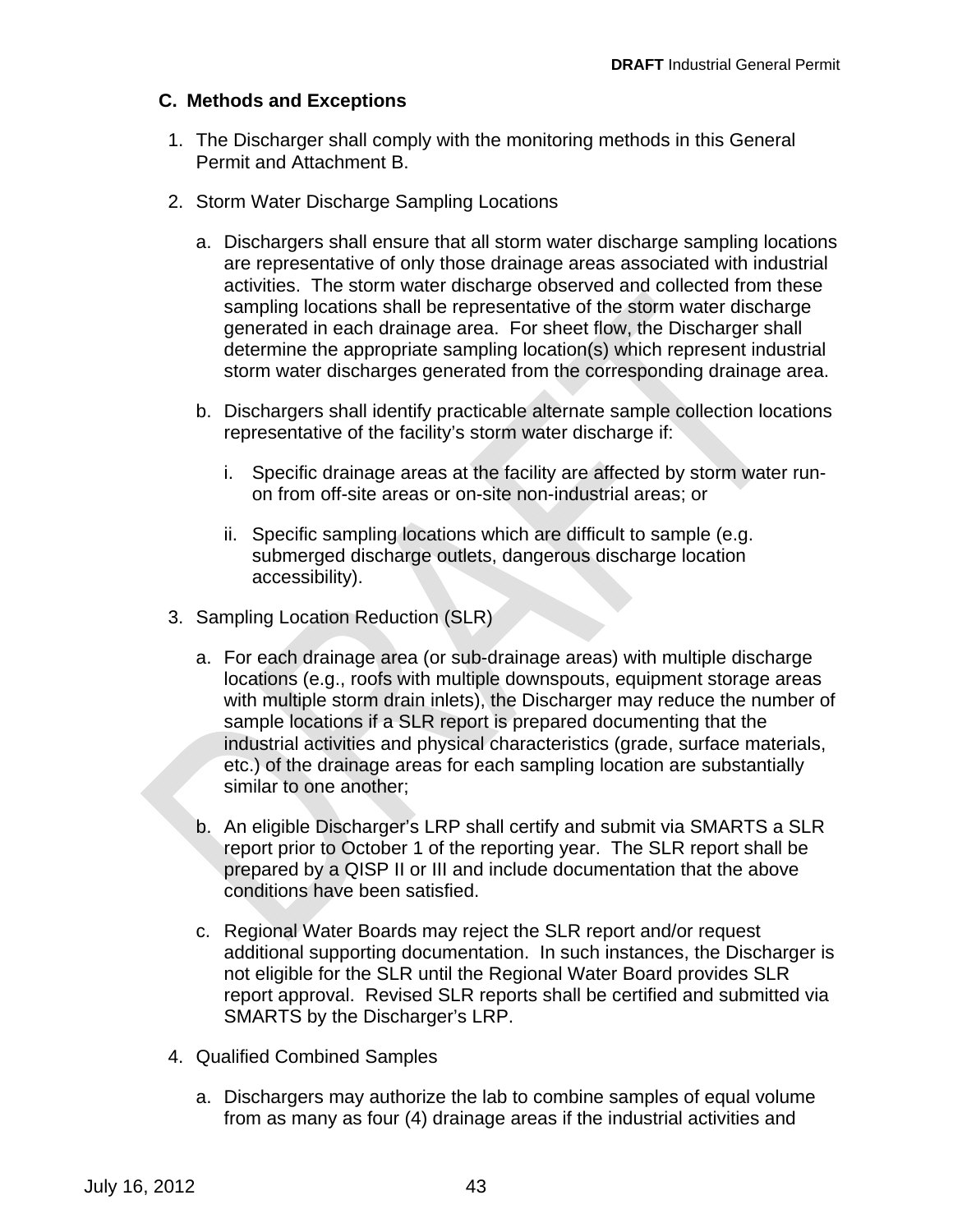## C. Methods and Exceptions

1. The Discharger shall comply with the monitoring methods in this General Permit and Attachment B.

2. Storm Water Discharge Sampling Locations

   a. Dischargers shall ensure that all storm water discharge sampling locations are representative of only those drainage areas associated with industrial activities. The storm water discharge observed and collected from these sampling locations shall be representative of the storm water discharge generated in each drainage area. For sheet flow, the Discharger shall determine the appropriate sampling location(s) which represent industrial storm water discharges generated from the corresponding drainage area.

   b. Dischargers shall identify practicable alternate sample collection locations representative of the facility's storm water discharge if:

      i. Specific drainage areas at the facility are affected by storm water run-on from off-site areas or on-site non-industrial areas; or

      ii. Specific sampling locations which are difficult to sample (e.g. submerged discharge outlets, dangerous discharge location accessibility).

3. Sampling Location Reduction (SLR)

   a. For each drainage area (or sub-drainage areas) with multiple discharge locations (e.g., roofs with multiple downspouts, equipment storage areas with multiple storm drain inlets), the Discharger may reduce the number of sample locations if a SLR report is prepared documenting that the industrial activities and physical characteristics (grade, surface materials, etc.) of the drainage areas for each sampling location are substantially similar to one another;

   b. An eligible Discharger's LRP shall certify and submit via SMARTS a SLR report prior to October 1 of the reporting year. The SLR report shall be prepared by a QISP II or III and include documentation that the above conditions have been satisfied.

   c. Regional Water Boards may reject the SLR report and/or request additional supporting documentation. In such instances, the Discharger is not eligible for the SLR until the Regional Water Board provides SLR report approval. Revised SLR reports shall be certified and submitted via SMARTS by the Discharger's LRP.

4. Qualified Combined Samples

   a. Dischargers may authorize the lab to combine samples of equal volume from as many as four (4) drainage areas if the industrial activities and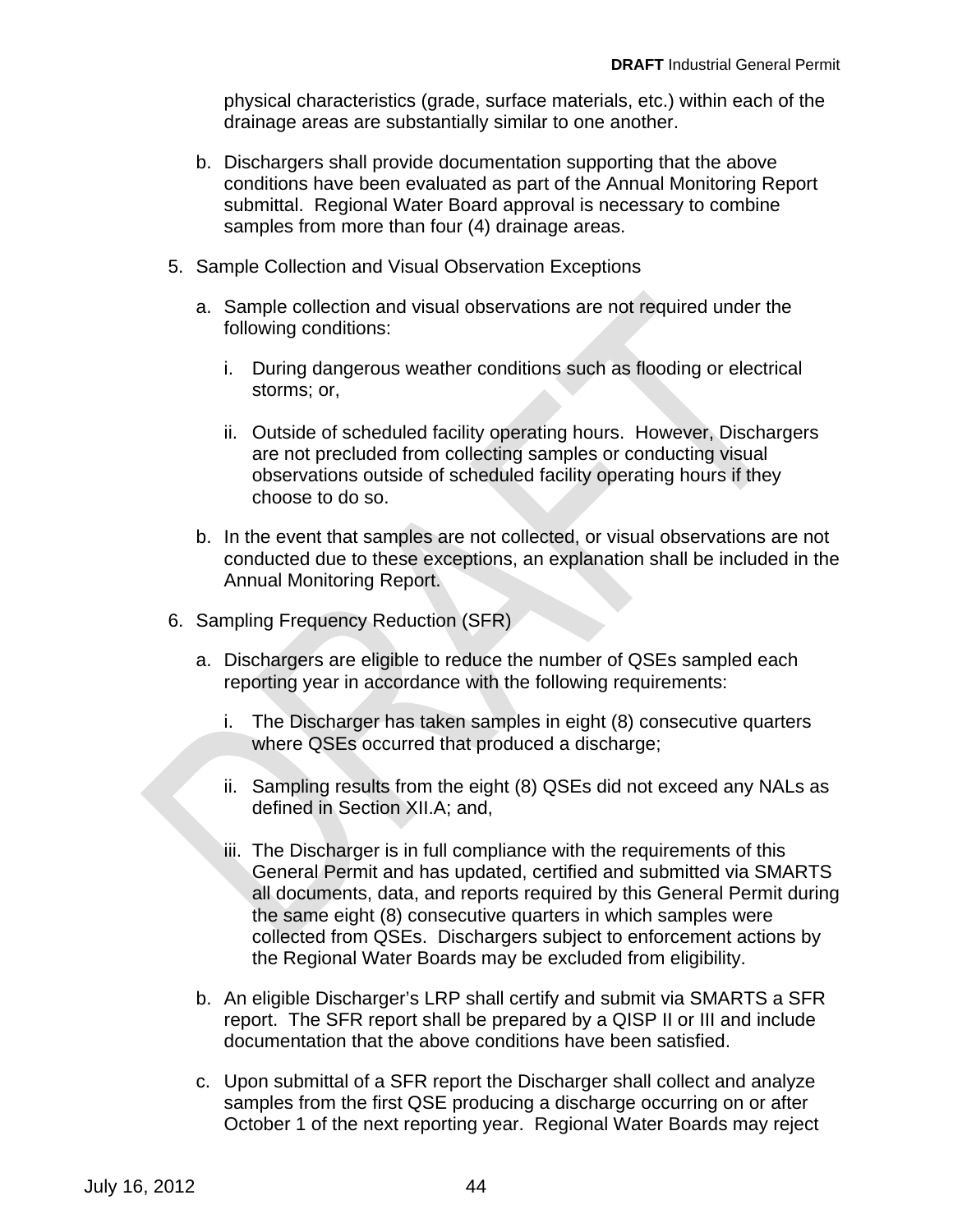physical characteristics (grade, surface materials, etc.) within each of the drainage areas are substantially similar to one another.

b. Dischargers shall provide documentation supporting that the above conditions have been evaluated as part of the Annual Monitoring Report submittal. Regional Water Board approval is necessary to combine samples from more than four (4) drainage areas.

5. Sample Collection and Visual Observation Exceptions

   a. Sample collection and visual observations are not required under the following conditions:

      i. During dangerous weather conditions such as flooding or electrical storms; or,

      ii. Outside of scheduled facility operating hours. However, Dischargers are not precluded from collecting samples or conducting visual observations outside of scheduled facility operating hours if they choose to do so.

   b. In the event that samples are not collected, or visual observations are not conducted due to these exceptions, an explanation shall be included in the Annual Monitoring Report.

6. Sampling Frequency Reduction (SFR)

   a. Dischargers are eligible to reduce the number of QSEs sampled each reporting year in accordance with the following requirements:

      i. The Discharger has taken samples in eight (8) consecutive quarters where QSEs occurred that produced a discharge;

      ii. Sampling results from the eight (8) QSEs did not exceed any NALs as defined in Section XII.A; and,

      iii. The Discharger is in full compliance with the requirements of this General Permit and has updated, certified and submitted via SMARTS all documents, data, and reports required by this General Permit during the same eight (8) consecutive quarters in which samples were collected from QSEs. Dischargers subject to enforcement actions by the Regional Water Boards may be excluded from eligibility.

   b. An eligible Discharger's LRP shall certify and submit via SMARTS a SFR report. The SFR report shall be prepared by a QISP II or III and include documentation that the above conditions have been satisfied.

   c. Upon submittal of a SFR report the Discharger shall collect and analyze samples from the first QSE producing a discharge occurring on or after October 1 of the next reporting year. Regional Water Boards may reject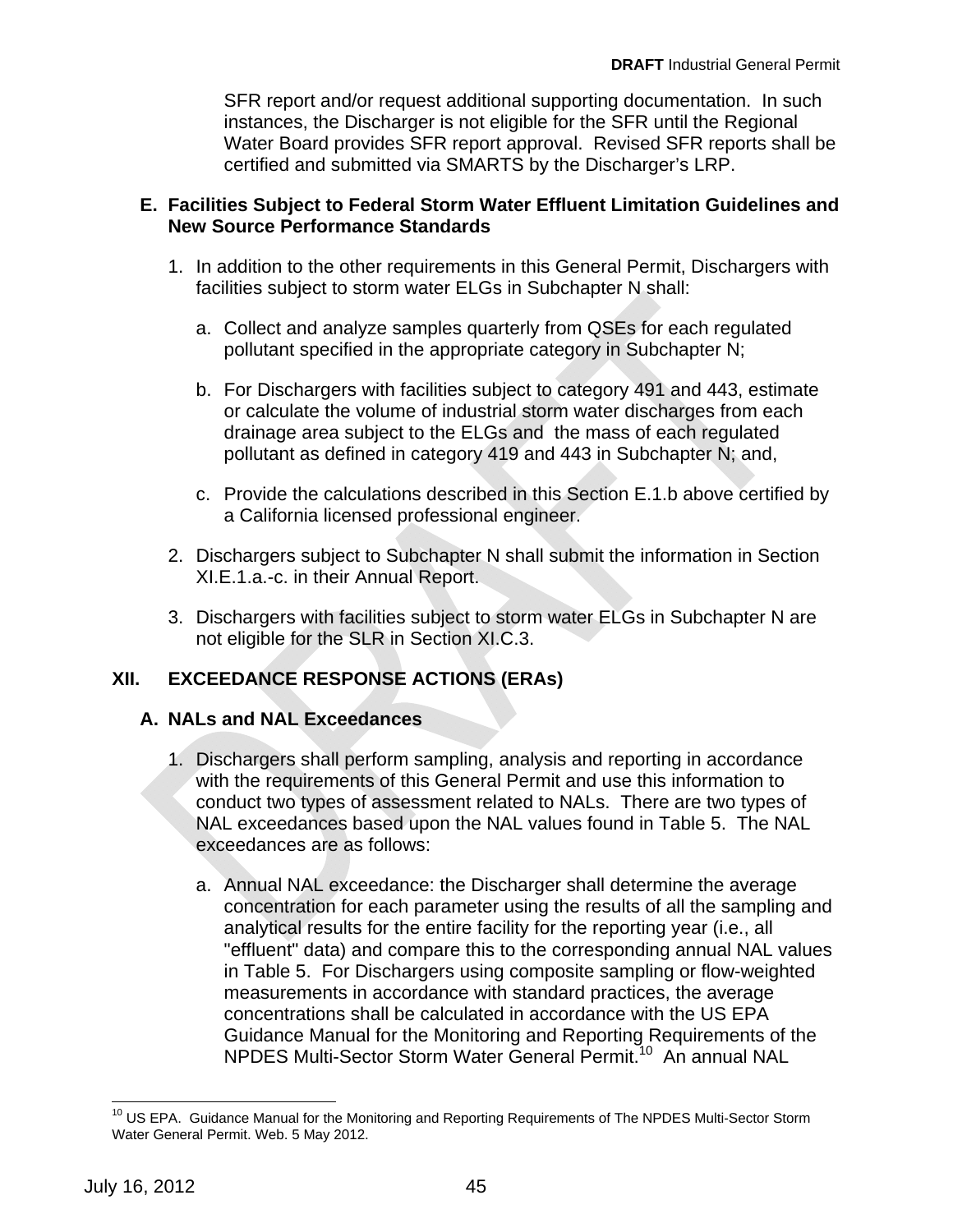SFR report and/or request additional supporting documentation. In such instances, the Discharger is not eligible for the SFR until the Regional Water Board provides SFR report approval. Revised SFR reports shall be certified and submitted via SMARTS by the Discharger's LRP.

### E. Facilities Subject to Federal Storm Water Effluent Limitation Guidelines and New Source Performance Standards

1. In addition to the other requirements in this General Permit, Dischargers with facilities subject to storm water ELGs in Subchapter N shall:

   a. Collect and analyze samples quarterly from QSEs for each regulated pollutant specified in the appropriate category in Subchapter N;

   b. For Dischargers with facilities subject to category 491 and 443, estimate or calculate the volume of industrial storm water discharges from each drainage area subject to the ELGs and the mass of each regulated pollutant as defined in category 419 and 443 in Subchapter N; and,

   c. Provide the calculations described in this Section E.1.b above certified by a California licensed professional engineer.

2. Dischargers subject to Subchapter N shall submit the information in Section XI.E.1.a.-c. in their Annual Report.

3. Dischargers with facilities subject to storm water ELGs in Subchapter N are not eligible for the SLR in Section XI.C.3.

## XII. EXCEEDANCE RESPONSE ACTIONS (ERAs)

### A. NALs and NAL Exceedances

1. Dischargers shall perform sampling, analysis and reporting in accordance with the requirements of this General Permit and use this information to conduct two types of assessment related to NALs. There are two types of NAL exceedances based upon the NAL values found in Table 5. The NAL exceedances are as follows:

   a. Annual NAL exceedance: the Discharger shall determine the average concentration for each parameter using the results of all the sampling and analytical results for the entire facility for the reporting year (i.e., all "effluent" data) and compare this to the corresponding annual NAL values in Table 5. For Dischargers using composite sampling or flow-weighted measurements in accordance with standard practices, the average concentrations shall be calculated in accordance with the US EPA Guidance Manual for the Monitoring and Reporting Requirements of the NPDES Multi-Sector Storm Water General Permit.[10] An annual NAL

[10] US EPA. Guidance Manual for the Monitoring and Reporting Requirements of The NPDES Multi-Sector Storm Water General Permit. Web. 5 May 2012.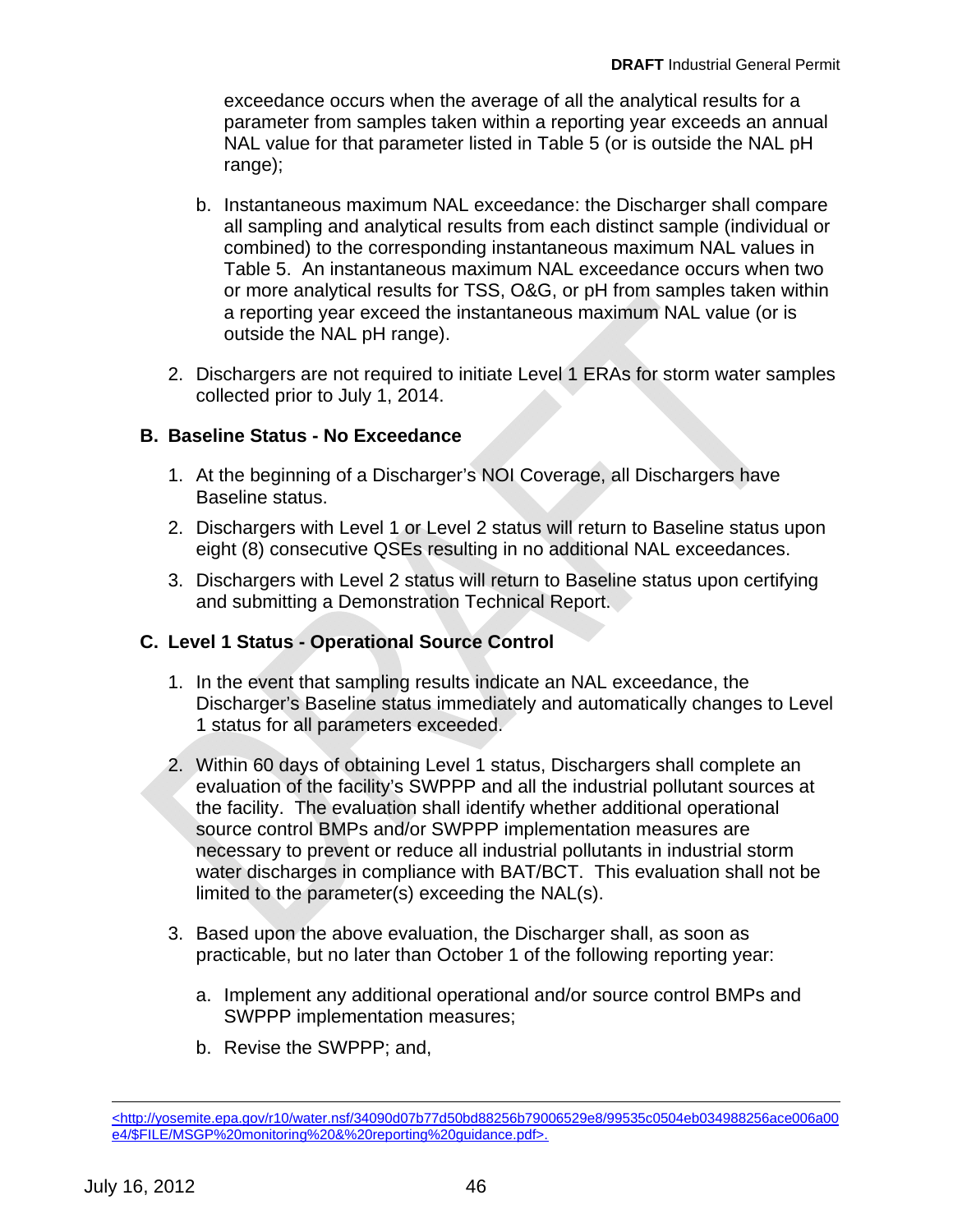exceedance occurs when the average of all the analytical results for a parameter from samples taken within a reporting year exceeds an annual NAL value for that parameter listed in Table 5 (or is outside the NAL pH range);

b. Instantaneous maximum NAL exceedance: the Discharger shall compare all sampling and analytical results from each distinct sample (individual or combined) to the corresponding instantaneous maximum NAL values in Table 5. An instantaneous maximum NAL exceedance occurs when two or more analytical results for TSS, O&G, or pH from samples taken within a reporting year exceed the instantaneous maximum NAL value (or is outside the NAL pH range).

2. Dischargers are not required to initiate Level 1 ERAs for storm water samples collected prior to July 1, 2014.

### B. Baseline Status - No Exceedance

1. At the beginning of a Discharger's NOI Coverage, all Dischargers have Baseline status.
2. Dischargers with Level 1 or Level 2 status will return to Baseline status upon eight (8) consecutive QSEs resulting in no additional NAL exceedances.
3. Dischargers with Level 2 status will return to Baseline status upon certifying and submitting a Demonstration Technical Report.

### C. Level 1 Status - Operational Source Control

1. In the event that sampling results indicate an NAL exceedance, the Discharger's Baseline status immediately and automatically changes to Level 1 status for all parameters exceeded.
2. Within 60 days of obtaining Level 1 status, Dischargers shall complete an evaluation of the facility's SWPPP and all the industrial pollutant sources at the facility. The evaluation shall identify whether additional operational source control BMPs and/or SWPPP implementation measures are necessary to prevent or reduce all industrial pollutants in industrial storm water discharges in compliance with BAT/BCT. This evaluation shall not be limited to the parameter(s) exceeding the NAL(s).
3. Based upon the above evaluation, the Discharger shall, as soon as practicable, but no later than October 1 of the following reporting year:

   a. Implement any additional operational and/or source control BMPs and SWPPP implementation measures;

   b. Revise the SWPPP; and,

---

<http://yosemite.epa.gov/r10/water.nsf/34090d07b77d50bd88256b79006529e8/99535c0504eb034988256ace006a00e4/$FILE/MSGP%20monitoring%20&%20reporting%20guidance.pdf>.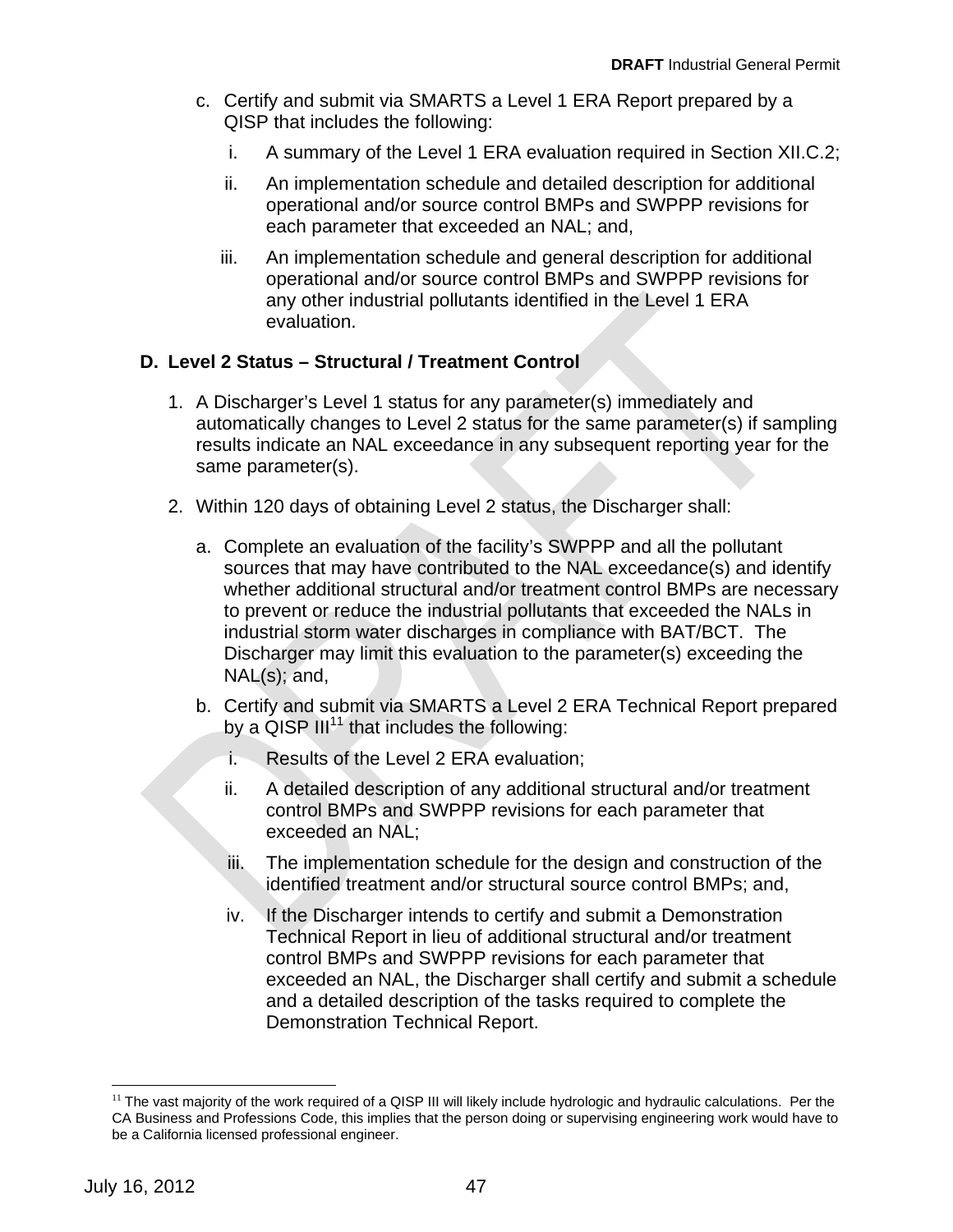c. Certify and submit via SMARTS a Level 1 ERA Report prepared by a QISP that includes the following:

   i. A summary of the Level 1 ERA evaluation required in Section XII.C.2;

   ii. An implementation schedule and detailed description for additional operational and/or source control BMPs and SWPPP revisions for each parameter that exceeded an NAL; and,

   iii. An implementation schedule and general description for additional operational and/or source control BMPs and SWPPP revisions for any other industrial pollutants identified in the Level 1 ERA evaluation.

### D. Level 2 Status – Structural / Treatment Control

1. A Discharger's Level 1 status for any parameter(s) immediately and automatically changes to Level 2 status for the same parameter(s) if sampling results indicate an NAL exceedance in any subsequent reporting year for the same parameter(s).

2. Within 120 days of obtaining Level 2 status, the Discharger shall:

   a. Complete an evaluation of the facility's SWPPP and all the pollutant sources that may have contributed to the NAL exceedance(s) and identify whether additional structural and/or treatment control BMPs are necessary to prevent or reduce the industrial pollutants that exceeded the NALs in industrial storm water discharges in compliance with BAT/BCT. The Discharger may limit this evaluation to the parameter(s) exceeding the NAL(s); and,

   b. Certify and submit via SMARTS a Level 2 ERA Technical Report prepared by a QISP III[11] that includes the following:

      i. Results of the Level 2 ERA evaluation;

      ii. A detailed description of any additional structural and/or treatment control BMPs and SWPPP revisions for each parameter that exceeded an NAL;

      iii. The implementation schedule for the design and construction of the identified treatment and/or structural source control BMPs; and,

      iv. If the Discharger intends to certify and submit a Demonstration Technical Report in lieu of additional structural and/or treatment control BMPs and SWPPP revisions for each parameter that exceeded an NAL, the Discharger shall certify and submit a schedule and a detailed description of the tasks required to complete the Demonstration Technical Report.

---

[11] The vast majority of the work required of a QISP III will likely include hydrologic and hydraulic calculations. Per the CA Business and Professions Code, this implies that the person doing or supervising engineering work would have to be a California licensed professional engineer.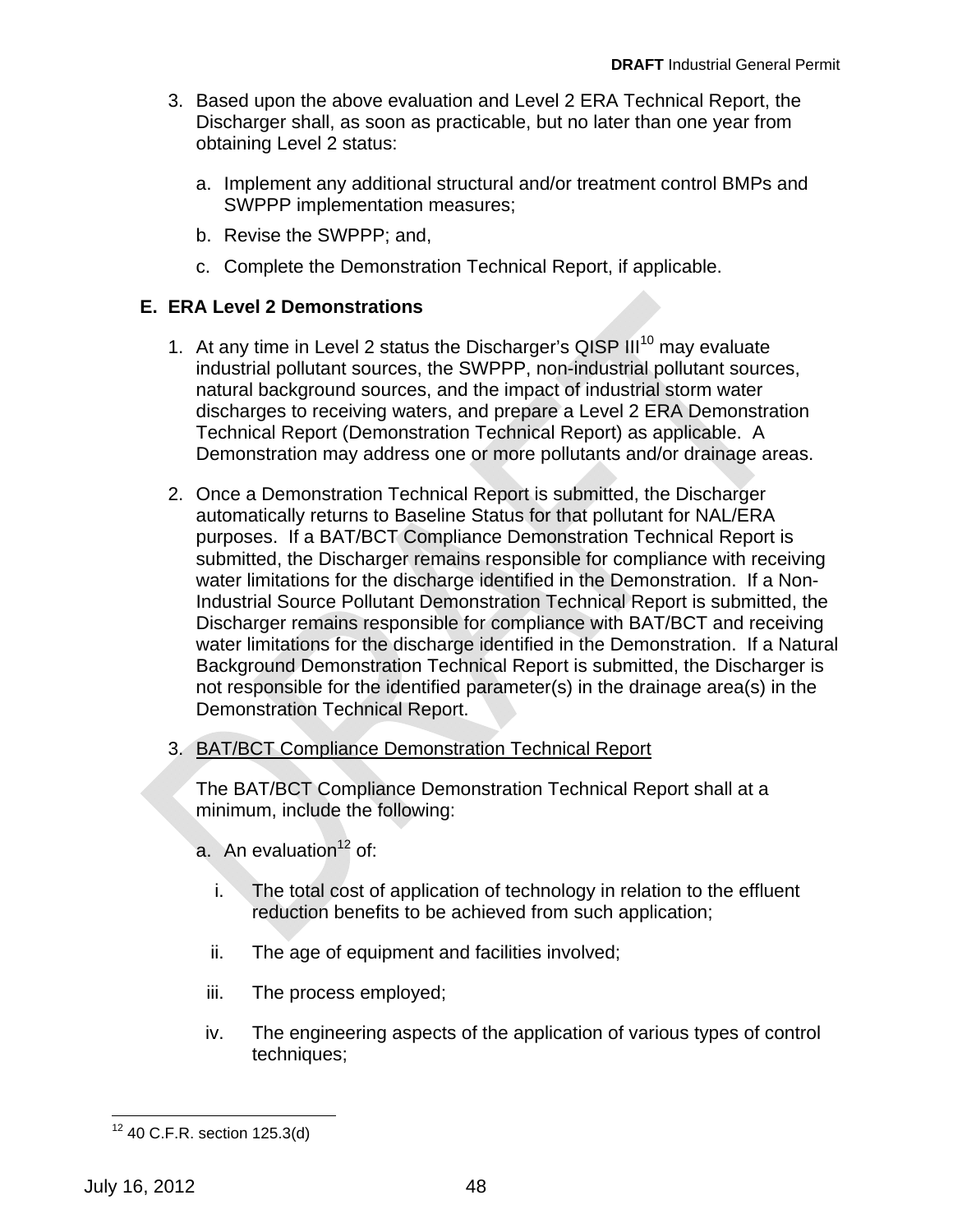3. Based upon the above evaluation and Level 2 ERA Technical Report, the Discharger shall, as soon as practicable, but no later than one year from obtaining Level 2 status:

   a. Implement any additional structural and/or treatment control BMPs and SWPPP implementation measures;

   b. Revise the SWPPP; and,

   c. Complete the Demonstration Technical Report, if applicable.

## E. ERA Level 2 Demonstrations

1. At any time in Level 2 status the Discharger's QISP III[10] may evaluate industrial pollutant sources, the SWPPP, non-industrial pollutant sources, natural background sources, and the impact of industrial storm water discharges to receiving waters, and prepare a Level 2 ERA Demonstration Technical Report (Demonstration Technical Report) as applicable. A Demonstration may address one or more pollutants and/or drainage areas.

2. Once a Demonstration Technical Report is submitted, the Discharger automatically returns to Baseline Status for that pollutant for NAL/ERA purposes. If a BAT/BCT Compliance Demonstration Technical Report is submitted, the Discharger remains responsible for compliance with receiving water limitations for the discharge identified in the Demonstration. If a Non-Industrial Source Pollutant Demonstration Technical Report is submitted, the Discharger remains responsible for compliance with BAT/BCT and receiving water limitations for the discharge identified in the Demonstration. If a Natural Background Demonstration Technical Report is submitted, the Discharger is not responsible for the identified parameter(s) in the drainage area(s) in the Demonstration Technical Report.

3. <u>BAT/BCT Compliance Demonstration Technical Report</u>

   The BAT/BCT Compliance Demonstration Technical Report shall at a minimum, include the following:

   a. An evaluation[12] of:

      i. The total cost of application of technology in relation to the effluent reduction benefits to be achieved from such application;

      ii. The age of equipment and facilities involved;

      iii. The process employed;

      iv. The engineering aspects of the application of various types of control techniques;

---

[12] 40 C.F.R. section 125.3(d)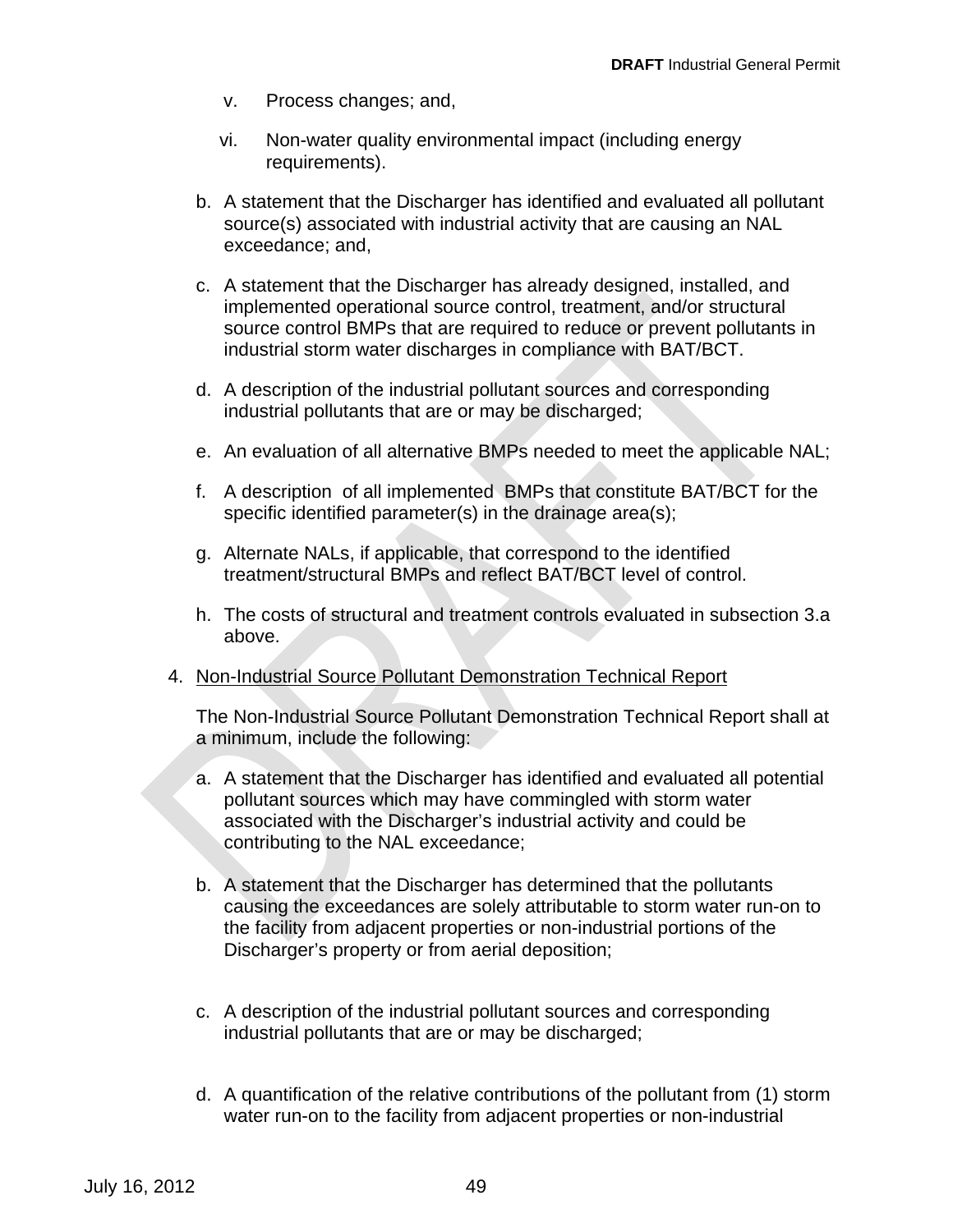v. Process changes; and,

vi. Non-water quality environmental impact (including energy requirements).

b. A statement that the Discharger has identified and evaluated all pollutant source(s) associated with industrial activity that are causing an NAL exceedance; and,

c. A statement that the Discharger has already designed, installed, and implemented operational source control, treatment, and/or structural source control BMPs that are required to reduce or prevent pollutants in industrial storm water discharges in compliance with BAT/BCT.

d. A description of the industrial pollutant sources and corresponding industrial pollutants that are or may be discharged;

e. An evaluation of all alternative BMPs needed to meet the applicable NAL;

f. A description of all implemented BMPs that constitute BAT/BCT for the specific identified parameter(s) in the drainage area(s);

g. Alternate NALs, if applicable, that correspond to the identified treatment/structural BMPs and reflect BAT/BCT level of control.

h. The costs of structural and treatment controls evaluated in subsection 3.a above.

4. Non-Industrial Source Pollutant Demonstration Technical Report

The Non-Industrial Source Pollutant Demonstration Technical Report shall at a minimum, include the following:

a. A statement that the Discharger has identified and evaluated all potential pollutant sources which may have commingled with storm water associated with the Discharger's industrial activity and could be contributing to the NAL exceedance;

b. A statement that the Discharger has determined that the pollutants causing the exceedances are solely attributable to storm water run-on to the facility from adjacent properties or non-industrial portions of the Discharger's property or from aerial deposition;

c. A description of the industrial pollutant sources and corresponding industrial pollutants that are or may be discharged;

d. A quantification of the relative contributions of the pollutant from (1) storm water run-on to the facility from adjacent properties or non-industrial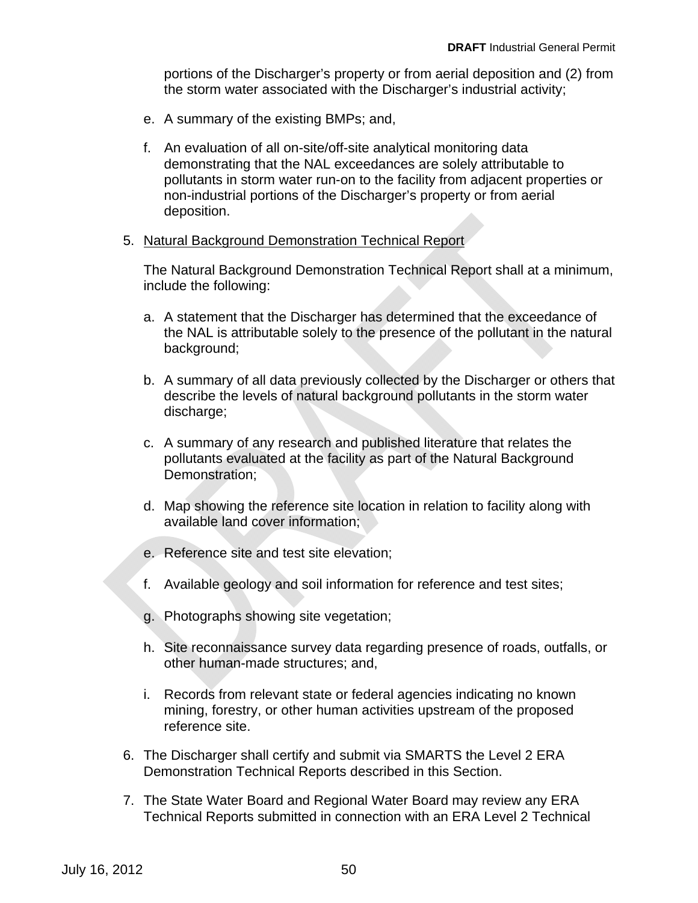portions of the Discharger's property or from aerial deposition and (2) from the storm water associated with the Discharger's industrial activity;

e. A summary of the existing BMPs; and,

f. An evaluation of all on-site/off-site analytical monitoring data demonstrating that the NAL exceedances are solely attributable to pollutants in storm water run-on to the facility from adjacent properties or non-industrial portions of the Discharger's property or from aerial deposition.

5. <u>Natural Background Demonstration Technical Report</u>

   The Natural Background Demonstration Technical Report shall at a minimum, include the following:

   a. A statement that the Discharger has determined that the exceedance of the NAL is attributable solely to the presence of the pollutant in the natural background;

   b. A summary of all data previously collected by the Discharger or others that describe the levels of natural background pollutants in the storm water discharge;

   c. A summary of any research and published literature that relates the pollutants evaluated at the facility as part of the Natural Background Demonstration;

   d. Map showing the reference site location in relation to facility along with available land cover information;

   e. Reference site and test site elevation;

   f. Available geology and soil information for reference and test sites;

   g. Photographs showing site vegetation;

   h. Site reconnaissance survey data regarding presence of roads, outfalls, or other human-made structures; and,

   i. Records from relevant state or federal agencies indicating no known mining, forestry, or other human activities upstream of the proposed reference site.

6. The Discharger shall certify and submit via SMARTS the Level 2 ERA Demonstration Technical Reports described in this Section.

7. The State Water Board and Regional Water Board may review any ERA Technical Reports submitted in connection with an ERA Level 2 Technical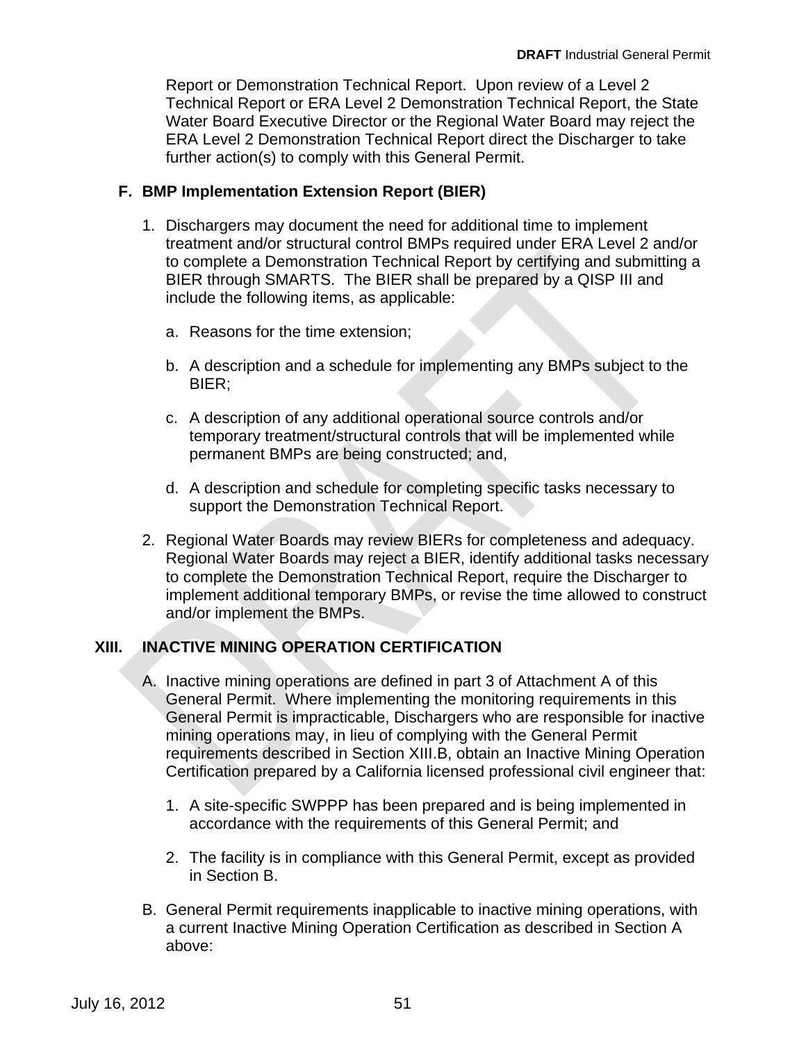Report or Demonstration Technical Report. Upon review of a Level 2 Technical Report or ERA Level 2 Demonstration Technical Report, the State Water Board Executive Director or the Regional Water Board may reject the ERA Level 2 Demonstration Technical Report direct the Discharger to take further action(s) to comply with this General Permit.

### F. BMP Implementation Extension Report (BIER)

1. Dischargers may document the need for additional time to implement treatment and/or structural control BMPs required under ERA Level 2 and/or to complete a Demonstration Technical Report by certifying and submitting a BIER through SMARTS. The BIER shall be prepared by a QISP III and include the following items, as applicable:

   a. Reasons for the time extension;

   b. A description and a schedule for implementing any BMPs subject to the BIER;

   c. A description of any additional operational source controls and/or temporary treatment/structural controls that will be implemented while permanent BMPs are being constructed; and,

   d. A description and schedule for completing specific tasks necessary to support the Demonstration Technical Report.

2. Regional Water Boards may review BIERs for completeness and adequacy. Regional Water Boards may reject a BIER, identify additional tasks necessary to complete the Demonstration Technical Report, require the Discharger to implement additional temporary BMPs, or revise the time allowed to construct and/or implement the BMPs.

## XIII. INACTIVE MINING OPERATION CERTIFICATION

A. Inactive mining operations are defined in part 3 of Attachment A of this General Permit. Where implementing the monitoring requirements in this General Permit is impracticable, Dischargers who are responsible for inactive mining operations may, in lieu of complying with the General Permit requirements described in Section XIII.B, obtain an Inactive Mining Operation Certification prepared by a California licensed professional civil engineer that:

   1. A site-specific SWPPP has been prepared and is being implemented in accordance with the requirements of this General Permit; and

   2. The facility is in compliance with this General Permit, except as provided in Section B.

B. General Permit requirements inapplicable to inactive mining operations, with a current Inactive Mining Operation Certification as described in Section A above: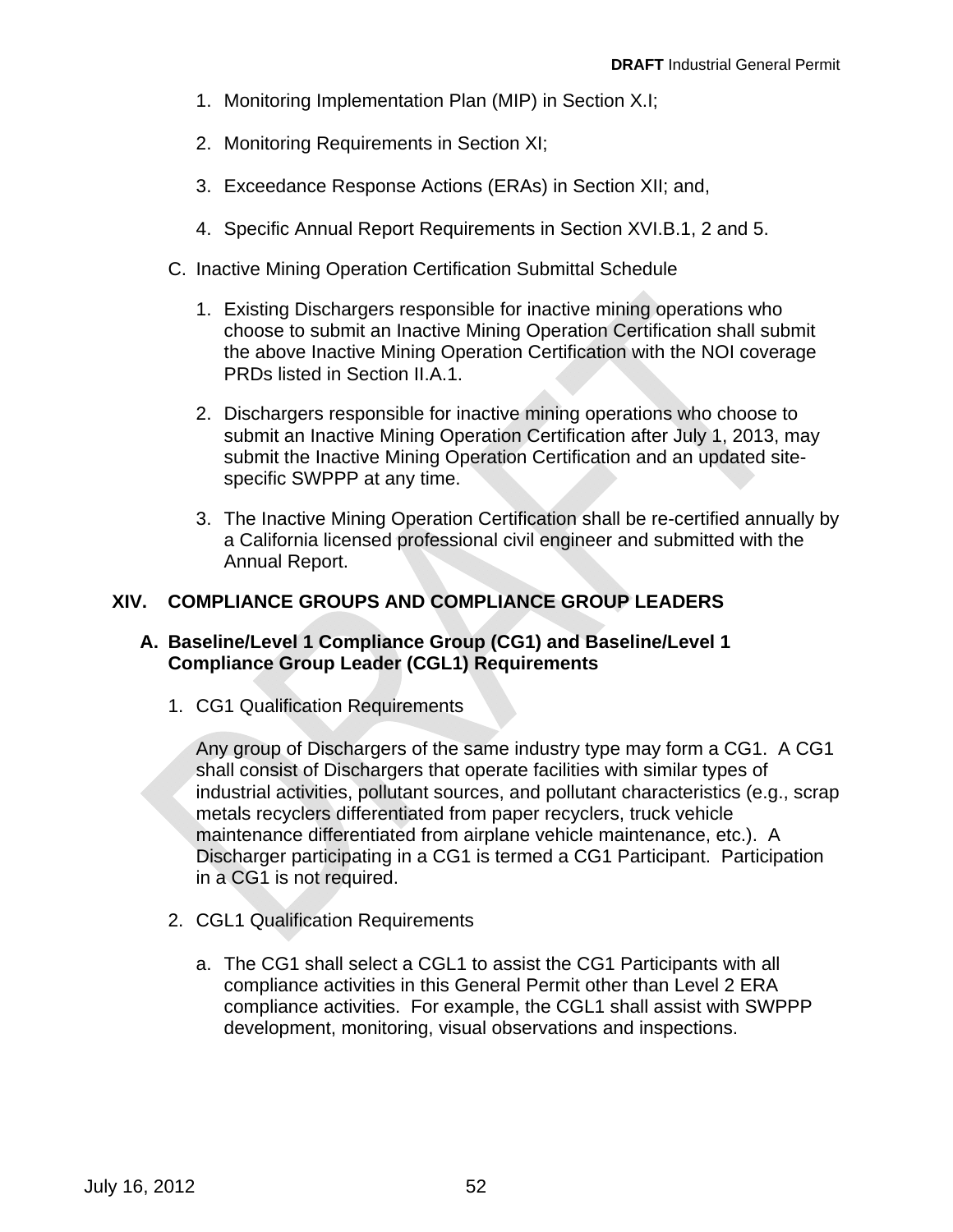1. Monitoring Implementation Plan (MIP) in Section X.I;

2. Monitoring Requirements in Section XI;

3. Exceedance Response Actions (ERAs) in Section XII; and,

4. Specific Annual Report Requirements in Section XVI.B.1, 2 and 5.

C. Inactive Mining Operation Certification Submittal Schedule

1. Existing Dischargers responsible for inactive mining operations who choose to submit an Inactive Mining Operation Certification shall submit the above Inactive Mining Operation Certification with the NOI coverage PRDs listed in Section II.A.1.

2. Dischargers responsible for inactive mining operations who choose to submit an Inactive Mining Operation Certification after July 1, 2013, may submit the Inactive Mining Operation Certification and an updated site-specific SWPPP at any time.

3. The Inactive Mining Operation Certification shall be re-certified annually by a California licensed professional civil engineer and submitted with the Annual Report.

## XIV. COMPLIANCE GROUPS AND COMPLIANCE GROUP LEADERS

### A. Baseline/Level 1 Compliance Group (CG1) and Baseline/Level 1 Compliance Group Leader (CGL1) Requirements

1. CG1 Qualification Requirements

   Any group of Dischargers of the same industry type may form a CG1. A CG1 shall consist of Dischargers that operate facilities with similar types of industrial activities, pollutant sources, and pollutant characteristics (e.g., scrap metals recyclers differentiated from paper recyclers, truck vehicle maintenance differentiated from airplane vehicle maintenance, etc.). A Discharger participating in a CG1 is termed a CG1 Participant. Participation in a CG1 is not required.

2. CGL1 Qualification Requirements

   a. The CG1 shall select a CGL1 to assist the CG1 Participants with all compliance activities in this General Permit other than Level 2 ERA compliance activities. For example, the CGL1 shall assist with SWPPP development, monitoring, visual observations and inspections.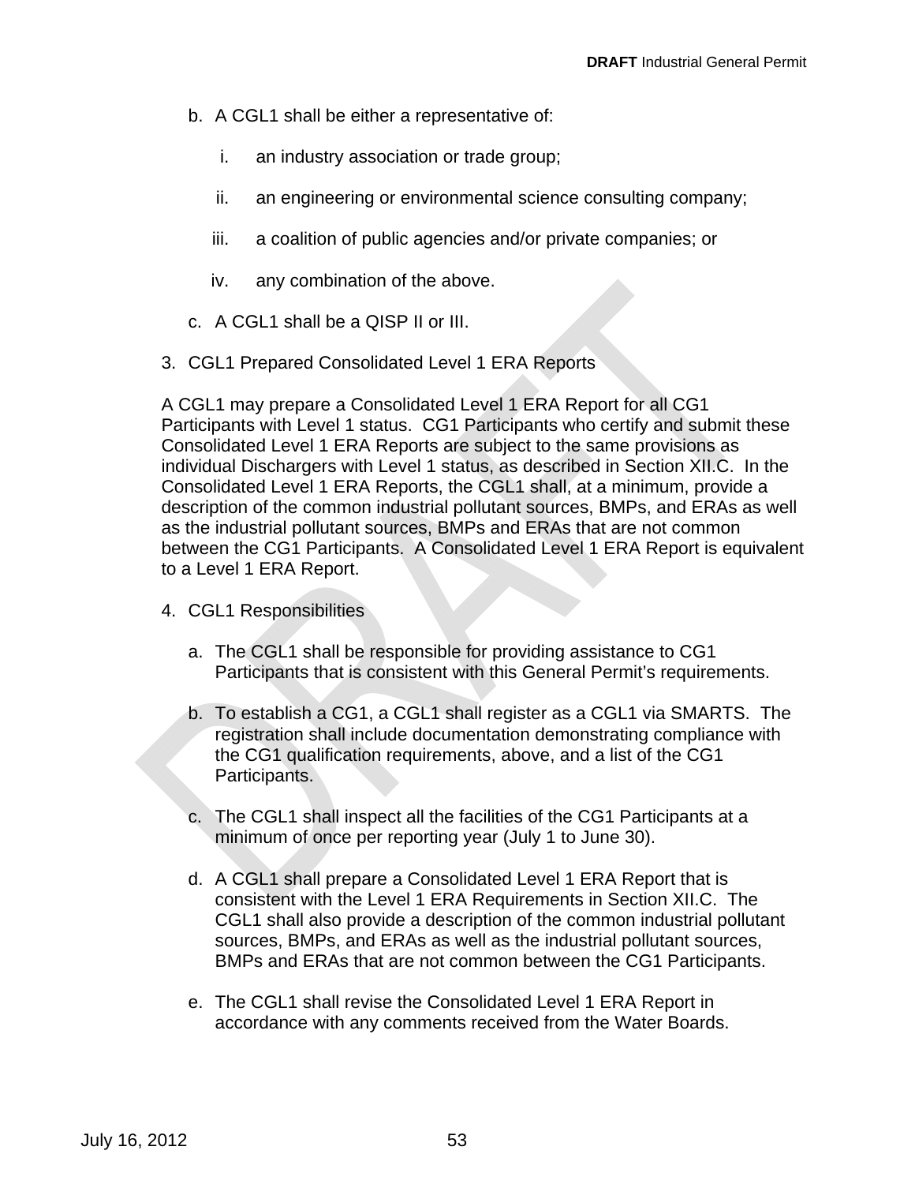b. A CGL1 shall be either a representative of:

   i. an industry association or trade group;

   ii. an engineering or environmental science consulting company;

   iii. a coalition of public agencies and/or private companies; or

   iv. any combination of the above.

c. A CGL1 shall be a QISP II or III.

3. CGL1 Prepared Consolidated Level 1 ERA Reports

A CGL1 may prepare a Consolidated Level 1 ERA Report for all CG1 Participants with Level 1 status. CG1 Participants who certify and submit these Consolidated Level 1 ERA Reports are subject to the same provisions as individual Dischargers with Level 1 status, as described in Section XII.C. In the Consolidated Level 1 ERA Reports, the CGL1 shall, at a minimum, provide a description of the common industrial pollutant sources, BMPs, and ERAs as well as the industrial pollutant sources, BMPs and ERAs that are not common between the CG1 Participants. A Consolidated Level 1 ERA Report is equivalent to a Level 1 ERA Report.

4. CGL1 Responsibilities

   a. The CGL1 shall be responsible for providing assistance to CG1 Participants that is consistent with this General Permit's requirements.

   b. To establish a CG1, a CGL1 shall register as a CGL1 via SMARTS. The registration shall include documentation demonstrating compliance with the CG1 qualification requirements, above, and a list of the CG1 Participants.

   c. The CGL1 shall inspect all the facilities of the CG1 Participants at a minimum of once per reporting year (July 1 to June 30).

   d. A CGL1 shall prepare a Consolidated Level 1 ERA Report that is consistent with the Level 1 ERA Requirements in Section XII.C. The CGL1 shall also provide a description of the common industrial pollutant sources, BMPs, and ERAs as well as the industrial pollutant sources, BMPs and ERAs that are not common between the CG1 Participants.

   e. The CGL1 shall revise the Consolidated Level 1 ERA Report in accordance with any comments received from the Water Boards.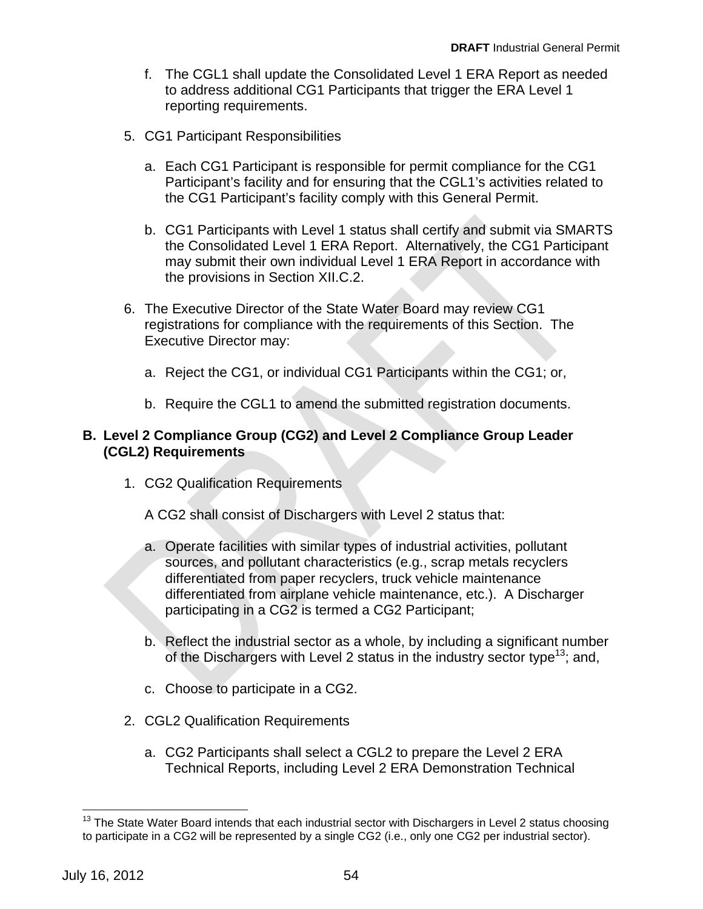f. The CGL1 shall update the Consolidated Level 1 ERA Report as needed to address additional CG1 Participants that trigger the ERA Level 1 reporting requirements.

5. CG1 Participant Responsibilities

   a. Each CG1 Participant is responsible for permit compliance for the CG1 Participant's facility and for ensuring that the CGL1's activities related to the CG1 Participant's facility comply with this General Permit.

   b. CG1 Participants with Level 1 status shall certify and submit via SMARTS the Consolidated Level 1 ERA Report. Alternatively, the CG1 Participant may submit their own individual Level 1 ERA Report in accordance with the provisions in Section XII.C.2.

6. The Executive Director of the State Water Board may review CG1 registrations for compliance with the requirements of this Section. The Executive Director may:

   a. Reject the CG1, or individual CG1 Participants within the CG1; or,

   b. Require the CGL1 to amend the submitted registration documents.

**B. Level 2 Compliance Group (CG2) and Level 2 Compliance Group Leader (CGL2) Requirements**

1. CG2 Qualification Requirements

   A CG2 shall consist of Dischargers with Level 2 status that:

   a. Operate facilities with similar types of industrial activities, pollutant sources, and pollutant characteristics (e.g., scrap metals recyclers differentiated from paper recyclers, truck vehicle maintenance differentiated from airplane vehicle maintenance, etc.). A Discharger participating in a CG2 is termed a CG2 Participant;

   b. Reflect the industrial sector as a whole, by including a significant number of the Dischargers with Level 2 status in the industry sector type[13]; and,

   c. Choose to participate in a CG2.

2. CGL2 Qualification Requirements

   a. CG2 Participants shall select a CGL2 to prepare the Level 2 ERA Technical Reports, including Level 2 ERA Demonstration Technical

[13] The State Water Board intends that each industrial sector with Dischargers in Level 2 status choosing to participate in a CG2 will be represented by a single CG2 (i.e., only one CG2 per industrial sector).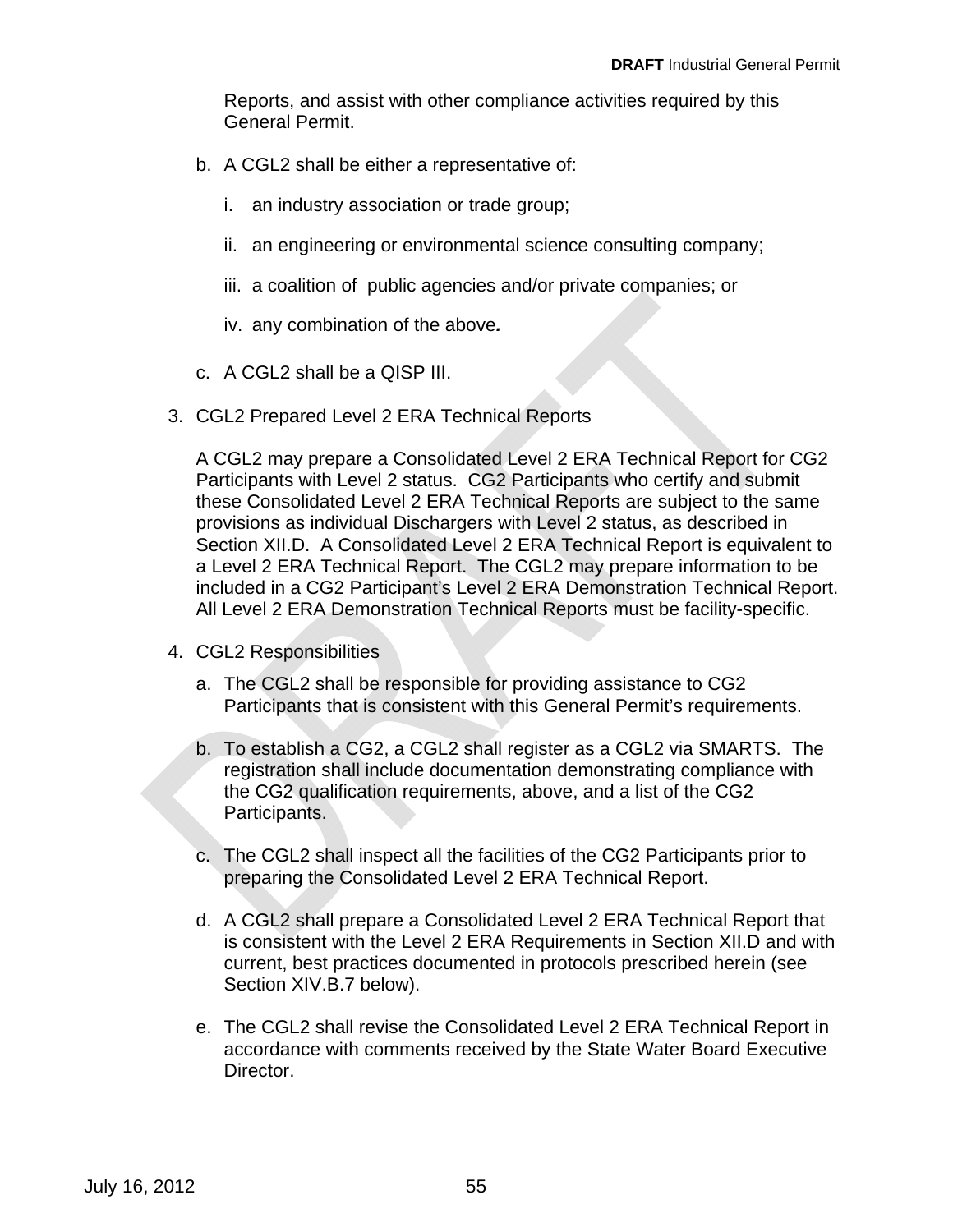Reports, and assist with other compliance activities required by this General Permit.

b. A CGL2 shall be either a representative of:

   i. an industry association or trade group;

   ii. an engineering or environmental science consulting company;

   iii. a coalition of public agencies and/or private companies; or

   iv. any combination of the above**.**

c. A CGL2 shall be a QISP III.

3. CGL2 Prepared Level 2 ERA Technical Reports

   A CGL2 may prepare a Consolidated Level 2 ERA Technical Report for CG2 Participants with Level 2 status. CG2 Participants who certify and submit these Consolidated Level 2 ERA Technical Reports are subject to the same provisions as individual Dischargers with Level 2 status, as described in Section XII.D. A Consolidated Level 2 ERA Technical Report is equivalent to a Level 2 ERA Technical Report. The CGL2 may prepare information to be included in a CG2 Participant's Level 2 ERA Demonstration Technical Report. All Level 2 ERA Demonstration Technical Reports must be facility-specific.

4. CGL2 Responsibilities

   a. The CGL2 shall be responsible for providing assistance to CG2 Participants that is consistent with this General Permit's requirements.

   b. To establish a CG2, a CGL2 shall register as a CGL2 via SMARTS. The registration shall include documentation demonstrating compliance with the CG2 qualification requirements, above, and a list of the CG2 Participants.

   c. The CGL2 shall inspect all the facilities of the CG2 Participants prior to preparing the Consolidated Level 2 ERA Technical Report.

   d. A CGL2 shall prepare a Consolidated Level 2 ERA Technical Report that is consistent with the Level 2 ERA Requirements in Section XII.D and with current, best practices documented in protocols prescribed herein (see Section XIV.B.7 below).

   e. The CGL2 shall revise the Consolidated Level 2 ERA Technical Report in accordance with comments received by the State Water Board Executive Director.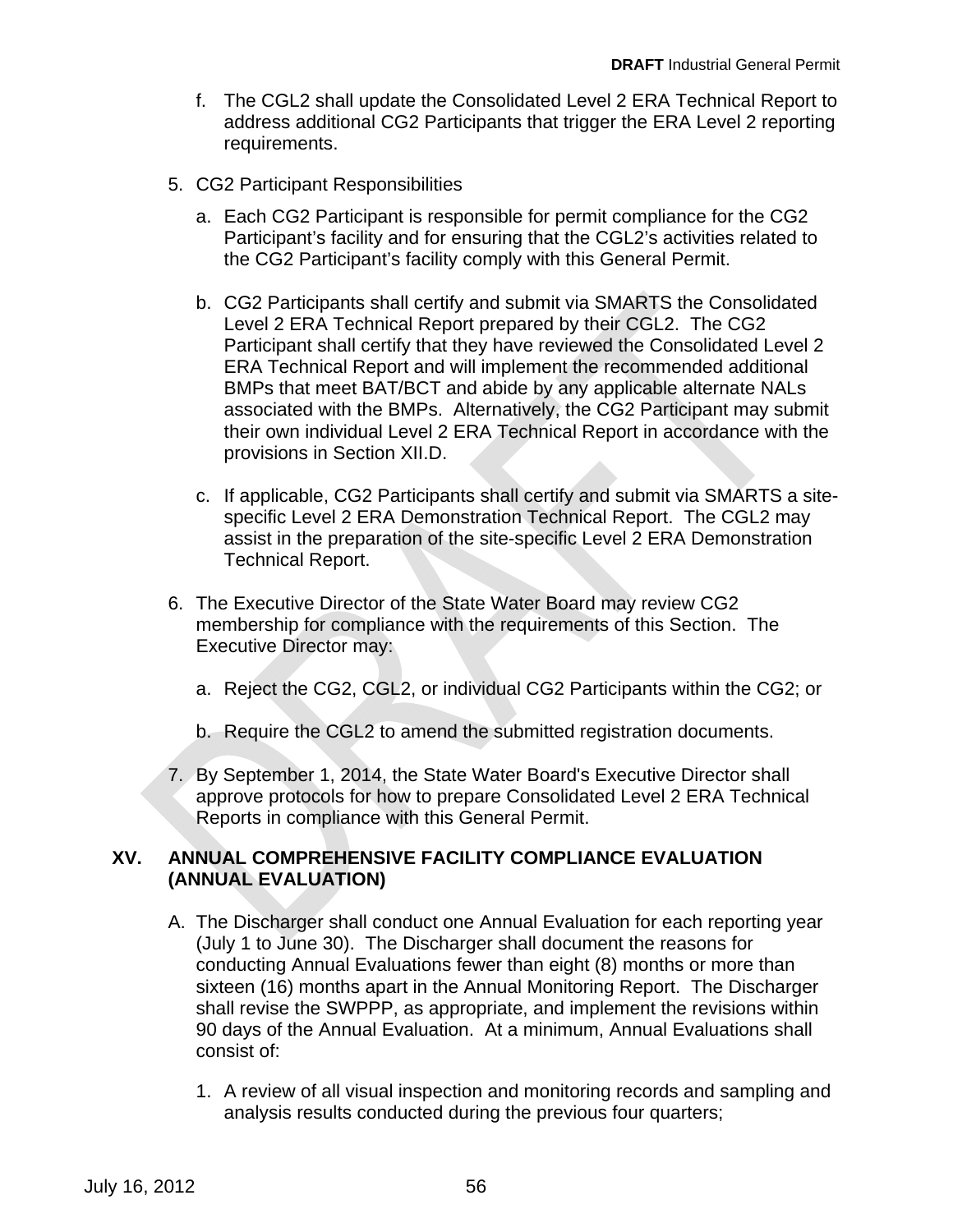f. The CGL2 shall update the Consolidated Level 2 ERA Technical Report to address additional CG2 Participants that trigger the ERA Level 2 reporting requirements.

5. CG2 Participant Responsibilities

   a. Each CG2 Participant is responsible for permit compliance for the CG2 Participant's facility and for ensuring that the CGL2's activities related to the CG2 Participant's facility comply with this General Permit.

   b. CG2 Participants shall certify and submit via SMARTS the Consolidated Level 2 ERA Technical Report prepared by their CGL2. The CG2 Participant shall certify that they have reviewed the Consolidated Level 2 ERA Technical Report and will implement the recommended additional BMPs that meet BAT/BCT and abide by any applicable alternate NALs associated with the BMPs. Alternatively, the CG2 Participant may submit their own individual Level 2 ERA Technical Report in accordance with the provisions in Section XII.D.

   c. If applicable, CG2 Participants shall certify and submit via SMARTS a site-specific Level 2 ERA Demonstration Technical Report. The CGL2 may assist in the preparation of the site-specific Level 2 ERA Demonstration Technical Report.

6. The Executive Director of the State Water Board may review CG2 membership for compliance with the requirements of this Section. The Executive Director may:

   a. Reject the CG2, CGL2, or individual CG2 Participants within the CG2; or

   b. Require the CGL2 to amend the submitted registration documents.

7. By September 1, 2014, the State Water Board's Executive Director shall approve protocols for how to prepare Consolidated Level 2 ERA Technical Reports in compliance with this General Permit.

## XV. ANNUAL COMPREHENSIVE FACILITY COMPLIANCE EVALUATION (ANNUAL EVALUATION)

A. The Discharger shall conduct one Annual Evaluation for each reporting year (July 1 to June 30). The Discharger shall document the reasons for conducting Annual Evaluations fewer than eight (8) months or more than sixteen (16) months apart in the Annual Monitoring Report. The Discharger shall revise the SWPPP, as appropriate, and implement the revisions within 90 days of the Annual Evaluation. At a minimum, Annual Evaluations shall consist of:

   1. A review of all visual inspection and monitoring records and sampling and analysis results conducted during the previous four quarters;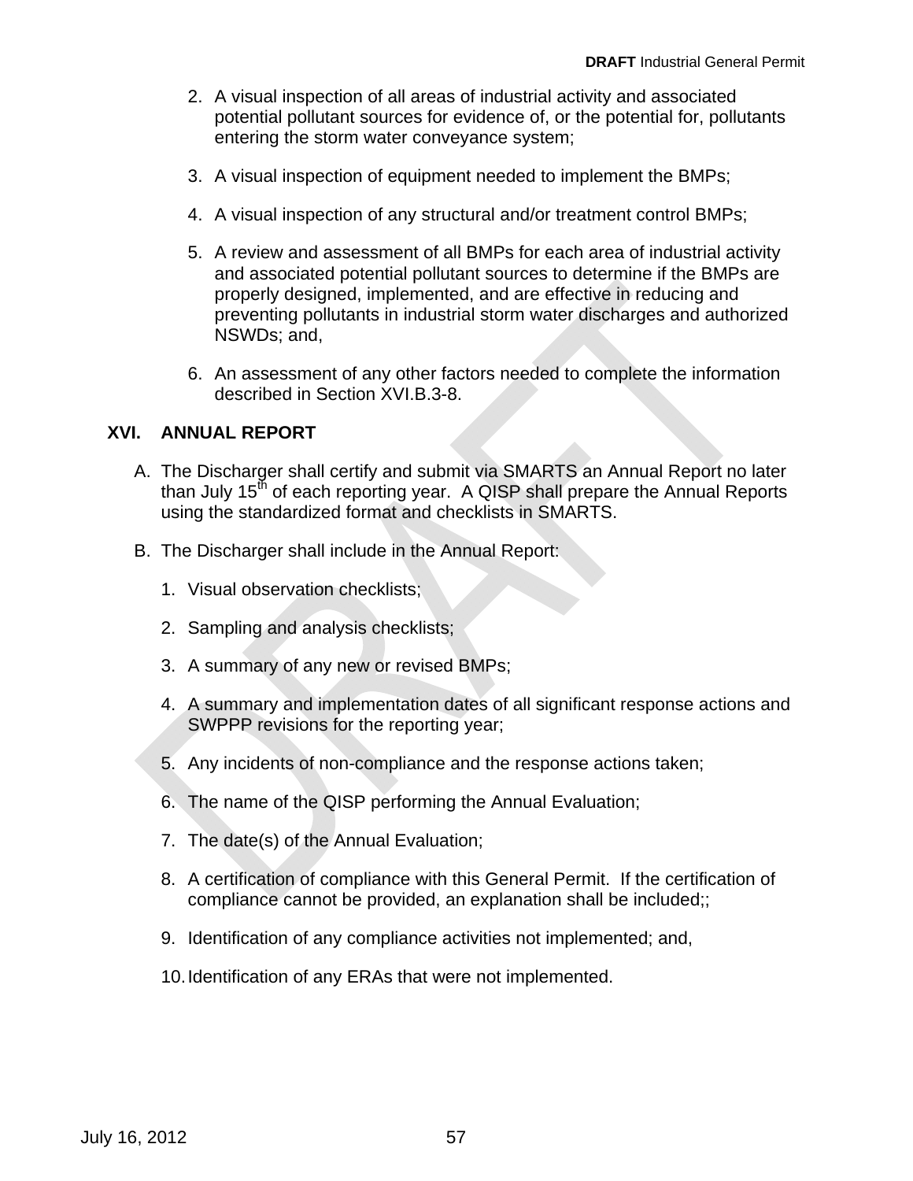2. A visual inspection of all areas of industrial activity and associated potential pollutant sources for evidence of, or the potential for, pollutants entering the storm water conveyance system;

3. A visual inspection of equipment needed to implement the BMPs;

4. A visual inspection of any structural and/or treatment control BMPs;

5. A review and assessment of all BMPs for each area of industrial activity and associated potential pollutant sources to determine if the BMPs are properly designed, implemented, and are effective in reducing and preventing pollutants in industrial storm water discharges and authorized NSWDs; and,

6. An assessment of any other factors needed to complete the information described in Section XVI.B.3-8.

## XVI. ANNUAL REPORT

A. The Discharger shall certify and submit via SMARTS an Annual Report no later than July 15th of each reporting year. A QISP shall prepare the Annual Reports using the standardized format and checklists in SMARTS.

B. The Discharger shall include in the Annual Report:

   1. Visual observation checklists;

   2. Sampling and analysis checklists;

   3. A summary of any new or revised BMPs;

   4. A summary and implementation dates of all significant response actions and SWPPP revisions for the reporting year;

   5. Any incidents of non-compliance and the response actions taken;

   6. The name of the QISP performing the Annual Evaluation;

   7. The date(s) of the Annual Evaluation;

   8. A certification of compliance with this General Permit. If the certification of compliance cannot be provided, an explanation shall be included;;

   9. Identification of any compliance activities not implemented; and,

   10. Identification of any ERAs that were not implemented.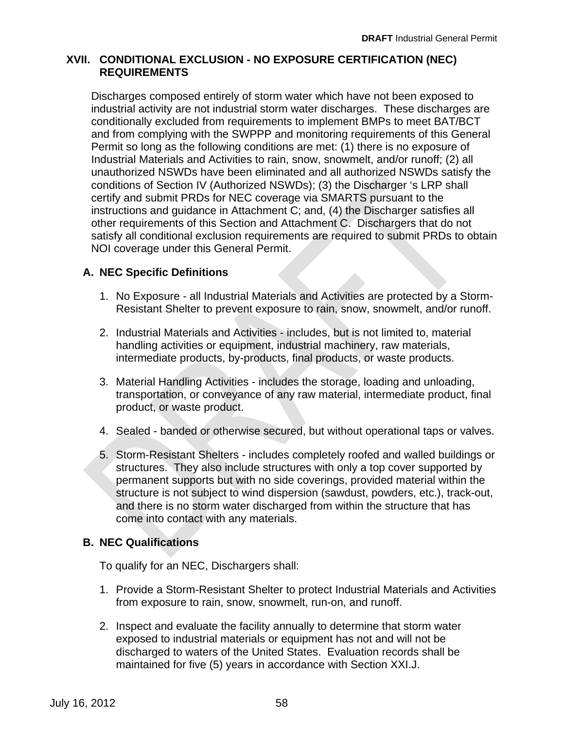## XVII. CONDITIONAL EXCLUSION - NO EXPOSURE CERTIFICATION (NEC) REQUIREMENTS

Discharges composed entirely of storm water which have not been exposed to industrial activity are not industrial storm water discharges. These discharges are conditionally excluded from requirements to implement BMPs to meet BAT/BCT and from complying with the SWPPP and monitoring requirements of this General Permit so long as the following conditions are met: (1) there is no exposure of Industrial Materials and Activities to rain, snow, snowmelt, and/or runoff; (2) all unauthorized NSWDs have been eliminated and all authorized NSWDs satisfy the conditions of Section IV (Authorized NSWDs); (3) the Discharger 's LRP shall certify and submit PRDs for NEC coverage via SMARTS pursuant to the instructions and guidance in Attachment C; and, (4) the Discharger satisfies all other requirements of this Section and Attachment C. Dischargers that do not satisfy all conditional exclusion requirements are required to submit PRDs to obtain NOI coverage under this General Permit.

### A. NEC Specific Definitions

1. No Exposure - all Industrial Materials and Activities are protected by a Storm-Resistant Shelter to prevent exposure to rain, snow, snowmelt, and/or runoff.

2. Industrial Materials and Activities - includes, but is not limited to, material handling activities or equipment, industrial machinery, raw materials, intermediate products, by-products, final products, or waste products.

3. Material Handling Activities - includes the storage, loading and unloading, transportation, or conveyance of any raw material, intermediate product, final product, or waste product.

4. Sealed - banded or otherwise secured, but without operational taps or valves.

5. Storm-Resistant Shelters - includes completely roofed and walled buildings or structures. They also include structures with only a top cover supported by permanent supports but with no side coverings, provided material within the structure is not subject to wind dispersion (sawdust, powders, etc.), track-out, and there is no storm water discharged from within the structure that has come into contact with any materials.

### B. NEC Qualifications

To qualify for an NEC, Dischargers shall:

1. Provide a Storm-Resistant Shelter to protect Industrial Materials and Activities from exposure to rain, snow, snowmelt, run-on, and runoff.

2. Inspect and evaluate the facility annually to determine that storm water exposed to industrial materials or equipment has not and will not be discharged to waters of the United States. Evaluation records shall be maintained for five (5) years in accordance with Section XXI.J.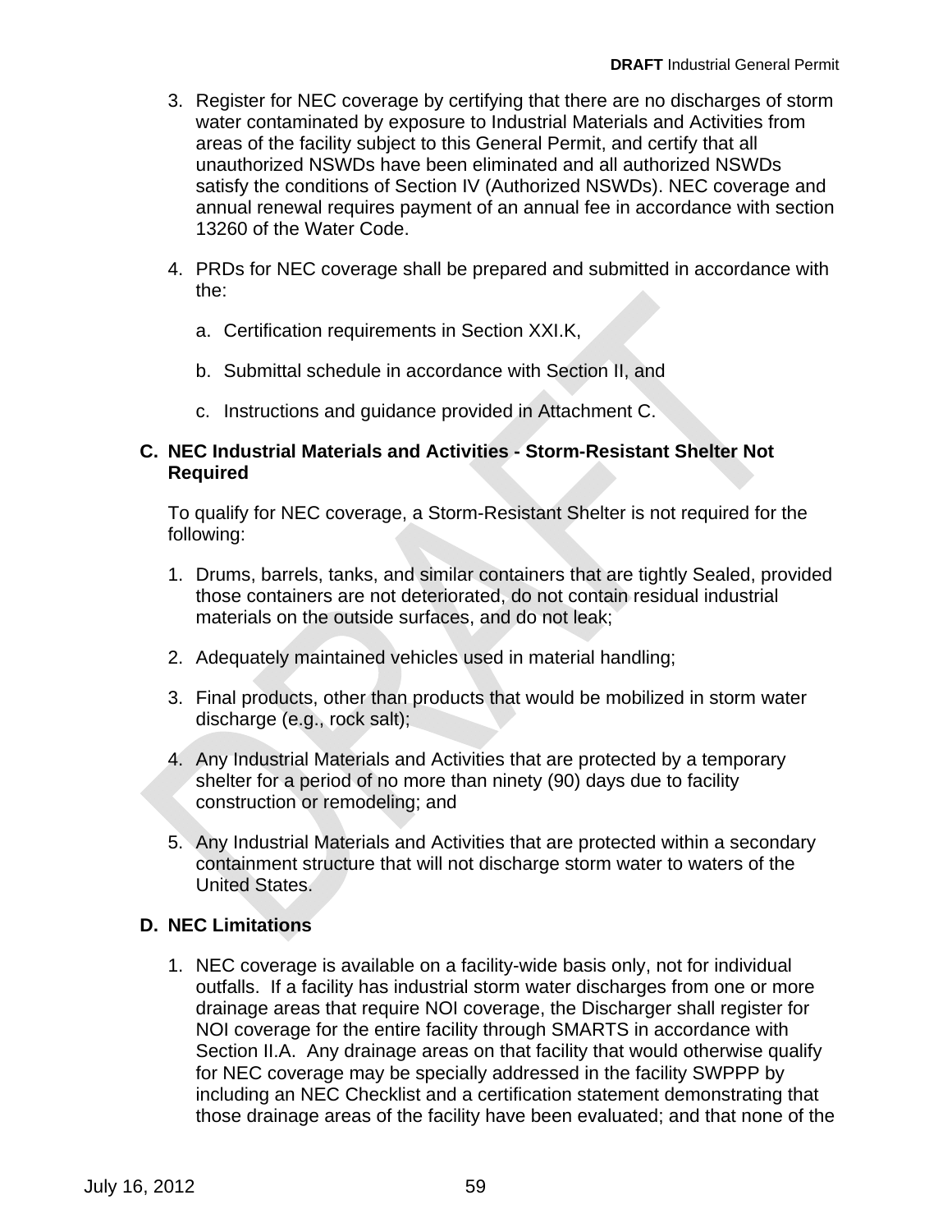3. Register for NEC coverage by certifying that there are no discharges of storm water contaminated by exposure to Industrial Materials and Activities from areas of the facility subject to this General Permit, and certify that all unauthorized NSWDs have been eliminated and all authorized NSWDs satisfy the conditions of Section IV (Authorized NSWDs). NEC coverage and annual renewal requires payment of an annual fee in accordance with section 13260 of the Water Code.

4. PRDs for NEC coverage shall be prepared and submitted in accordance with the:

   a. Certification requirements in Section XXI.K,

   b. Submittal schedule in accordance with Section II, and

   c. Instructions and guidance provided in Attachment C.

**C. NEC Industrial Materials and Activities - Storm-Resistant Shelter Not Required**

To qualify for NEC coverage, a Storm-Resistant Shelter is not required for the following:

1. Drums, barrels, tanks, and similar containers that are tightly Sealed, provided those containers are not deteriorated, do not contain residual industrial materials on the outside surfaces, and do not leak;

2. Adequately maintained vehicles used in material handling;

3. Final products, other than products that would be mobilized in storm water discharge (e.g., rock salt);

4. Any Industrial Materials and Activities that are protected by a temporary shelter for a period of no more than ninety (90) days due to facility construction or remodeling; and

5. Any Industrial Materials and Activities that are protected within a secondary containment structure that will not discharge storm water to waters of the United States.

**D. NEC Limitations**

1. NEC coverage is available on a facility-wide basis only, not for individual outfalls. If a facility has industrial storm water discharges from one or more drainage areas that require NOI coverage, the Discharger shall register for NOI coverage for the entire facility through SMARTS in accordance with Section II.A. Any drainage areas on that facility that would otherwise qualify for NEC coverage may be specially addressed in the facility SWPPP by including an NEC Checklist and a certification statement demonstrating that those drainage areas of the facility have been evaluated; and that none of the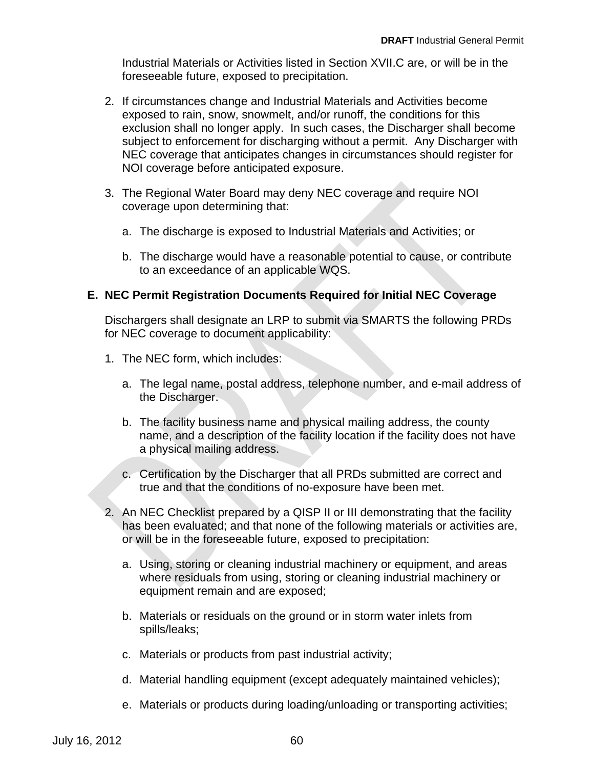Industrial Materials or Activities listed in Section XVII.C are, or will be in the foreseeable future, exposed to precipitation.

2. If circumstances change and Industrial Materials and Activities become exposed to rain, snow, snowmelt, and/or runoff, the conditions for this exclusion shall no longer apply. In such cases, the Discharger shall become subject to enforcement for discharging without a permit. Any Discharger with NEC coverage that anticipates changes in circumstances should register for NOI coverage before anticipated exposure.

3. The Regional Water Board may deny NEC coverage and require NOI coverage upon determining that:

   a. The discharge is exposed to Industrial Materials and Activities; or

   b. The discharge would have a reasonable potential to cause, or contribute to an exceedance of an applicable WQS.

## E. NEC Permit Registration Documents Required for Initial NEC Coverage

Dischargers shall designate an LRP to submit via SMARTS the following PRDs for NEC coverage to document applicability:

1. The NEC form, which includes:

   a. The legal name, postal address, telephone number, and e-mail address of the Discharger.

   b. The facility business name and physical mailing address, the county name, and a description of the facility location if the facility does not have a physical mailing address.

   c. Certification by the Discharger that all PRDs submitted are correct and true and that the conditions of no-exposure have been met.

2. An NEC Checklist prepared by a QISP II or III demonstrating that the facility has been evaluated; and that none of the following materials or activities are, or will be in the foreseeable future, exposed to precipitation:

   a. Using, storing or cleaning industrial machinery or equipment, and areas where residuals from using, storing or cleaning industrial machinery or equipment remain and are exposed;

   b. Materials or residuals on the ground or in storm water inlets from spills/leaks;

   c. Materials or products from past industrial activity;

   d. Material handling equipment (except adequately maintained vehicles);

   e. Materials or products during loading/unloading or transporting activities;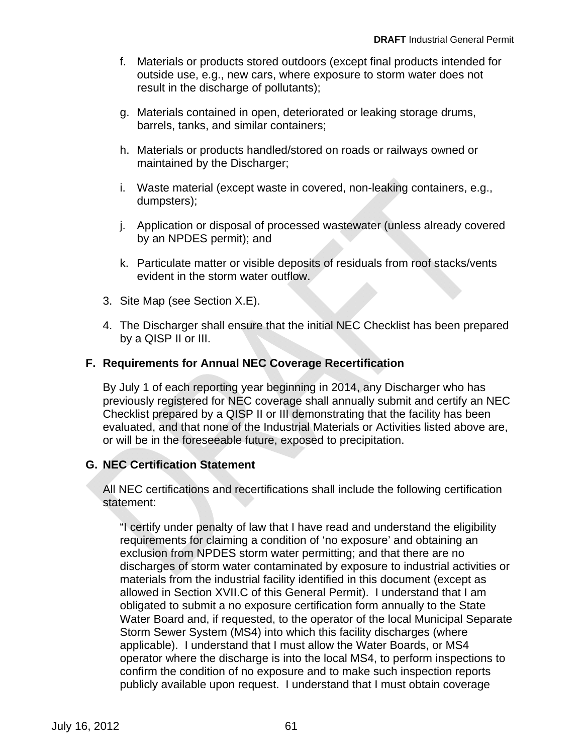f. Materials or products stored outdoors (except final products intended for outside use, e.g., new cars, where exposure to storm water does not result in the discharge of pollutants);

g. Materials contained in open, deteriorated or leaking storage drums, barrels, tanks, and similar containers;

h. Materials or products handled/stored on roads or railways owned or maintained by the Discharger;

i. Waste material (except waste in covered, non-leaking containers, e.g., dumpsters);

j. Application or disposal of processed wastewater (unless already covered by an NPDES permit); and

k. Particulate matter or visible deposits of residuals from roof stacks/vents evident in the storm water outflow.

3. Site Map (see Section X.E).

4. The Discharger shall ensure that the initial NEC Checklist has been prepared by a QISP II or III.

## F. Requirements for Annual NEC Coverage Recertification

By July 1 of each reporting year beginning in 2014, any Discharger who has previously registered for NEC coverage shall annually submit and certify an NEC Checklist prepared by a QISP II or III demonstrating that the facility has been evaluated, and that none of the Industrial Materials or Activities listed above are, or will be in the foreseeable future, exposed to precipitation.

## G. NEC Certification Statement

All NEC certifications and recertifications shall include the following certification statement:

> "I certify under penalty of law that I have read and understand the eligibility requirements for claiming a condition of 'no exposure' and obtaining an exclusion from NPDES storm water permitting; and that there are no discharges of storm water contaminated by exposure to industrial activities or materials from the industrial facility identified in this document (except as allowed in Section XVII.C of this General Permit). I understand that I am obligated to submit a no exposure certification form annually to the State Water Board and, if requested, to the operator of the local Municipal Separate Storm Sewer System (MS4) into which this facility discharges (where applicable). I understand that I must allow the Water Boards, or MS4 operator where the discharge is into the local MS4, to perform inspections to confirm the condition of no exposure and to make such inspection reports publicly available upon request. I understand that I must obtain coverage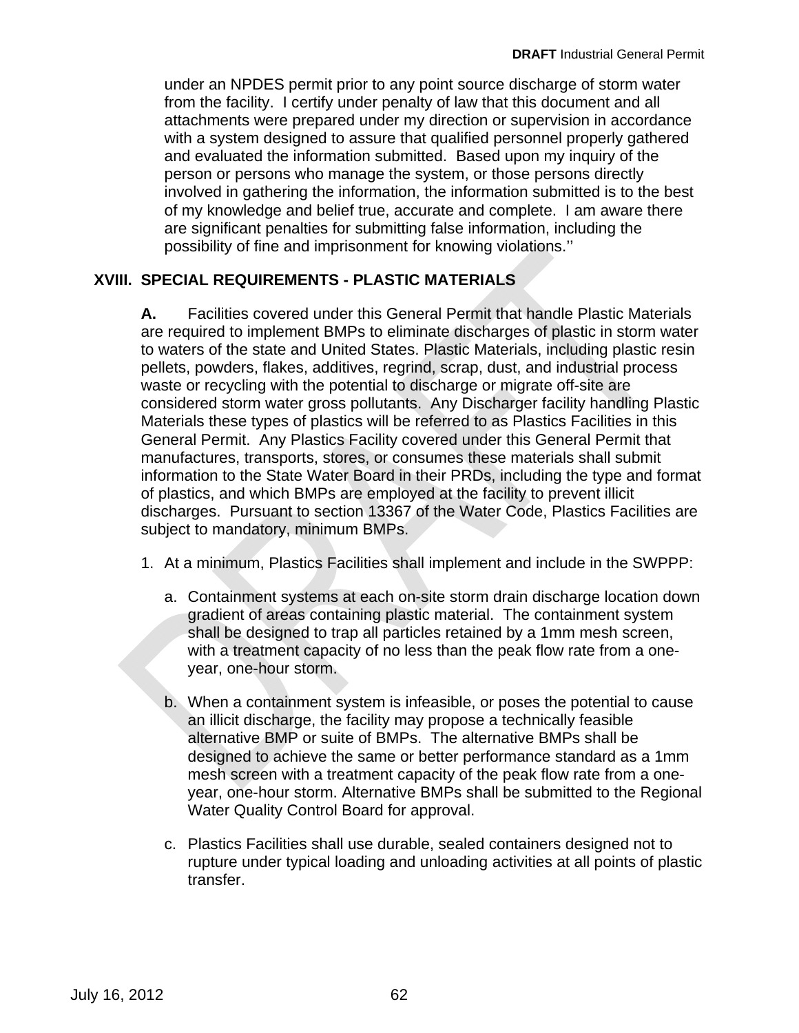under an NPDES permit prior to any point source discharge of storm water from the facility. I certify under penalty of law that this document and all attachments were prepared under my direction or supervision in accordance with a system designed to assure that qualified personnel properly gathered and evaluated the information submitted. Based upon my inquiry of the person or persons who manage the system, or those persons directly involved in gathering the information, the information submitted is to the best of my knowledge and belief true, accurate and complete. I am aware there are significant penalties for submitting false information, including the possibility of fine and imprisonment for knowing violations.''

## XVIII. SPECIAL REQUIREMENTS - PLASTIC MATERIALS

**A.** Facilities covered under this General Permit that handle Plastic Materials are required to implement BMPs to eliminate discharges of plastic in storm water to waters of the state and United States. Plastic Materials, including plastic resin pellets, powders, flakes, additives, regrind, scrap, dust, and industrial process waste or recycling with the potential to discharge or migrate off-site are considered storm water gross pollutants. Any Discharger facility handling Plastic Materials these types of plastics will be referred to as Plastics Facilities in this General Permit. Any Plastics Facility covered under this General Permit that manufactures, transports, stores, or consumes these materials shall submit information to the State Water Board in their PRDs, including the type and format of plastics, and which BMPs are employed at the facility to prevent illicit discharges. Pursuant to section 13367 of the Water Code, Plastics Facilities are subject to mandatory, minimum BMPs.

1. At a minimum, Plastics Facilities shall implement and include in the SWPPP:

   a. Containment systems at each on-site storm drain discharge location down gradient of areas containing plastic material. The containment system shall be designed to trap all particles retained by a 1mm mesh screen, with a treatment capacity of no less than the peak flow rate from a one-year, one-hour storm.

   b. When a containment system is infeasible, or poses the potential to cause an illicit discharge, the facility may propose a technically feasible alternative BMP or suite of BMPs. The alternative BMPs shall be designed to achieve the same or better performance standard as a 1mm mesh screen with a treatment capacity of the peak flow rate from a one-year, one-hour storm. Alternative BMPs shall be submitted to the Regional Water Quality Control Board for approval.

   c. Plastics Facilities shall use durable, sealed containers designed not to rupture under typical loading and unloading activities at all points of plastic transfer.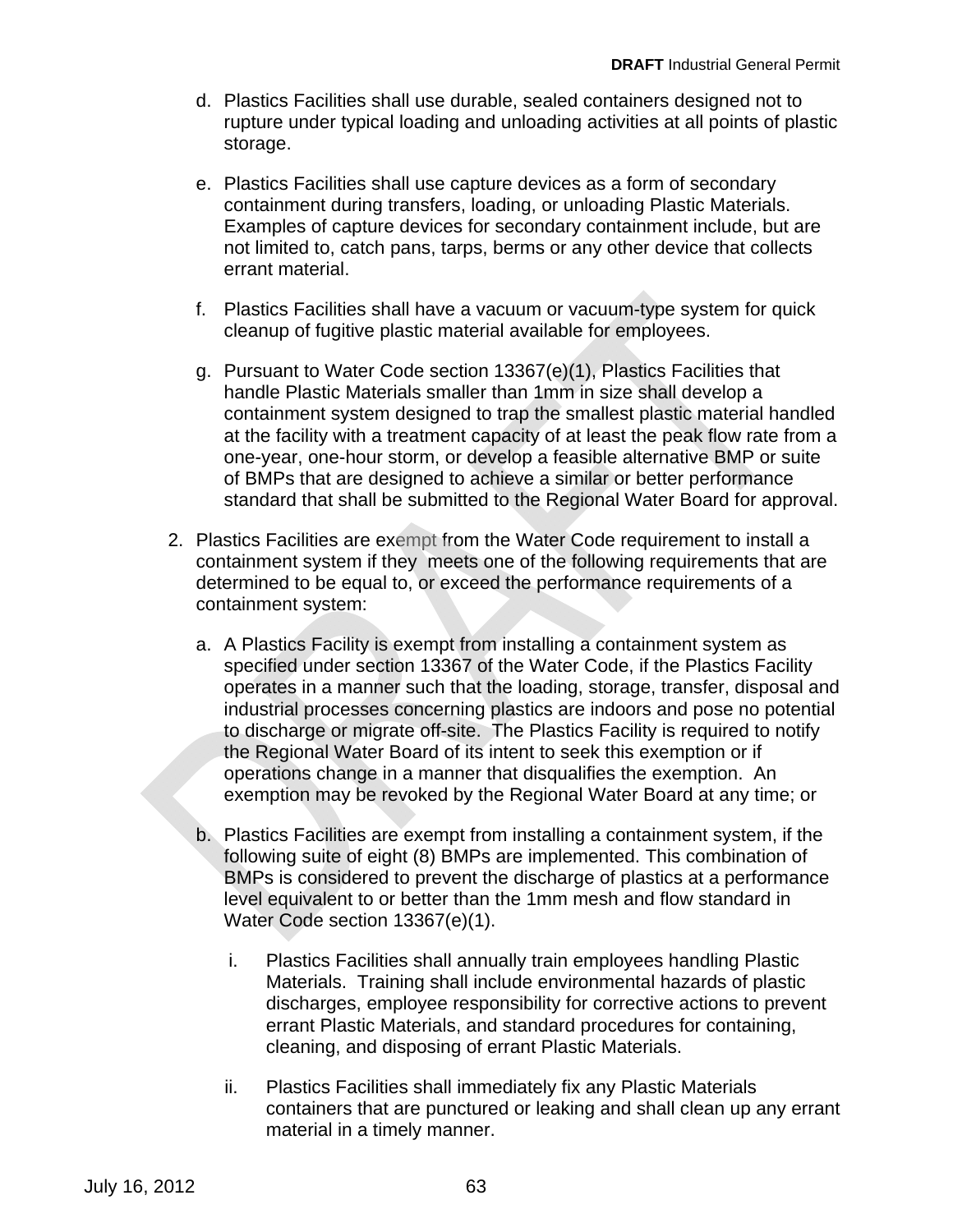d. Plastics Facilities shall use durable, sealed containers designed not to rupture under typical loading and unloading activities at all points of plastic storage.

e. Plastics Facilities shall use capture devices as a form of secondary containment during transfers, loading, or unloading Plastic Materials. Examples of capture devices for secondary containment include, but are not limited to, catch pans, tarps, berms or any other device that collects errant material.

f. Plastics Facilities shall have a vacuum or vacuum-type system for quick cleanup of fugitive plastic material available for employees.

g. Pursuant to Water Code section 13367(e)(1), Plastics Facilities that handle Plastic Materials smaller than 1mm in size shall develop a containment system designed to trap the smallest plastic material handled at the facility with a treatment capacity of at least the peak flow rate from a one-year, one-hour storm, or develop a feasible alternative BMP or suite of BMPs that are designed to achieve a similar or better performance standard that shall be submitted to the Regional Water Board for approval.

2. Plastics Facilities are exempt from the Water Code requirement to install a containment system if they meets one of the following requirements that are determined to be equal to, or exceed the performance requirements of a containment system:

   a. A Plastics Facility is exempt from installing a containment system as specified under section 13367 of the Water Code, if the Plastics Facility operates in a manner such that the loading, storage, transfer, disposal and industrial processes concerning plastics are indoors and pose no potential to discharge or migrate off-site. The Plastics Facility is required to notify the Regional Water Board of its intent to seek this exemption or if operations change in a manner that disqualifies the exemption. An exemption may be revoked by the Regional Water Board at any time; or

   b. Plastics Facilities are exempt from installing a containment system, if the following suite of eight (8) BMPs are implemented. This combination of BMPs is considered to prevent the discharge of plastics at a performance level equivalent to or better than the 1mm mesh and flow standard in Water Code section 13367(e)(1).

      i. Plastics Facilities shall annually train employees handling Plastic Materials. Training shall include environmental hazards of plastic discharges, employee responsibility for corrective actions to prevent errant Plastic Materials, and standard procedures for containing, cleaning, and disposing of errant Plastic Materials.

      ii. Plastics Facilities shall immediately fix any Plastic Materials containers that are punctured or leaking and shall clean up any errant material in a timely manner.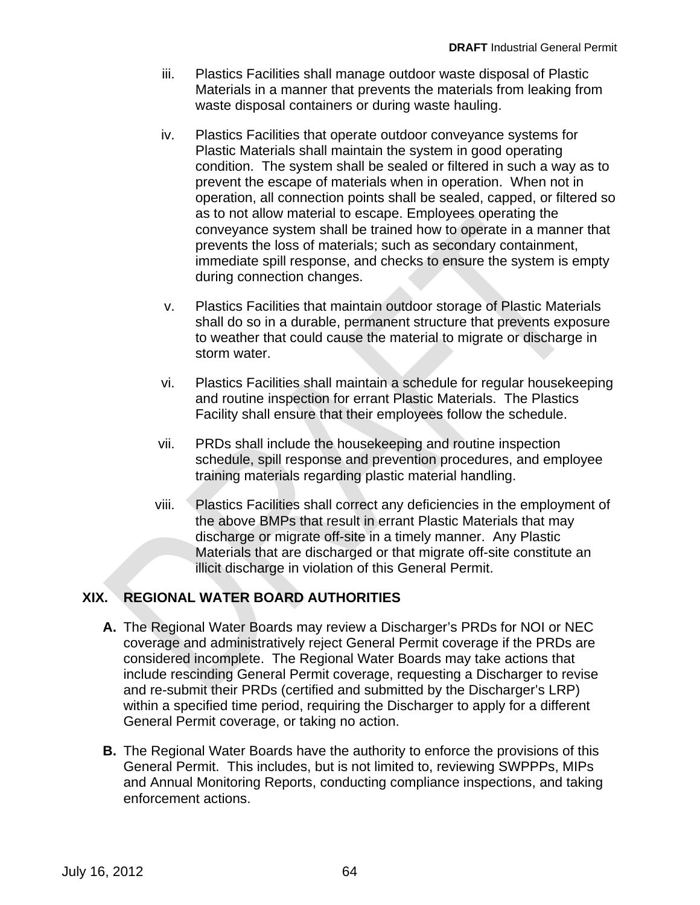iii. Plastics Facilities shall manage outdoor waste disposal of Plastic Materials in a manner that prevents the materials from leaking from waste disposal containers or during waste hauling.

iv. Plastics Facilities that operate outdoor conveyance systems for Plastic Materials shall maintain the system in good operating condition. The system shall be sealed or filtered in such a way as to prevent the escape of materials when in operation. When not in operation, all connection points shall be sealed, capped, or filtered so as to not allow material to escape. Employees operating the conveyance system shall be trained how to operate in a manner that prevents the loss of materials; such as secondary containment, immediate spill response, and checks to ensure the system is empty during connection changes.

v. Plastics Facilities that maintain outdoor storage of Plastic Materials shall do so in a durable, permanent structure that prevents exposure to weather that could cause the material to migrate or discharge in storm water.

vi. Plastics Facilities shall maintain a schedule for regular housekeeping and routine inspection for errant Plastic Materials. The Plastics Facility shall ensure that their employees follow the schedule.

vii. PRDs shall include the housekeeping and routine inspection schedule, spill response and prevention procedures, and employee training materials regarding plastic material handling.

viii. Plastics Facilities shall correct any deficiencies in the employment of the above BMPs that result in errant Plastic Materials that may discharge or migrate off-site in a timely manner. Any Plastic Materials that are discharged or that migrate off-site constitute an illicit discharge in violation of this General Permit.

## XIX. REGIONAL WATER BOARD AUTHORITIES

**A.** The Regional Water Boards may review a Discharger's PRDs for NOI or NEC coverage and administratively reject General Permit coverage if the PRDs are considered incomplete. The Regional Water Boards may take actions that include rescinding General Permit coverage, requesting a Discharger to revise and re-submit their PRDs (certified and submitted by the Discharger's LRP) within a specified time period, requiring the Discharger to apply for a different General Permit coverage, or taking no action.

**B.** The Regional Water Boards have the authority to enforce the provisions of this General Permit. This includes, but is not limited to, reviewing SWPPPs, MIPs and Annual Monitoring Reports, conducting compliance inspections, and taking enforcement actions.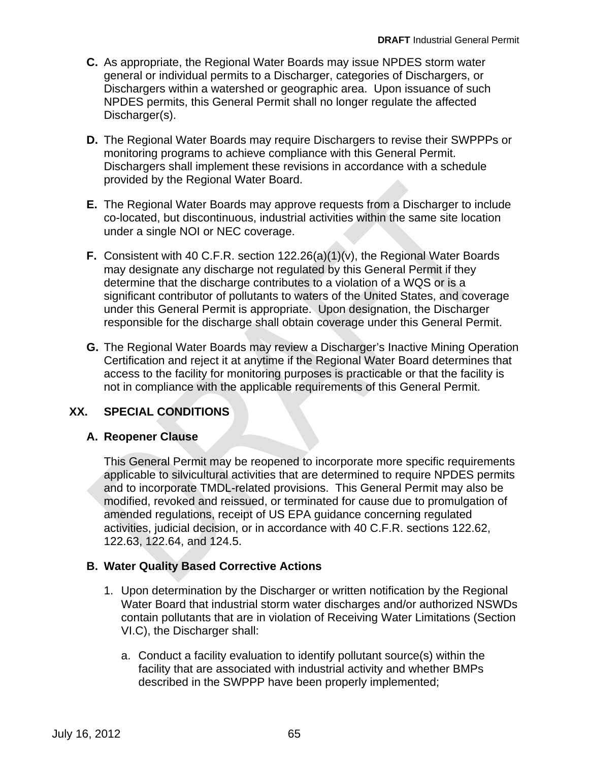**C.** As appropriate, the Regional Water Boards may issue NPDES storm water general or individual permits to a Discharger, categories of Dischargers, or Dischargers within a watershed or geographic area. Upon issuance of such NPDES permits, this General Permit shall no longer regulate the affected Discharger(s).

**D.** The Regional Water Boards may require Dischargers to revise their SWPPPs or monitoring programs to achieve compliance with this General Permit. Dischargers shall implement these revisions in accordance with a schedule provided by the Regional Water Board.

**E.** The Regional Water Boards may approve requests from a Discharger to include co-located, but discontinuous, industrial activities within the same site location under a single NOI or NEC coverage.

**F.** Consistent with 40 C.F.R. section 122.26(a)(1)(v), the Regional Water Boards may designate any discharge not regulated by this General Permit if they determine that the discharge contributes to a violation of a WQS or is a significant contributor of pollutants to waters of the United States, and coverage under this General Permit is appropriate. Upon designation, the Discharger responsible for the discharge shall obtain coverage under this General Permit.

**G.** The Regional Water Boards may review a Discharger's Inactive Mining Operation Certification and reject it at anytime if the Regional Water Board determines that access to the facility for monitoring purposes is practicable or that the facility is not in compliance with the applicable requirements of this General Permit.

## XX. SPECIAL CONDITIONS

### A. Reopener Clause

This General Permit may be reopened to incorporate more specific requirements applicable to silvicultural activities that are determined to require NPDES permits and to incorporate TMDL-related provisions. This General Permit may also be modified, revoked and reissued, or terminated for cause due to promulgation of amended regulations, receipt of US EPA guidance concerning regulated activities, judicial decision, or in accordance with 40 C.F.R. sections 122.62, 122.63, 122.64, and 124.5.

### B. Water Quality Based Corrective Actions

1. Upon determination by the Discharger or written notification by the Regional Water Board that industrial storm water discharges and/or authorized NSWDs contain pollutants that are in violation of Receiving Water Limitations (Section VI.C), the Discharger shall:

   a. Conduct a facility evaluation to identify pollutant source(s) within the facility that are associated with industrial activity and whether BMPs described in the SWPPP have been properly implemented;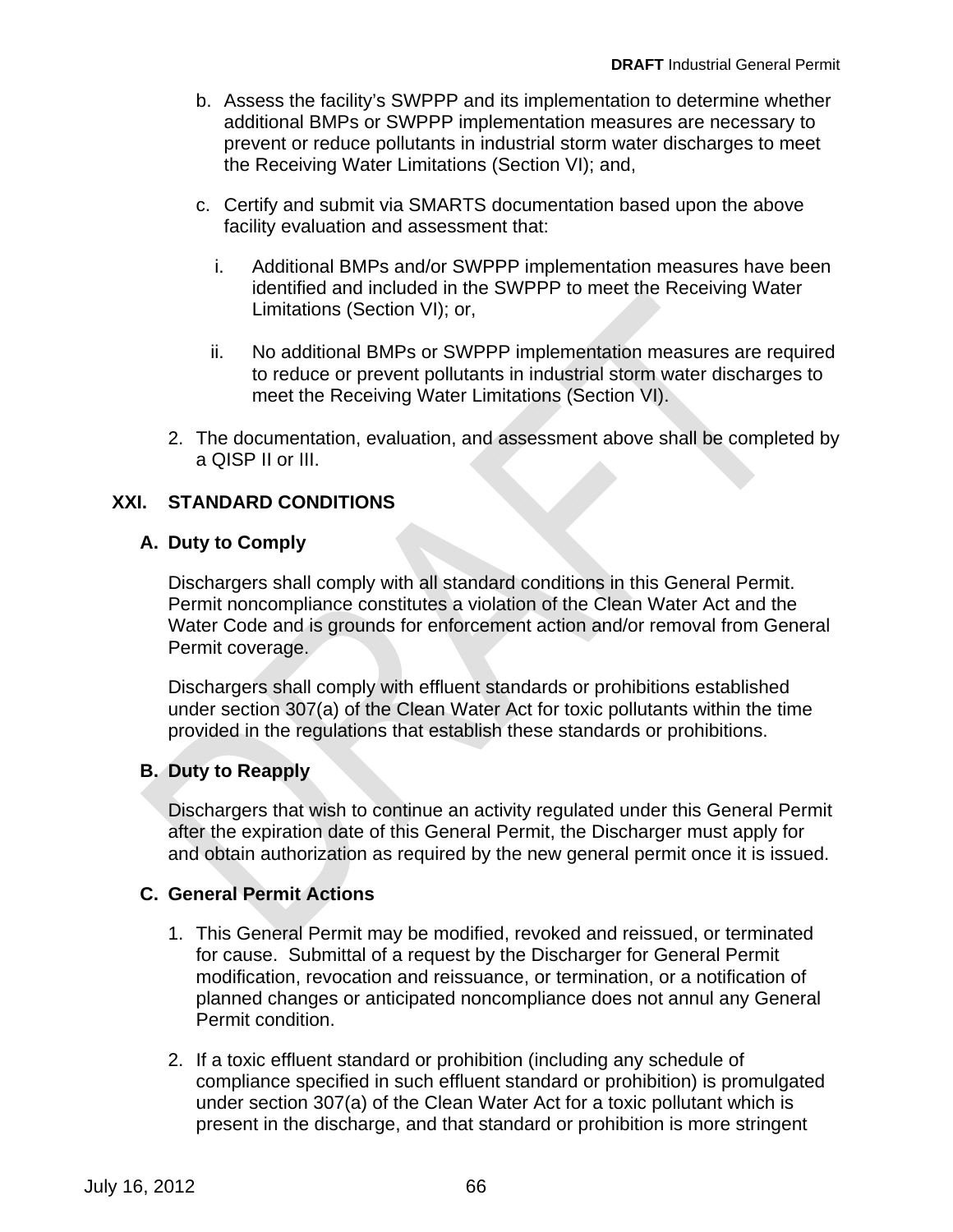b. Assess the facility's SWPPP and its implementation to determine whether additional BMPs or SWPPP implementation measures are necessary to prevent or reduce pollutants in industrial storm water discharges to meet the Receiving Water Limitations (Section VI); and,

c. Certify and submit via SMARTS documentation based upon the above facility evaluation and assessment that:

   i. Additional BMPs and/or SWPPP implementation measures have been identified and included in the SWPPP to meet the Receiving Water Limitations (Section VI); or,

   ii. No additional BMPs or SWPPP implementation measures are required to reduce or prevent pollutants in industrial storm water discharges to meet the Receiving Water Limitations (Section VI).

2. The documentation, evaluation, and assessment above shall be completed by a QISP II or III.

## XXI. STANDARD CONDITIONS

### A. Duty to Comply

Dischargers shall comply with all standard conditions in this General Permit. Permit noncompliance constitutes a violation of the Clean Water Act and the Water Code and is grounds for enforcement action and/or removal from General Permit coverage.

Dischargers shall comply with effluent standards or prohibitions established under section 307(a) of the Clean Water Act for toxic pollutants within the time provided in the regulations that establish these standards or prohibitions.

### B. Duty to Reapply

Dischargers that wish to continue an activity regulated under this General Permit after the expiration date of this General Permit, the Discharger must apply for and obtain authorization as required by the new general permit once it is issued.

### C. General Permit Actions

1. This General Permit may be modified, revoked and reissued, or terminated for cause. Submittal of a request by the Discharger for General Permit modification, revocation and reissuance, or termination, or a notification of planned changes or anticipated noncompliance does not annul any General Permit condition.

2. If a toxic effluent standard or prohibition (including any schedule of compliance specified in such effluent standard or prohibition) is promulgated under section 307(a) of the Clean Water Act for a toxic pollutant which is present in the discharge, and that standard or prohibition is more stringent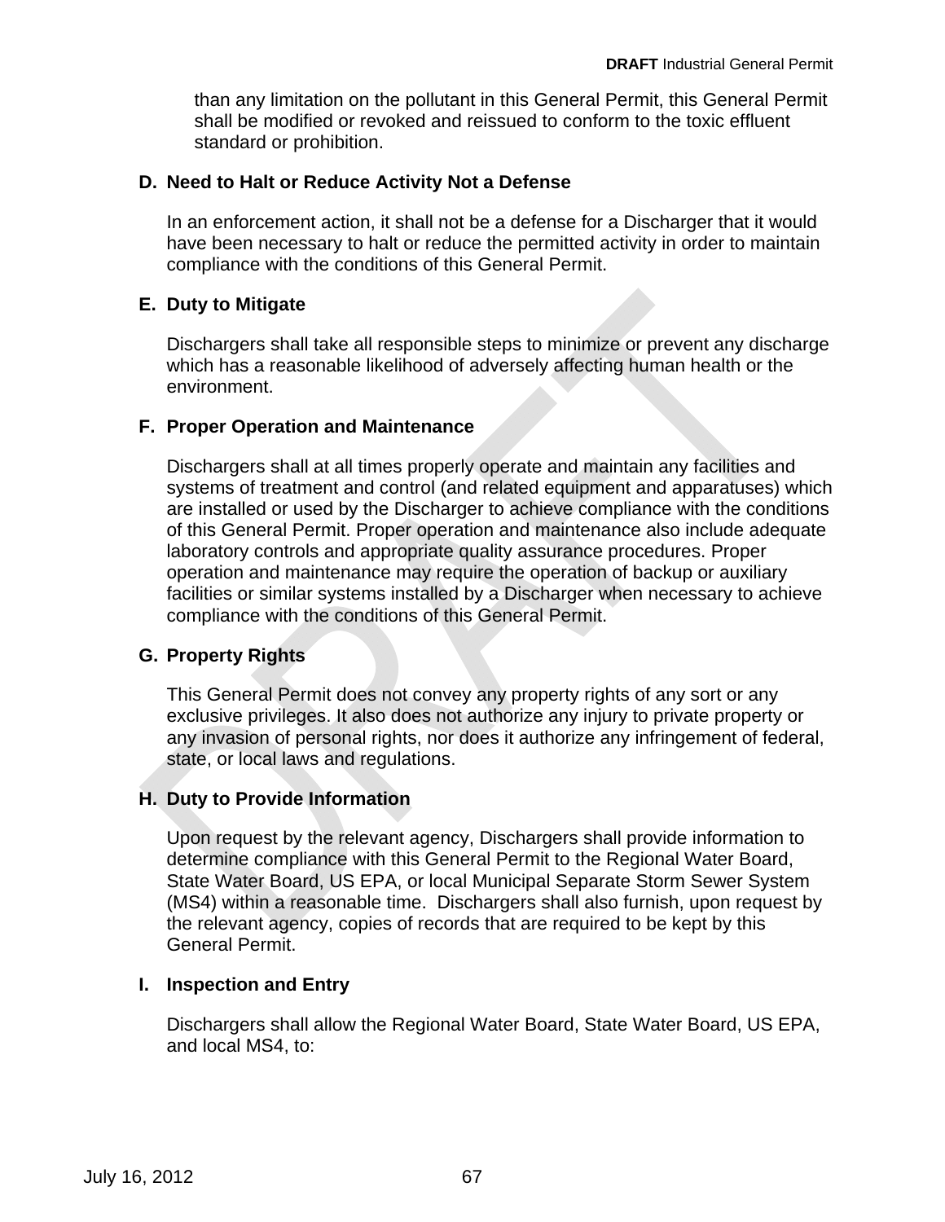than any limitation on the pollutant in this General Permit, this General Permit shall be modified or revoked and reissued to conform to the toxic effluent standard or prohibition.

**D. Need to Halt or Reduce Activity Not a Defense**

In an enforcement action, it shall not be a defense for a Discharger that it would have been necessary to halt or reduce the permitted activity in order to maintain compliance with the conditions of this General Permit.

**E. Duty to Mitigate**

Dischargers shall take all responsible steps to minimize or prevent any discharge which has a reasonable likelihood of adversely affecting human health or the environment.

**F. Proper Operation and Maintenance**

Dischargers shall at all times properly operate and maintain any facilities and systems of treatment and control (and related equipment and apparatuses) which are installed or used by the Discharger to achieve compliance with the conditions of this General Permit. Proper operation and maintenance also include adequate laboratory controls and appropriate quality assurance procedures. Proper operation and maintenance may require the operation of backup or auxiliary facilities or similar systems installed by a Discharger when necessary to achieve compliance with the conditions of this General Permit.

**G. Property Rights**

This General Permit does not convey any property rights of any sort or any exclusive privileges. It also does not authorize any injury to private property or any invasion of personal rights, nor does it authorize any infringement of federal, state, or local laws and regulations.

**H. Duty to Provide Information**

Upon request by the relevant agency, Dischargers shall provide information to determine compliance with this General Permit to the Regional Water Board, State Water Board, US EPA, or local Municipal Separate Storm Sewer System (MS4) within a reasonable time. Dischargers shall also furnish, upon request by the relevant agency, copies of records that are required to be kept by this General Permit.

**I. Inspection and Entry**

Dischargers shall allow the Regional Water Board, State Water Board, US EPA, and local MS4, to: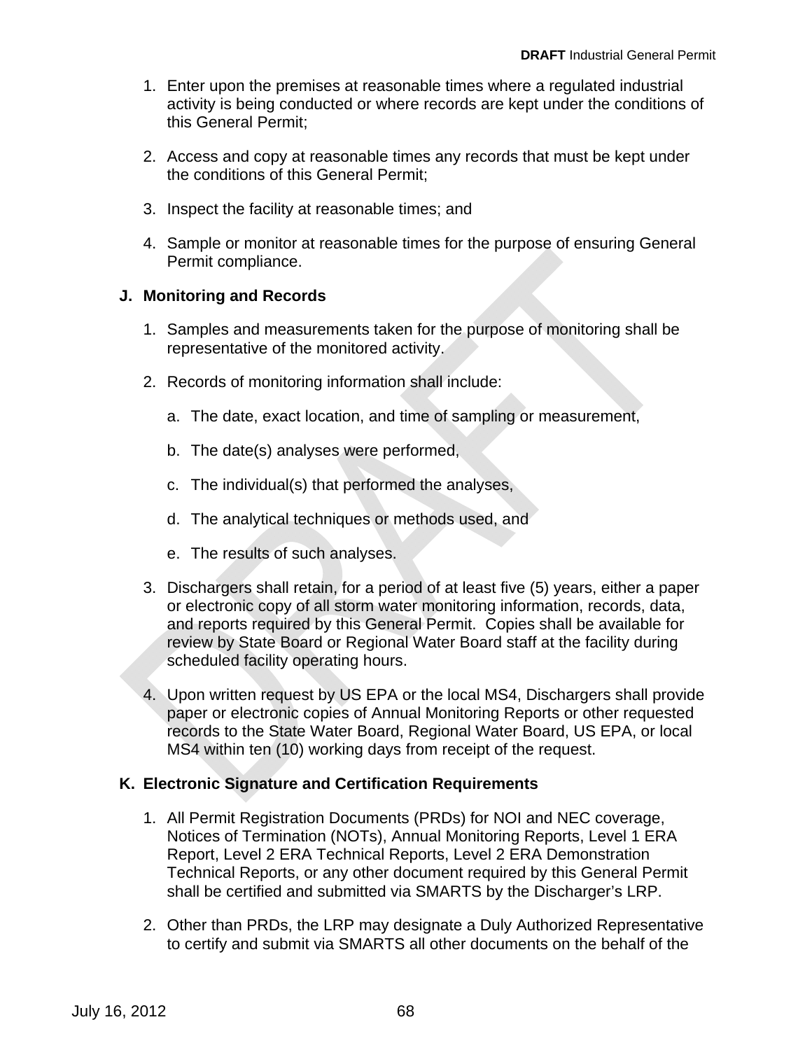1. Enter upon the premises at reasonable times where a regulated industrial activity is being conducted or where records are kept under the conditions of this General Permit;

2. Access and copy at reasonable times any records that must be kept under the conditions of this General Permit;

3. Inspect the facility at reasonable times; and

4. Sample or monitor at reasonable times for the purpose of ensuring General Permit compliance.

**J. Monitoring and Records**

1. Samples and measurements taken for the purpose of monitoring shall be representative of the monitored activity.

2. Records of monitoring information shall include:

   a. The date, exact location, and time of sampling or measurement,

   b. The date(s) analyses were performed,

   c. The individual(s) that performed the analyses,

   d. The analytical techniques or methods used, and

   e. The results of such analyses.

3. Dischargers shall retain, for a period of at least five (5) years, either a paper or electronic copy of all storm water monitoring information, records, data, and reports required by this General Permit. Copies shall be available for review by State Board or Regional Water Board staff at the facility during scheduled facility operating hours.

4. Upon written request by US EPA or the local MS4, Dischargers shall provide paper or electronic copies of Annual Monitoring Reports or other requested records to the State Water Board, Regional Water Board, US EPA, or local MS4 within ten (10) working days from receipt of the request.

**K. Electronic Signature and Certification Requirements**

1. All Permit Registration Documents (PRDs) for NOI and NEC coverage, Notices of Termination (NOTs), Annual Monitoring Reports, Level 1 ERA Report, Level 2 ERA Technical Reports, Level 2 ERA Demonstration Technical Reports, or any other document required by this General Permit shall be certified and submitted via SMARTS by the Discharger's LRP.

2. Other than PRDs, the LRP may designate a Duly Authorized Representative to certify and submit via SMARTS all other documents on the behalf of the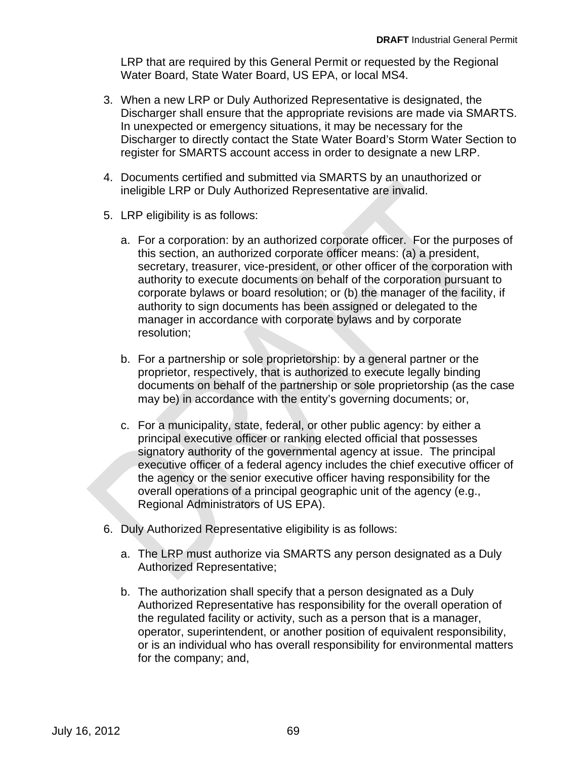LRP that are required by this General Permit or requested by the Regional Water Board, State Water Board, US EPA, or local MS4.

3. When a new LRP or Duly Authorized Representative is designated, the Discharger shall ensure that the appropriate revisions are made via SMARTS. In unexpected or emergency situations, it may be necessary for the Discharger to directly contact the State Water Board's Storm Water Section to register for SMARTS account access in order to designate a new LRP.

4. Documents certified and submitted via SMARTS by an unauthorized or ineligible LRP or Duly Authorized Representative are invalid.

5. LRP eligibility is as follows:

   a. For a corporation: by an authorized corporate officer. For the purposes of this section, an authorized corporate officer means: (a) a president, secretary, treasurer, vice-president, or other officer of the corporation with authority to execute documents on behalf of the corporation pursuant to corporate bylaws or board resolution; or (b) the manager of the facility, if authority to sign documents has been assigned or delegated to the manager in accordance with corporate bylaws and by corporate resolution;

   b. For a partnership or sole proprietorship: by a general partner or the proprietor, respectively, that is authorized to execute legally binding documents on behalf of the partnership or sole proprietorship (as the case may be) in accordance with the entity's governing documents; or,

   c. For a municipality, state, federal, or other public agency: by either a principal executive officer or ranking elected official that possesses signatory authority of the governmental agency at issue. The principal executive officer of a federal agency includes the chief executive officer of the agency or the senior executive officer having responsibility for the overall operations of a principal geographic unit of the agency (e.g., Regional Administrators of US EPA).

6. Duly Authorized Representative eligibility is as follows:

   a. The LRP must authorize via SMARTS any person designated as a Duly Authorized Representative;

   b. The authorization shall specify that a person designated as a Duly Authorized Representative has responsibility for the overall operation of the regulated facility or activity, such as a person that is a manager, operator, superintendent, or another position of equivalent responsibility, or is an individual who has overall responsibility for environmental matters for the company; and,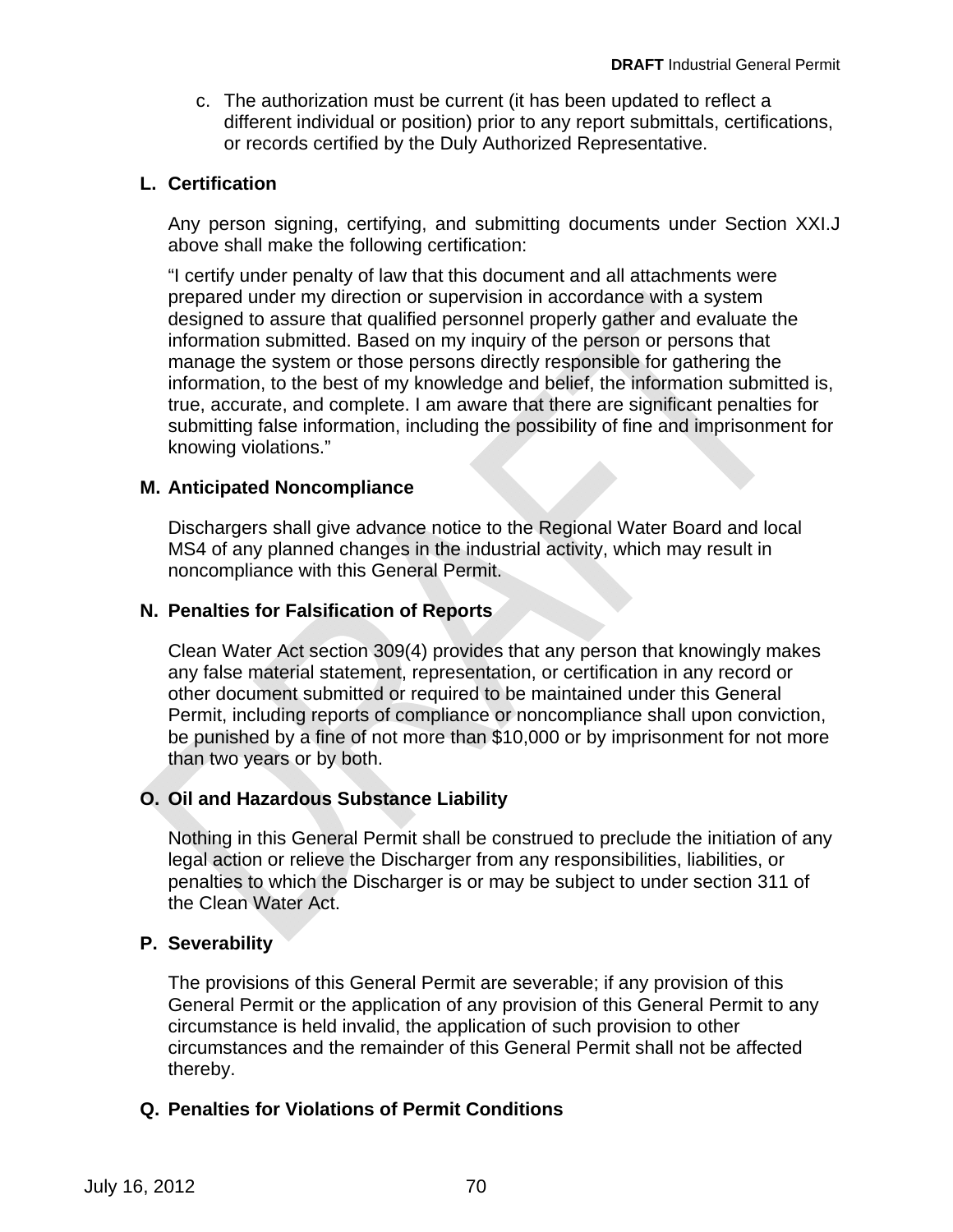c. The authorization must be current (it has been updated to reflect a different individual or position) prior to any report submittals, certifications, or records certified by the Duly Authorized Representative.

## L. Certification

Any person signing, certifying, and submitting documents under Section XXI.J above shall make the following certification:

"I certify under penalty of law that this document and all attachments were prepared under my direction or supervision in accordance with a system designed to assure that qualified personnel properly gather and evaluate the information submitted. Based on my inquiry of the person or persons that manage the system or those persons directly responsible for gathering the information, to the best of my knowledge and belief, the information submitted is, true, accurate, and complete. I am aware that there are significant penalties for submitting false information, including the possibility of fine and imprisonment for knowing violations."

## M. Anticipated Noncompliance

Dischargers shall give advance notice to the Regional Water Board and local MS4 of any planned changes in the industrial activity, which may result in noncompliance with this General Permit.

## N. Penalties for Falsification of Reports

Clean Water Act section 309(4) provides that any person that knowingly makes any false material statement, representation, or certification in any record or other document submitted or required to be maintained under this General Permit, including reports of compliance or noncompliance shall upon conviction, be punished by a fine of not more than $10,000 or by imprisonment for not more than two years or by both.

## O. Oil and Hazardous Substance Liability

Nothing in this General Permit shall be construed to preclude the initiation of any legal action or relieve the Discharger from any responsibilities, liabilities, or penalties to which the Discharger is or may be subject to under section 311 of the Clean Water Act.

## P. Severability

The provisions of this General Permit are severable; if any provision of this General Permit or the application of any provision of this General Permit to any circumstance is held invalid, the application of such provision to other circumstances and the remainder of this General Permit shall not be affected thereby.

## Q. Penalties for Violations of Permit Conditions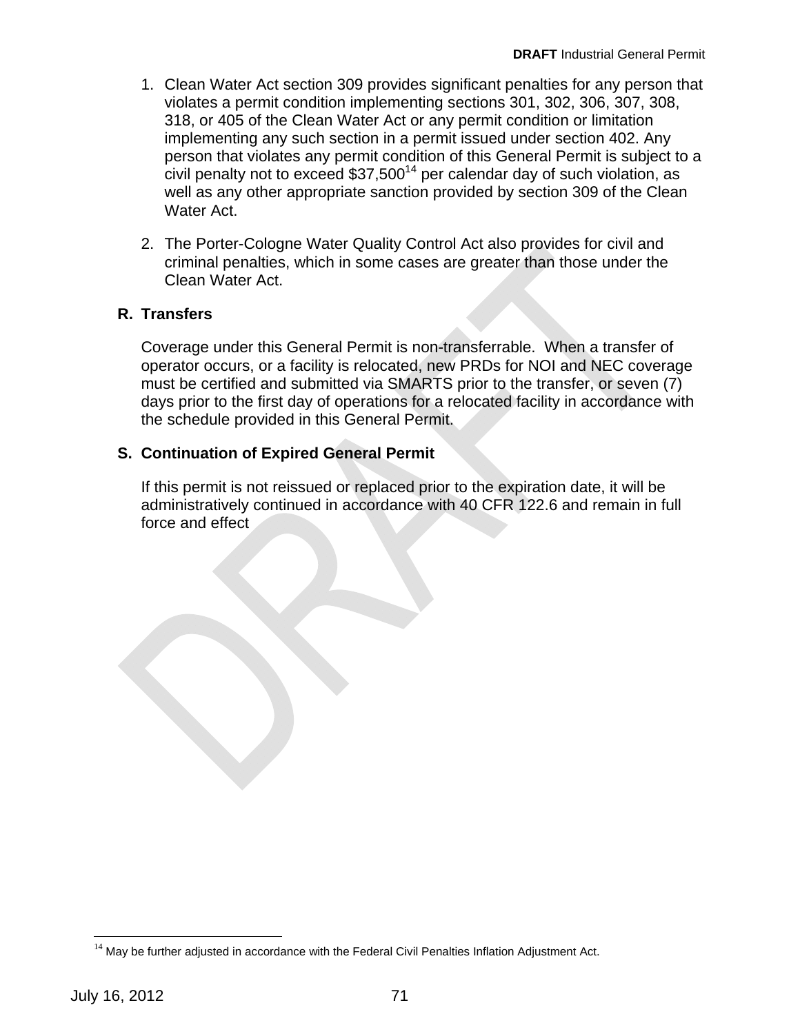1. Clean Water Act section 309 provides significant penalties for any person that violates a permit condition implementing sections 301, 302, 306, 307, 308, 318, or 405 of the Clean Water Act or any permit condition or limitation implementing any such section in a permit issued under section 402. Any person that violates any permit condition of this General Permit is subject to a civil penalty not to exceed $37,500[14] per calendar day of such violation, as well as any other appropriate sanction provided by section 309 of the Clean Water Act.

2. The Porter-Cologne Water Quality Control Act also provides for civil and criminal penalties, which in some cases are greater than those under the Clean Water Act.

### R. Transfers

Coverage under this General Permit is non-transferrable. When a transfer of operator occurs, or a facility is relocated, new PRDs for NOI and NEC coverage must be certified and submitted via SMARTS prior to the transfer, or seven (7) days prior to the first day of operations for a relocated facility in accordance with the schedule provided in this General Permit.

### S. Continuation of Expired General Permit

If this permit is not reissued or replaced prior to the expiration date, it will be administratively continued in accordance with 40 CFR 122.6 and remain in full force and effect

[14] May be further adjusted in accordance with the Federal Civil Penalties Inflation Adjustment Act.